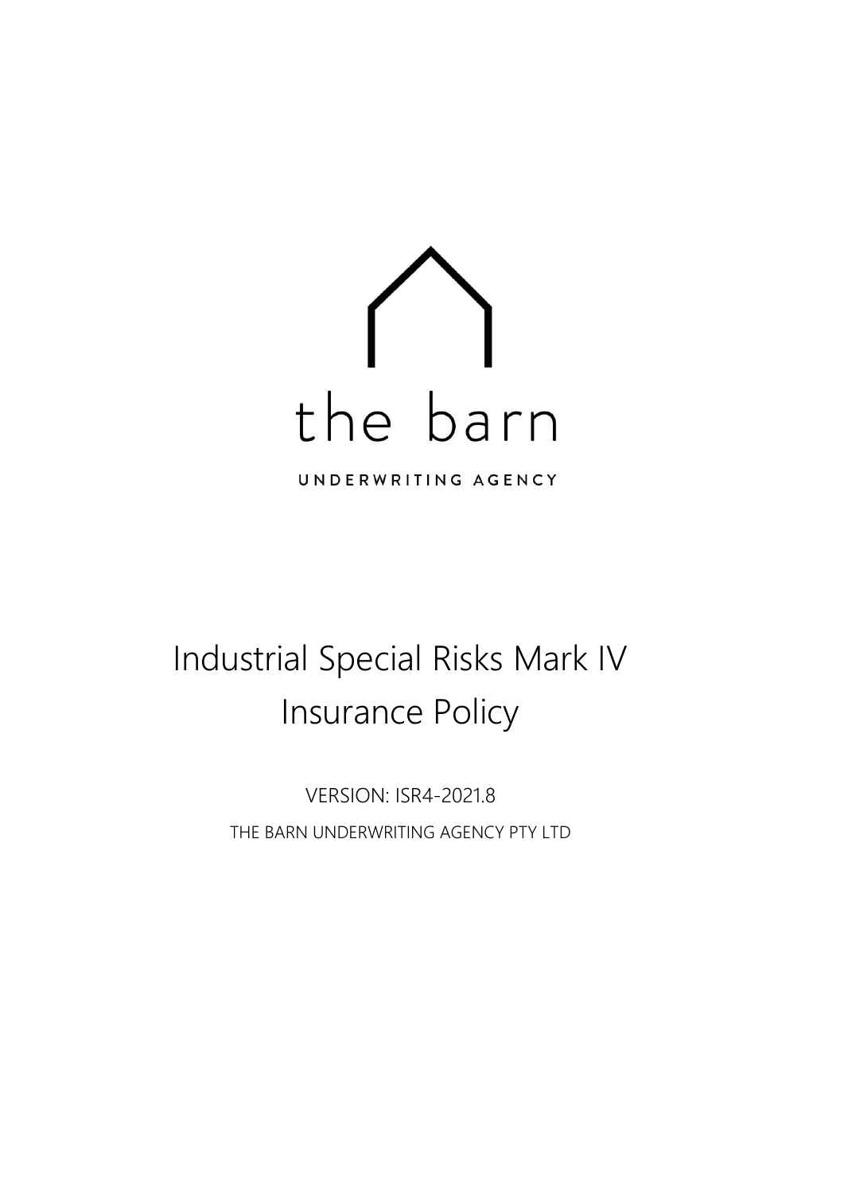the barn

UNDERWRITING AGENCY

# Industrial Special Risks Mark IV Insurance Policy

VERSION: ISR4-2021.8

THE BARN UNDERWRITING AGENCY PTY LTD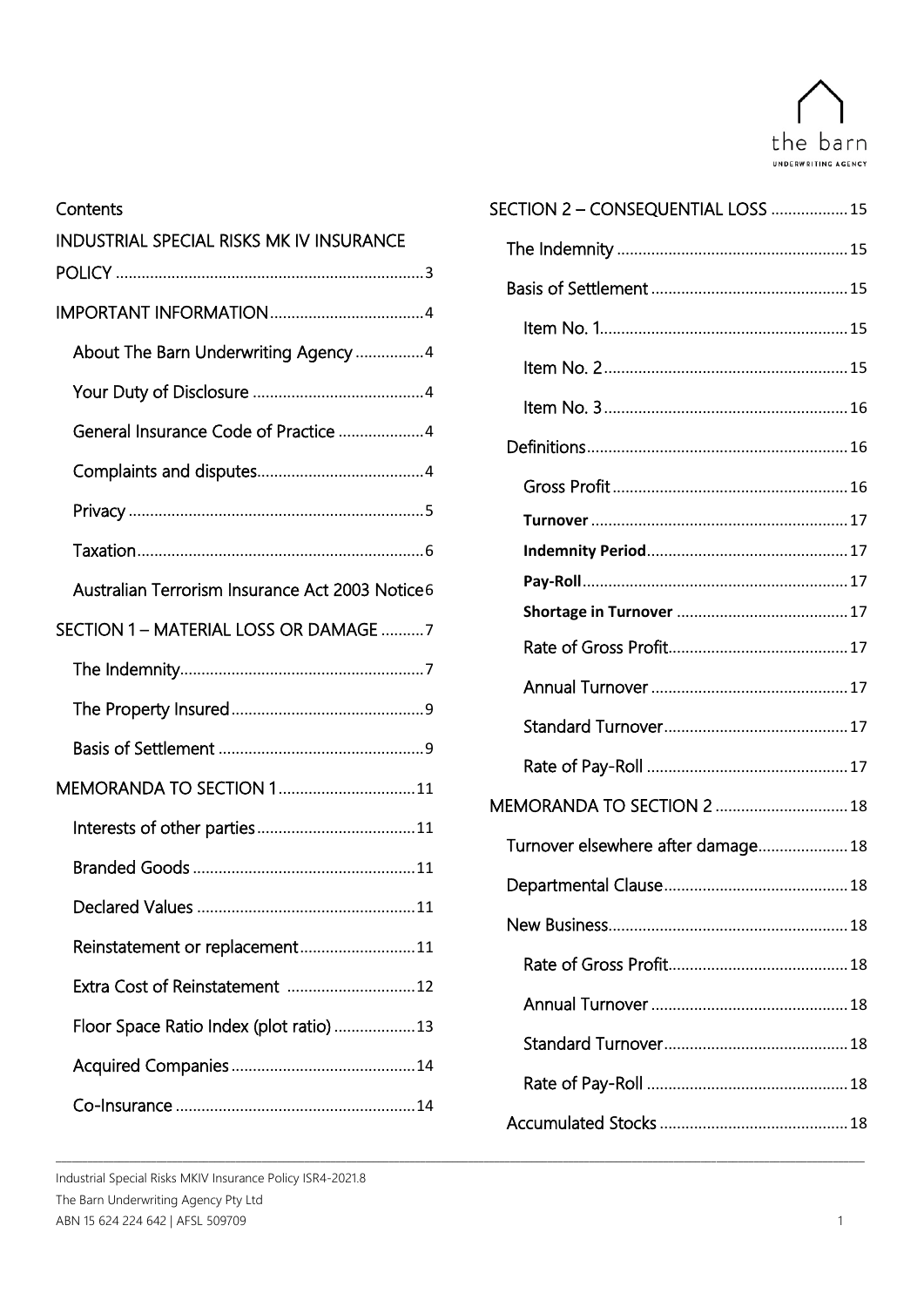Contents

INDUSTRIAL SPECIAL RISKS MK IV INSURANCE POLICY ........................................................................ 3

IMPORTANT INFORMATION .................................... 4

- About The Barn Underwriting Agency ................ 4
- Your Duty of Disclosure ........................................ 4
- General Insurance Code of Practice .................... 4
- Complaints and disputes....................................... 4
- Privacy .................................................................... 5
- Taxation .................................................................. 6
- Australian Terrorism Insurance Act 2003 Notice 6

SECTION 1 – MATERIAL LOSS OR DAMAGE .......... 7

- The Indemnity......................................................... 7
- The Property Insured ............................................. 9
- Basis of Settlement ................................................ 9

MEMORANDA TO SECTION 1 ................................ 11

- Interests of other parties ..................................... 11
- Branded Goods .................................................... 11
- Declared Values ................................................... 11
- Reinstatement or replacement ........................... 11
- Extra Cost of Reinstatement .............................. 12
- Floor Space Ratio Index (plot ratio) ................... 13
- Acquired Companies ........................................... 14
- Co-Insurance ........................................................ 14

SECTION 2 – CONSEQUENTIAL LOSS .................. 15

- The Indemnity ...................................................... 15
- Basis of Settlement .............................................. 15
  - Item No. 1 .......................................................... 15
  - Item No. 2 .......................................................... 15
  - Item No. 3 .......................................................... 16
- Definitions ............................................................. 16
  - Gross Profit ....................................................... 16
  - **Turnover** ........................................................ 17
  - **Indemnity Period** ........................................... 17
  - **Pay-Roll** .......................................................... 17
  - **Shortage in Turnover** .................................... 17
  - Rate of Gross Profit .......................................... 17
  - Annual Turnover ............................................... 17
  - Standard Turnover ............................................ 17
  - Rate of Pay-Roll ................................................ 17

MEMORANDA TO SECTION 2 ............................... 18

- Turnover elsewhere after damage..................... 18
- Departmental Clause ........................................... 18
- New Business ........................................................ 18
  - Rate of Gross Profit .......................................... 18
  - Annual Turnover ............................................... 18
  - Standard Turnover ............................................ 18
  - Rate of Pay-Roll ................................................ 18
- Accumulated Stocks ............................................ 18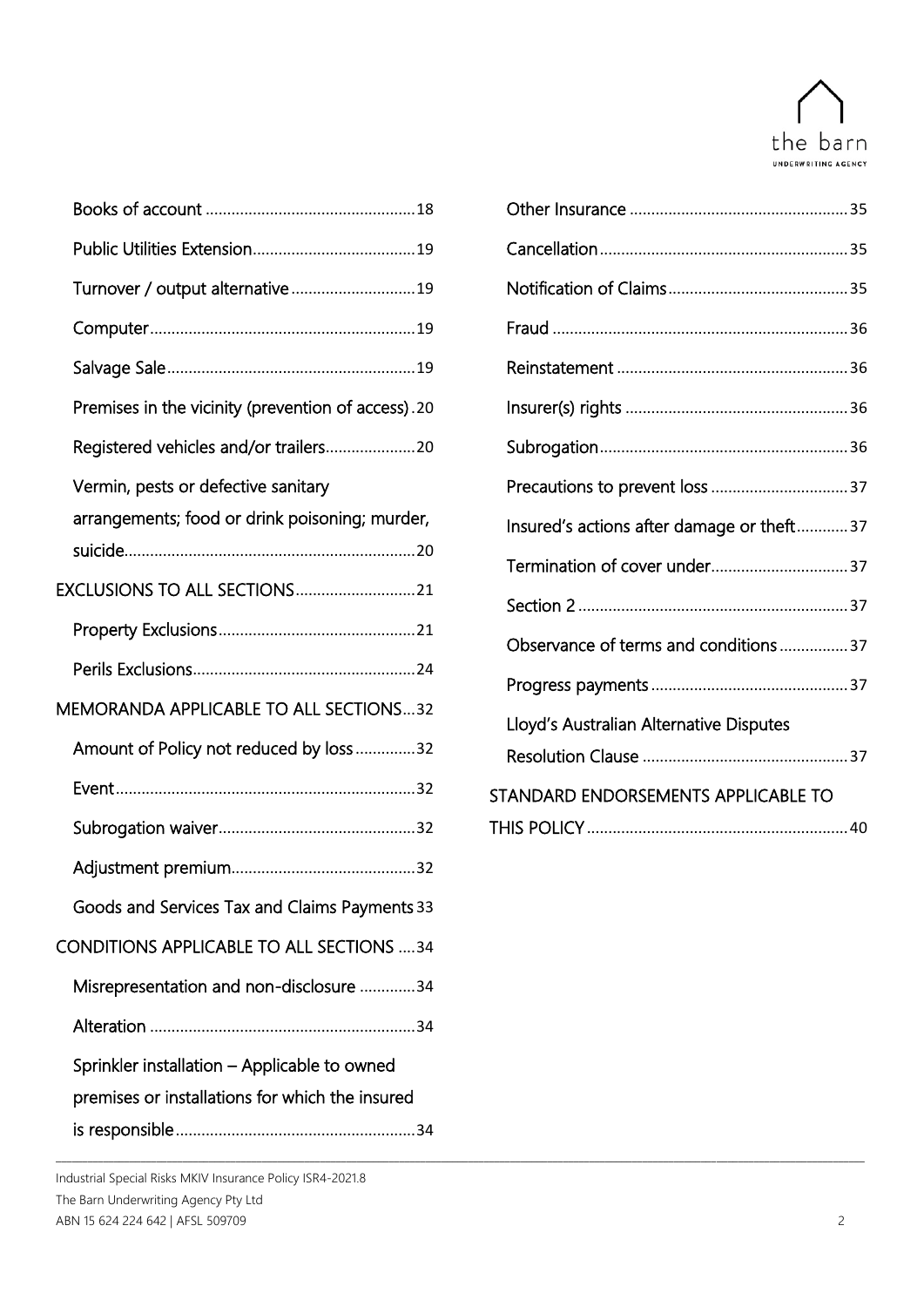Books of account ..................................................18

Public Utilities Extension......................................19

Turnover / output alternative .............................19

Computer..............................................................19

Salvage Sale..........................................................19

Premises in the vicinity (prevention of access) .20

Registered vehicles and/or trailers.....................20

Vermin, pests or defective sanitary arrangements; food or drink poisoning; murder, suicide...................................................................20

EXCLUSIONS TO ALL SECTIONS............................21

Property Exclusions..............................................21

Perils Exclusions....................................................24

MEMORANDA APPLICABLE TO ALL SECTIONS...32

Amount of Policy not reduced by loss..............32

Event......................................................................32

Subrogation waiver..............................................32

Adjustment premium...........................................32

Goods and Services Tax and Claims Payments 33

CONDITIONS APPLICABLE TO ALL SECTIONS ....34

Misrepresentation and non-disclosure .............34

Alteration ..............................................................34

Sprinkler installation – Applicable to owned premises or installations for which the insured is responsible........................................................34

Other Insurance ...................................................35

Cancellation..........................................................35

Notification of Claims..........................................35

Fraud .....................................................................36

Reinstatement ......................................................36

Insurer(s) rights ....................................................36

Subrogation..........................................................36

Precautions to prevent loss ................................37

Insured's actions after damage or theft............37

Termination of cover under................................37

Section 2 ...............................................................37

Observance of terms and conditions ................37

Progress payments ..............................................37

Lloyd's Australian Alternative Disputes Resolution Clause ................................................37

STANDARD ENDORSEMENTS APPLICABLE TO THIS POLICY............................................................40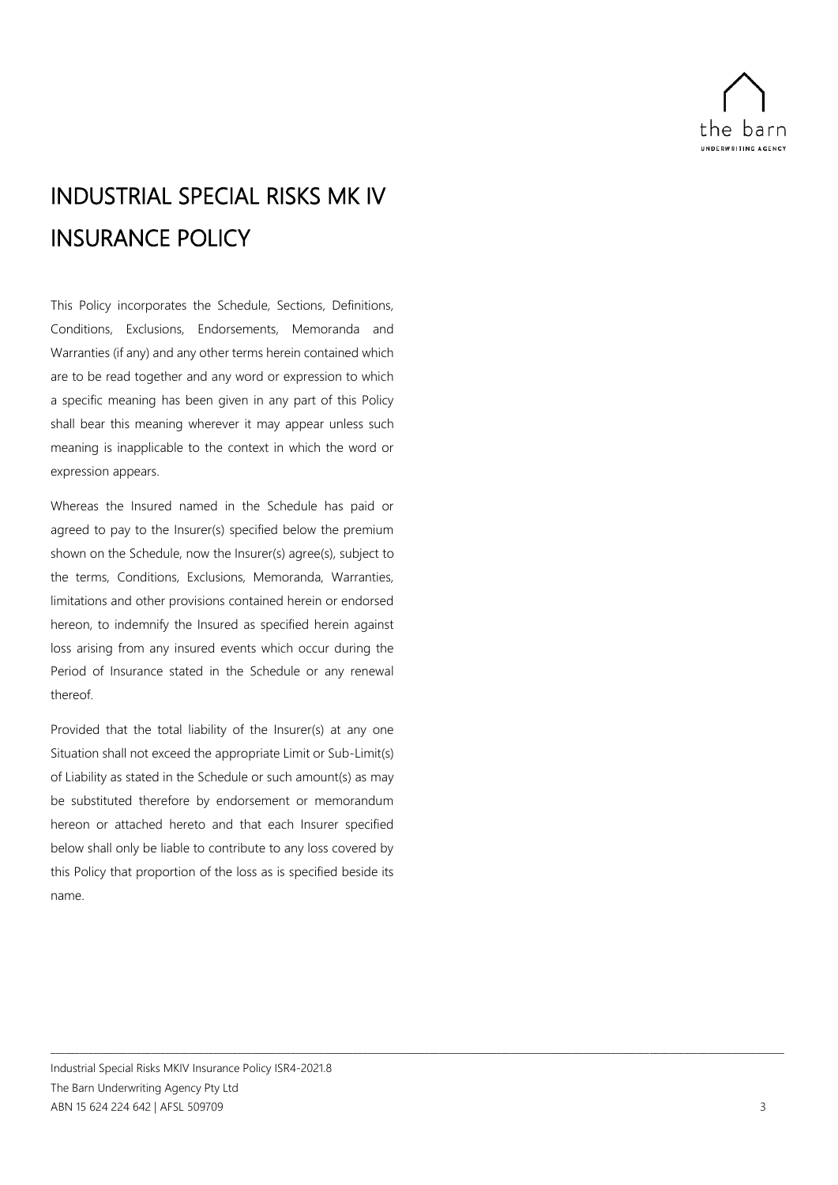# INDUSTRIAL SPECIAL RISKS MK IV INSURANCE POLICY

This Policy incorporates the Schedule, Sections, Definitions, Conditions, Exclusions, Endorsements, Memoranda and Warranties (if any) and any other terms herein contained which are to be read together and any word or expression to which a specific meaning has been given in any part of this Policy shall bear this meaning wherever it may appear unless such meaning is inapplicable to the context in which the word or expression appears.

Whereas the Insured named in the Schedule has paid or agreed to pay to the Insurer(s) specified below the premium shown on the Schedule, now the Insurer(s) agree(s), subject to the terms, Conditions, Exclusions, Memoranda, Warranties, limitations and other provisions contained herein or endorsed hereon, to indemnify the Insured as specified herein against loss arising from any insured events which occur during the Period of Insurance stated in the Schedule or any renewal thereof.

Provided that the total liability of the Insurer(s) at any one Situation shall not exceed the appropriate Limit or Sub-Limit(s) of Liability as stated in the Schedule or such amount(s) as may be substituted therefore by endorsement or memorandum hereon or attached hereto and that each Insurer specified below shall only be liable to contribute to any loss covered by this Policy that proportion of the loss as is specified beside its name.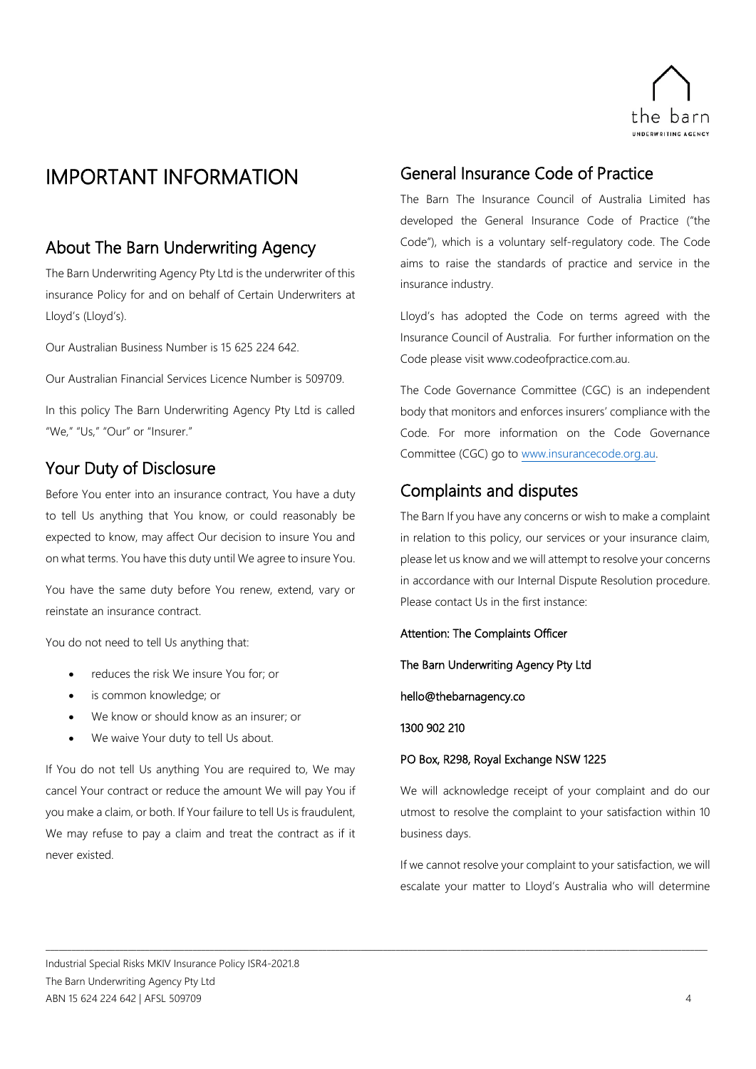# IMPORTANT INFORMATION

## About The Barn Underwriting Agency

The Barn Underwriting Agency Pty Ltd is the underwriter of this insurance Policy for and on behalf of Certain Underwriters at Lloyd's (Lloyd's).

Our Australian Business Number is 15 625 224 642.

Our Australian Financial Services Licence Number is 509709.

In this policy The Barn Underwriting Agency Pty Ltd is called "We," "Us," "Our" or "Insurer."

## Your Duty of Disclosure

Before You enter into an insurance contract, You have a duty to tell Us anything that You know, or could reasonably be expected to know, may affect Our decision to insure You and on what terms. You have this duty until We agree to insure You.

You have the same duty before You renew, extend, vary or reinstate an insurance contract.

You do not need to tell Us anything that:

- reduces the risk We insure You for; or
- is common knowledge; or
- We know or should know as an insurer; or
- We waive Your duty to tell Us about.

If You do not tell Us anything You are required to, We may cancel Your contract or reduce the amount We will pay You if you make a claim, or both. If Your failure to tell Us is fraudulent, We may refuse to pay a claim and treat the contract as if it never existed.

## General Insurance Code of Practice

The Barn The Insurance Council of Australia Limited has developed the General Insurance Code of Practice ("the Code"), which is a voluntary self-regulatory code. The Code aims to raise the standards of practice and service in the insurance industry.

Lloyd's has adopted the Code on terms agreed with the Insurance Council of Australia. For further information on the Code please visit www.codeofpractice.com.au.

The Code Governance Committee (CGC) is an independent body that monitors and enforces insurers' compliance with the Code. For more information on the Code Governance Committee (CGC) go to www.insurancecode.org.au.

## Complaints and disputes

The Barn If you have any concerns or wish to make a complaint in relation to this policy, our services or your insurance claim, please let us know and we will attempt to resolve your concerns in accordance with our Internal Dispute Resolution procedure. Please contact Us in the first instance:

**Attention: The Complaints Officer**

**The Barn Underwriting Agency Pty Ltd**

**hello@thebarnagency.co**

**1300 902 210**

**PO Box, R298, Royal Exchange NSW 1225**

We will acknowledge receipt of your complaint and do our utmost to resolve the complaint to your satisfaction within 10 business days.

If we cannot resolve your complaint to your satisfaction, we will escalate your matter to Lloyd's Australia who will determine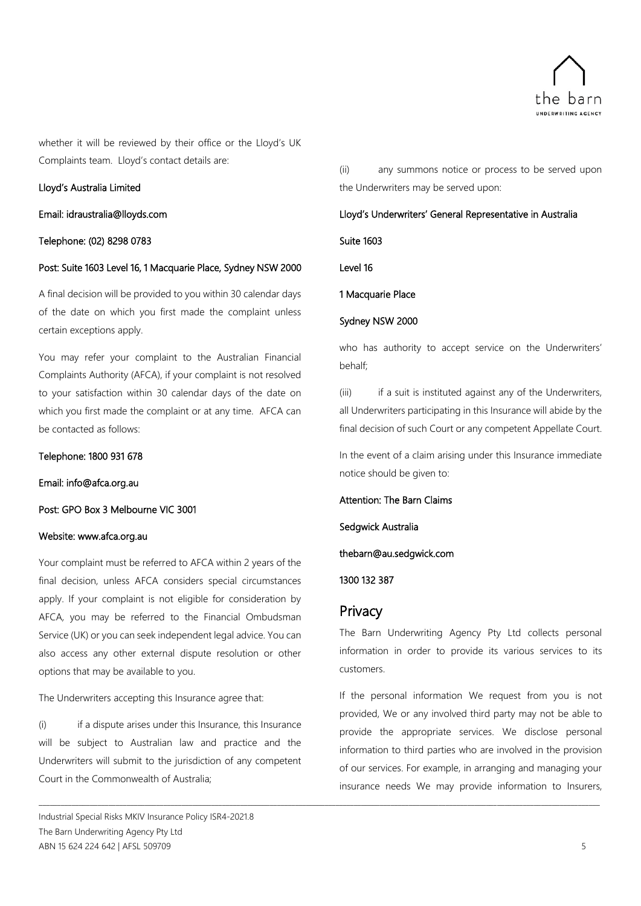whether it will be reviewed by their office or the Lloyd's UK Complaints team. Lloyd's contact details are:

**Lloyd's Australia Limited**

**Email: idraustralia@lloyds.com**

**Telephone: (02) 8298 0783**

**Post: Suite 1603 Level 16, 1 Macquarie Place, Sydney NSW 2000**

A final decision will be provided to you within 30 calendar days of the date on which you first made the complaint unless certain exceptions apply.

You may refer your complaint to the Australian Financial Complaints Authority (AFCA), if your complaint is not resolved to your satisfaction within 30 calendar days of the date on which you first made the complaint or at any time. AFCA can be contacted as follows:

**Telephone: 1800 931 678**

**Email: info@afca.org.au**

**Post: GPO Box 3 Melbourne VIC 3001**

**Website: www.afca.org.au**

Your complaint must be referred to AFCA within 2 years of the final decision, unless AFCA considers special circumstances apply. If your complaint is not eligible for consideration by AFCA, you may be referred to the Financial Ombudsman Service (UK) or you can seek independent legal advice. You can also access any other external dispute resolution or other options that may be available to you.

The Underwriters accepting this Insurance agree that:

(i) if a dispute arises under this Insurance, this Insurance will be subject to Australian law and practice and the Underwriters will submit to the jurisdiction of any competent Court in the Commonwealth of Australia;

(ii) any summons notice or process to be served upon the Underwriters may be served upon:

**Lloyd's Underwriters' General Representative in Australia**

**Suite 1603**

**Level 16**

**1 Macquarie Place**

**Sydney NSW 2000**

who has authority to accept service on the Underwriters' behalf;

(iii) if a suit is instituted against any of the Underwriters, all Underwriters participating in this Insurance will abide by the final decision of such Court or any competent Appellate Court.

In the event of a claim arising under this Insurance immediate notice should be given to:

**Attention: The Barn Claims**

**Sedgwick Australia**

**thebarn@au.sedgwick.com**

**1300 132 387**

## Privacy

The Barn Underwriting Agency Pty Ltd collects personal information in order to provide its various services to its customers.

If the personal information We request from you is not provided, We or any involved third party may not be able to provide the appropriate services. We disclose personal information to third parties who are involved in the provision of our services. For example, in arranging and managing your insurance needs We may provide information to Insurers,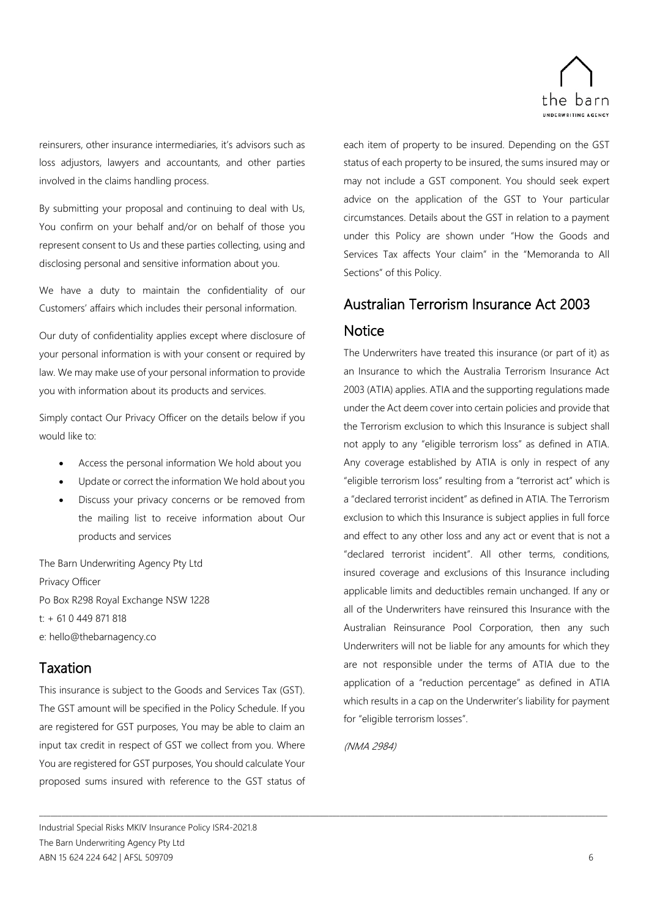reinsurers, other insurance intermediaries, it's advisors such as loss adjustors, lawyers and accountants, and other parties involved in the claims handling process.

By submitting your proposal and continuing to deal with Us, You confirm on your behalf and/or on behalf of those you represent consent to Us and these parties collecting, using and disclosing personal and sensitive information about you.

We have a duty to maintain the confidentiality of our Customers' affairs which includes their personal information.

Our duty of confidentiality applies except where disclosure of your personal information is with your consent or required by law. We may make use of your personal information to provide you with information about its products and services.

Simply contact Our Privacy Officer on the details below if you would like to:

- Access the personal information We hold about you
- Update or correct the information We hold about you
- Discuss your privacy concerns or be removed from the mailing list to receive information about Our products and services

The Barn Underwriting Agency Pty Ltd
Privacy Officer
Po Box R298 Royal Exchange NSW 1228
t: + 61 0 449 871 818
e: hello@thebarnagency.co

## Taxation

This insurance is subject to the Goods and Services Tax (GST). The GST amount will be specified in the Policy Schedule. If you are registered for GST purposes, You may be able to claim an input tax credit in respect of GST we collect from you. Where You are registered for GST purposes, You should calculate Your proposed sums insured with reference to the GST status of each item of property to be insured. Depending on the GST status of each property to be insured, the sums insured may or may not include a GST component. You should seek expert advice on the application of the GST to Your particular circumstances. Details about the GST in relation to a payment under this Policy are shown under "How the Goods and Services Tax affects Your claim" in the "Memoranda to All Sections" of this Policy.

## Australian Terrorism Insurance Act 2003 Notice

The Underwriters have treated this insurance (or part of it) as an Insurance to which the Australia Terrorism Insurance Act 2003 (ATIA) applies. ATIA and the supporting regulations made under the Act deem cover into certain policies and provide that the Terrorism exclusion to which this Insurance is subject shall not apply to any "eligible terrorism loss" as defined in ATIA. Any coverage established by ATIA is only in respect of any "eligible terrorism loss" resulting from a "terrorist act" which is a "declared terrorist incident" as defined in ATIA. The Terrorism exclusion to which this Insurance is subject applies in full force and effect to any other loss and any act or event that is not a "declared terrorist incident". All other terms, conditions, insured coverage and exclusions of this Insurance including applicable limits and deductibles remain unchanged. If any or all of the Underwriters have reinsured this Insurance with the Australian Reinsurance Pool Corporation, then any such Underwriters will not be liable for any amounts for which they are not responsible under the terms of ATIA due to the application of a "reduction percentage" as defined in ATIA which results in a cap on the Underwriter's liability for payment for "eligible terrorism losses".

*(NMA 2984)*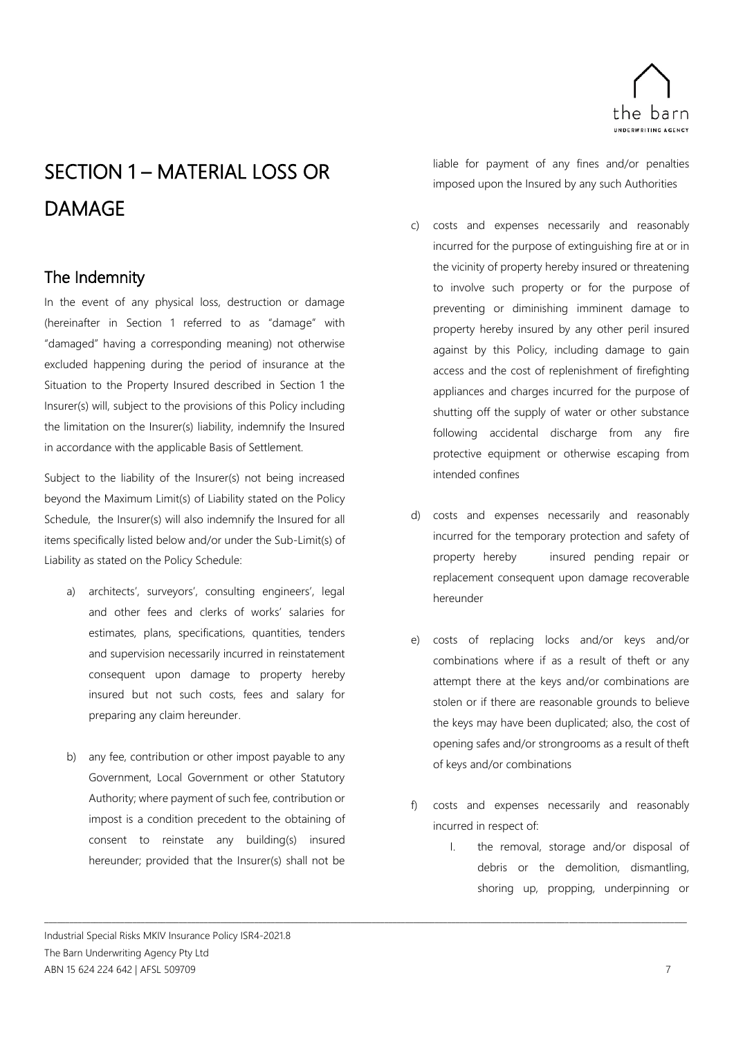# SECTION 1 – MATERIAL LOSS OR DAMAGE

## The Indemnity

In the event of any physical loss, destruction or damage (hereinafter in Section 1 referred to as "damage" with "damaged" having a corresponding meaning) not otherwise excluded happening during the period of insurance at the Situation to the Property Insured described in Section 1 the Insurer(s) will, subject to the provisions of this Policy including the limitation on the Insurer(s) liability, indemnify the Insured in accordance with the applicable Basis of Settlement.

Subject to the liability of the Insurer(s) not being increased beyond the Maximum Limit(s) of Liability stated on the Policy Schedule, the Insurer(s) will also indemnify the Insured for all items specifically listed below and/or under the Sub-Limit(s) of Liability as stated on the Policy Schedule:

a) architects', surveyors', consulting engineers', legal and other fees and clerks of works' salaries for estimates, plans, specifications, quantities, tenders and supervision necessarily incurred in reinstatement consequent upon damage to property hereby insured but not such costs, fees and salary for preparing any claim hereunder.

b) any fee, contribution or other impost payable to any Government, Local Government or other Statutory Authority; where payment of such fee, contribution or impost is a condition precedent to the obtaining of consent to reinstate any building(s) insured hereunder; provided that the Insurer(s) shall not be liable for payment of any fines and/or penalties imposed upon the Insured by any such Authorities

c) costs and expenses necessarily and reasonably incurred for the purpose of extinguishing fire at or in the vicinity of property hereby insured or threatening to involve such property or for the purpose of preventing or diminishing imminent damage to property hereby insured by any other peril insured against by this Policy, including damage to gain access and the cost of replenishment of firefighting appliances and charges incurred for the purpose of shutting off the supply of water or other substance following accidental discharge from any fire protective equipment or otherwise escaping from intended confines

d) costs and expenses necessarily and reasonably incurred for the temporary protection and safety of property hereby insured pending repair or replacement consequent upon damage recoverable hereunder

e) costs of replacing locks and/or keys and/or combinations where if as a result of theft or any attempt there at the keys and/or combinations are stolen or if there are reasonable grounds to believe the keys may have been duplicated; also, the cost of opening safes and/or strongrooms as a result of theft of keys and/or combinations

f) costs and expenses necessarily and reasonably incurred in respect of:

    I. the removal, storage and/or disposal of debris or the demolition, dismantling, shoring up, propping, underpinning or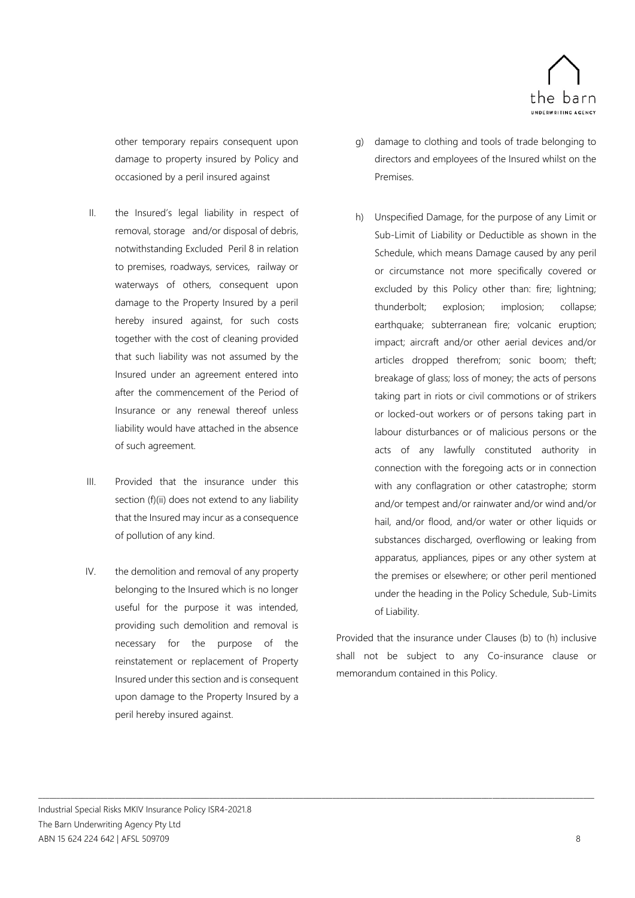other temporary repairs consequent upon damage to property insured by Policy and occasioned by a peril insured against

II. the Insured's legal liability in respect of removal, storage and/or disposal of debris, notwithstanding Excluded Peril 8 in relation to premises, roadways, services, railway or waterways of others, consequent upon damage to the Property Insured by a peril hereby insured against, for such costs together with the cost of cleaning provided that such liability was not assumed by the Insured under an agreement entered into after the commencement of the Period of Insurance or any renewal thereof unless liability would have attached in the absence of such agreement.

III. Provided that the insurance under this section (f)(ii) does not extend to any liability that the Insured may incur as a consequence of pollution of any kind.

IV. the demolition and removal of any property belonging to the Insured which is no longer useful for the purpose it was intended, providing such demolition and removal is necessary for the purpose of the reinstatement or replacement of Property Insured under this section and is consequent upon damage to the Property Insured by a peril hereby insured against.

g) damage to clothing and tools of trade belonging to directors and employees of the Insured whilst on the Premises.

h) Unspecified Damage, for the purpose of any Limit or Sub-Limit of Liability or Deductible as shown in the Schedule, which means Damage caused by any peril or circumstance not more specifically covered or excluded by this Policy other than: fire; lightning; thunderbolt; explosion; implosion; collapse; earthquake; subterranean fire; volcanic eruption; impact; aircraft and/or other aerial devices and/or articles dropped therefrom; sonic boom; theft; breakage of glass; loss of money; the acts of persons taking part in riots or civil commotions or of strikers or locked-out workers or of persons taking part in labour disturbances or of malicious persons or the acts of any lawfully constituted authority in connection with the foregoing acts or in connection with any conflagration or other catastrophe; storm and/or tempest and/or rainwater and/or wind and/or hail, and/or flood, and/or water or other liquids or substances discharged, overflowing or leaking from apparatus, appliances, pipes or any other system at the premises or elsewhere; or other peril mentioned under the heading in the Policy Schedule, Sub-Limits of Liability.

Provided that the insurance under Clauses (b) to (h) inclusive shall not be subject to any Co-insurance clause or memorandum contained in this Policy.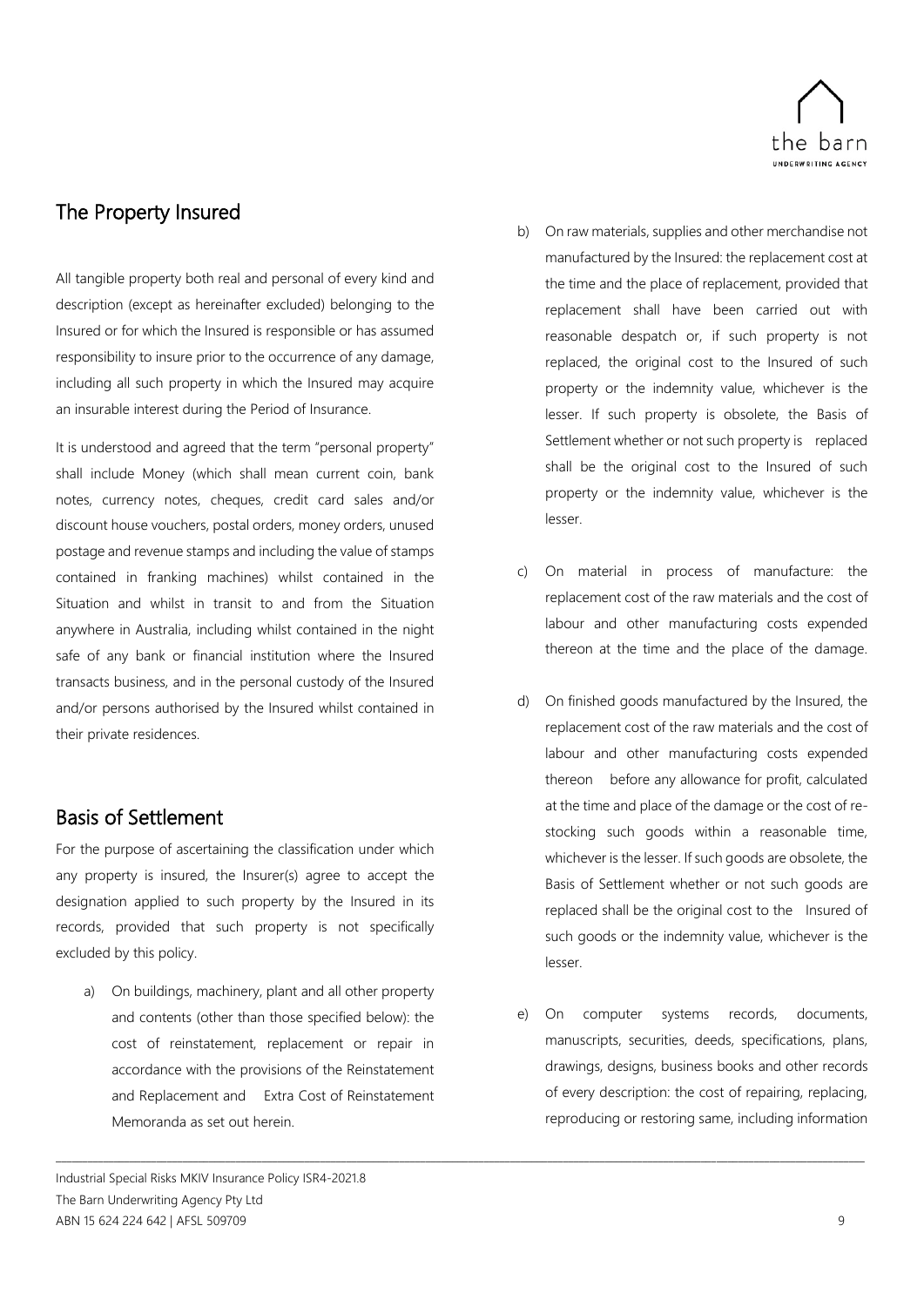## The Property Insured

All tangible property both real and personal of every kind and description (except as hereinafter excluded) belonging to the Insured or for which the Insured is responsible or has assumed responsibility to insure prior to the occurrence of any damage, including all such property in which the Insured may acquire an insurable interest during the Period of Insurance.

It is understood and agreed that the term "personal property" shall include Money (which shall mean current coin, bank notes, currency notes, cheques, credit card sales and/or discount house vouchers, postal orders, money orders, unused postage and revenue stamps and including the value of stamps contained in franking machines) whilst contained in the Situation and whilst in transit to and from the Situation anywhere in Australia, including whilst contained in the night safe of any bank or financial institution where the Insured transacts business, and in the personal custody of the Insured and/or persons authorised by the Insured whilst contained in their private residences.

## Basis of Settlement

For the purpose of ascertaining the classification under which any property is insured, the Insurer(s) agree to accept the designation applied to such property by the Insured in its records, provided that such property is not specifically excluded by this policy.

a) On buildings, machinery, plant and all other property and contents (other than those specified below): the cost of reinstatement, replacement or repair in accordance with the provisions of the Reinstatement and Replacement and Extra Cost of Reinstatement Memoranda as set out herein.

b) On raw materials, supplies and other merchandise not manufactured by the Insured: the replacement cost at the time and the place of replacement, provided that replacement shall have been carried out with reasonable despatch or, if such property is not replaced, the original cost to the Insured of such property or the indemnity value, whichever is the lesser. If such property is obsolete, the Basis of Settlement whether or not such property is replaced shall be the original cost to the Insured of such property or the indemnity value, whichever is the lesser.

c) On material in process of manufacture: the replacement cost of the raw materials and the cost of labour and other manufacturing costs expended thereon at the time and the place of the damage.

d) On finished goods manufactured by the Insured, the replacement cost of the raw materials and the cost of labour and other manufacturing costs expended thereon before any allowance for profit, calculated at the time and place of the damage or the cost of re-stocking such goods within a reasonable time, whichever is the lesser. If such goods are obsolete, the Basis of Settlement whether or not such goods are replaced shall be the original cost to the Insured of such goods or the indemnity value, whichever is the lesser.

e) On computer systems records, documents, manuscripts, securities, deeds, specifications, plans, drawings, designs, business books and other records of every description: the cost of repairing, replacing, reproducing or restoring same, including information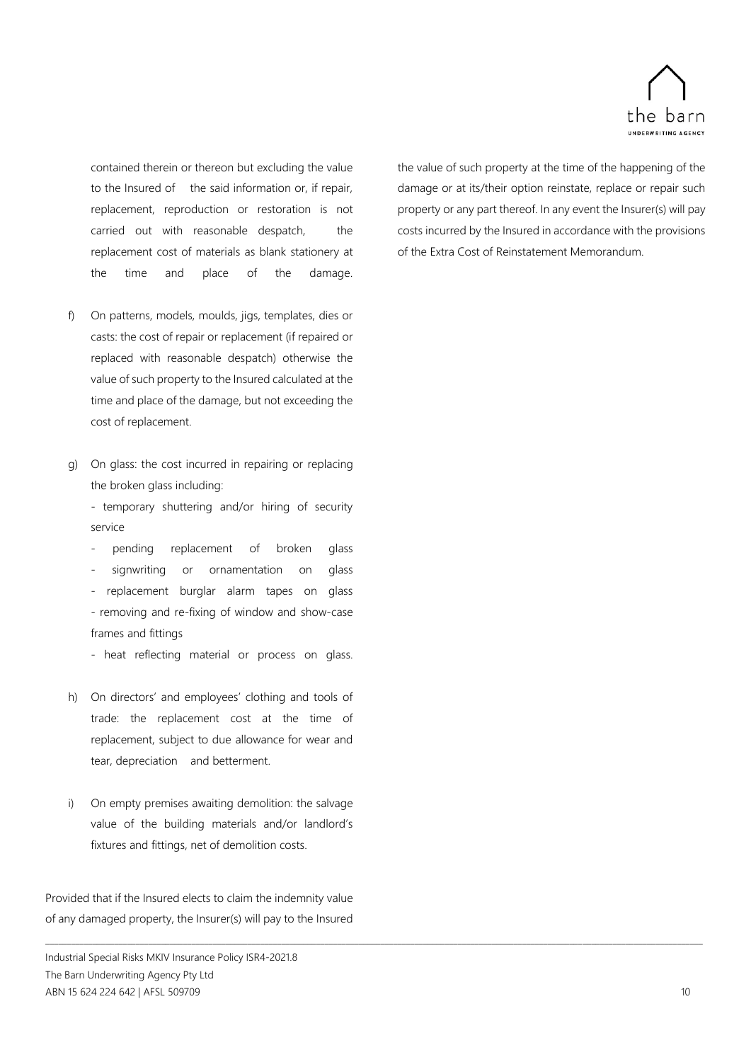contained therein or thereon but excluding the value to the Insured of the said information or, if repair, replacement, reproduction or restoration is not carried out with reasonable despatch, the replacement cost of materials as blank stationery at the time and place of the damage.

f) On patterns, models, moulds, jigs, templates, dies or casts: the cost of repair or replacement (if repaired or replaced with reasonable despatch) otherwise the value of such property to the Insured calculated at the time and place of the damage, but not exceeding the cost of replacement.

g) On glass: the cost incurred in repairing or replacing the broken glass including:
   - temporary shuttering and/or hiring of security service
   - pending replacement of broken glass
   - signwriting or ornamentation on glass
   - replacement burglar alarm tapes on glass
   - removing and re-fixing of window and show-case frames and fittings
   - heat reflecting material or process on glass.

h) On directors' and employees' clothing and tools of trade: the replacement cost at the time of replacement, subject to due allowance for wear and tear, depreciation and betterment.

i) On empty premises awaiting demolition: the salvage value of the building materials and/or landlord's fixtures and fittings, net of demolition costs.

Provided that if the Insured elects to claim the indemnity value of any damaged property, the Insurer(s) will pay to the Insured the value of such property at the time of the happening of the damage or at its/their option reinstate, replace or repair such property or any part thereof. In any event the Insurer(s) will pay costs incurred by the Insured in accordance with the provisions of the Extra Cost of Reinstatement Memorandum.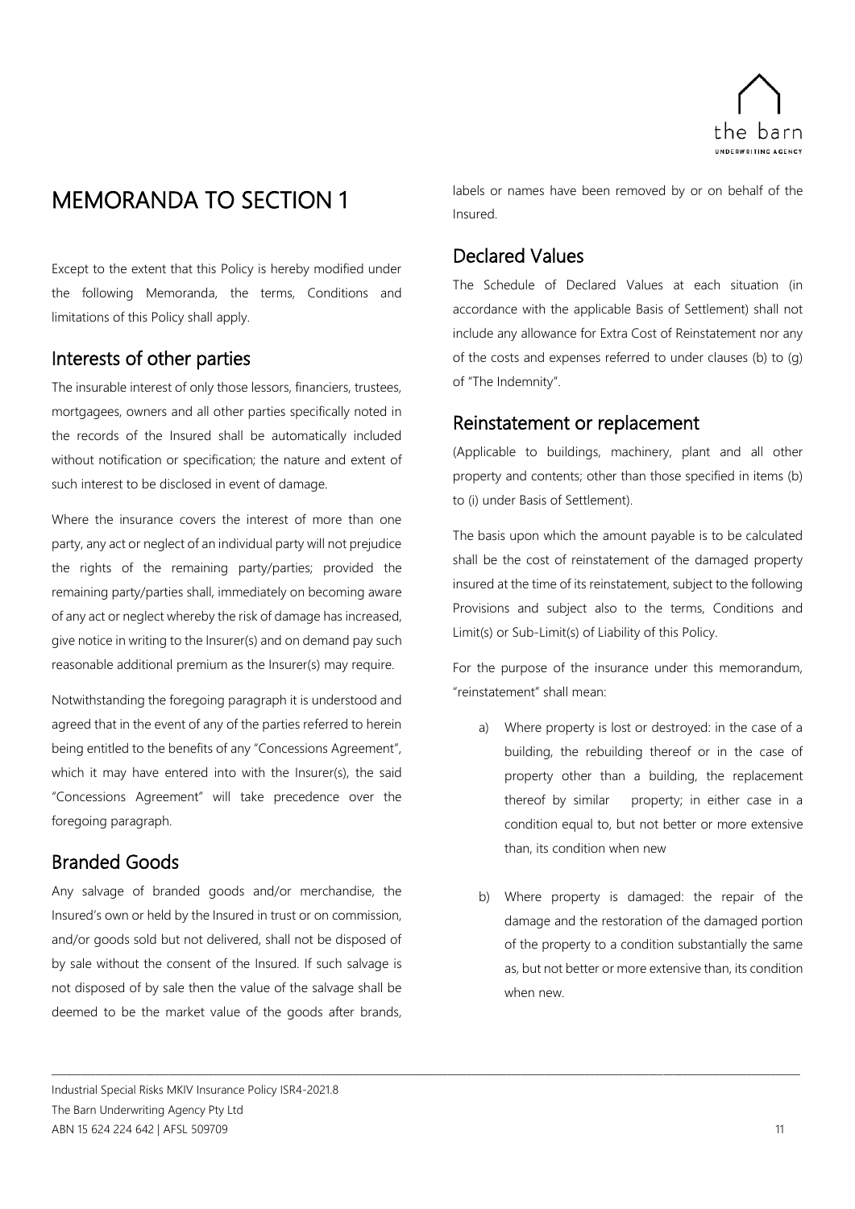# MEMORANDA TO SECTION 1

Except to the extent that this Policy is hereby modified under the following Memoranda, the terms, Conditions and limitations of this Policy shall apply.

## Interests of other parties

The insurable interest of only those lessors, financiers, trustees, mortgagees, owners and all other parties specifically noted in the records of the Insured shall be automatically included without notification or specification; the nature and extent of such interest to be disclosed in event of damage.

Where the insurance covers the interest of more than one party, any act or neglect of an individual party will not prejudice the rights of the remaining party/parties; provided the remaining party/parties shall, immediately on becoming aware of any act or neglect whereby the risk of damage has increased, give notice in writing to the Insurer(s) and on demand pay such reasonable additional premium as the Insurer(s) may require.

Notwithstanding the foregoing paragraph it is understood and agreed that in the event of any of the parties referred to herein being entitled to the benefits of any "Concessions Agreement", which it may have entered into with the Insurer(s), the said "Concessions Agreement" will take precedence over the foregoing paragraph.

## Branded Goods

Any salvage of branded goods and/or merchandise, the Insured's own or held by the Insured in trust or on commission, and/or goods sold but not delivered, shall not be disposed of by sale without the consent of the Insured. If such salvage is not disposed of by sale then the value of the salvage shall be deemed to be the market value of the goods after brands, labels or names have been removed by or on behalf of the Insured.

## Declared Values

The Schedule of Declared Values at each situation (in accordance with the applicable Basis of Settlement) shall not include any allowance for Extra Cost of Reinstatement nor any of the costs and expenses referred to under clauses (b) to (g) of "The Indemnity".

## Reinstatement or replacement

(Applicable to buildings, machinery, plant and all other property and contents; other than those specified in items (b) to (i) under Basis of Settlement).

The basis upon which the amount payable is to be calculated shall be the cost of reinstatement of the damaged property insured at the time of its reinstatement, subject to the following Provisions and subject also to the terms, Conditions and Limit(s) or Sub-Limit(s) of Liability of this Policy.

For the purpose of the insurance under this memorandum, "reinstatement" shall mean:

a) Where property is lost or destroyed: in the case of a building, the rebuilding thereof or in the case of property other than a building, the replacement thereof by similar property; in either case in a condition equal to, but not better or more extensive than, its condition when new

b) Where property is damaged: the repair of the damage and the restoration of the damaged portion of the property to a condition substantially the same as, but not better or more extensive than, its condition when new.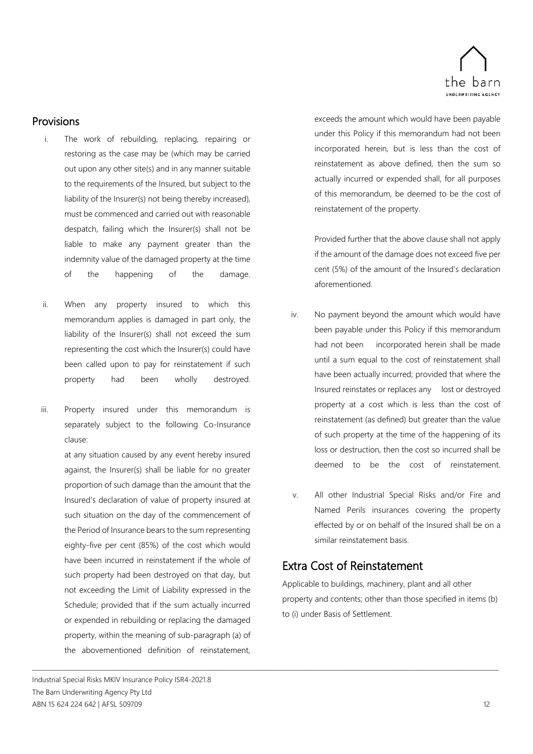## Provisions

i. The work of rebuilding, replacing, repairing or restoring as the case may be (which may be carried out upon any other site(s) and in any manner suitable to the requirements of the Insured, but subject to the liability of the Insurer(s) not being thereby increased), must be commenced and carried out with reasonable despatch, failing which the Insurer(s) shall not be liable to make any payment greater than the indemnity value of the damaged property at the time of the happening of the damage.

ii. When any property insured to which this memorandum applies is damaged in part only, the liability of the Insurer(s) shall not exceed the sum representing the cost which the Insurer(s) could have been called upon to pay for reinstatement if such property had been wholly destroyed.

iii. Property insured under this memorandum is separately subject to the following Co-Insurance clause:

at any situation caused by any event hereby insured against, the Insurer(s) shall be liable for no greater proportion of such damage than the amount that the Insured's declaration of value of property insured at such situation on the day of the commencement of the Period of Insurance bears to the sum representing eighty-five per cent (85%) of the cost which would have been incurred in reinstatement if the whole of such property had been destroyed on that day, but not exceeding the Limit of Liability expressed in the Schedule; provided that if the sum actually incurred or expended in rebuilding or replacing the damaged property, within the meaning of sub-paragraph (a) of the abovementioned definition of reinstatement, exceeds the amount which would have been payable under this Policy if this memorandum had not been incorporated herein, but is less than the cost of reinstatement as above defined, then the sum so actually incurred or expended shall, for all purposes of this memorandum, be deemed to be the cost of reinstatement of the property.

Provided further that the above clause shall not apply if the amount of the damage does not exceed five per cent (5%) of the amount of the Insured's declaration aforementioned.

iv. No payment beyond the amount which would have been payable under this Policy if this memorandum had not been incorporated herein shall be made until a sum equal to the cost of reinstatement shall have been actually incurred; provided that where the Insured reinstates or replaces any lost or destroyed property at a cost which is less than the cost of reinstatement (as defined) but greater than the value of such property at the time of the happening of its loss or destruction, then the cost so incurred shall be deemed to be the cost of reinstatement.

v. All other Industrial Special Risks and/or Fire and Named Perils insurances covering the property effected by or on behalf of the Insured shall be on a similar reinstatement basis.

## Extra Cost of Reinstatement

Applicable to buildings, machinery, plant and all other property and contents; other than those specified in items (b) to (i) under Basis of Settlement.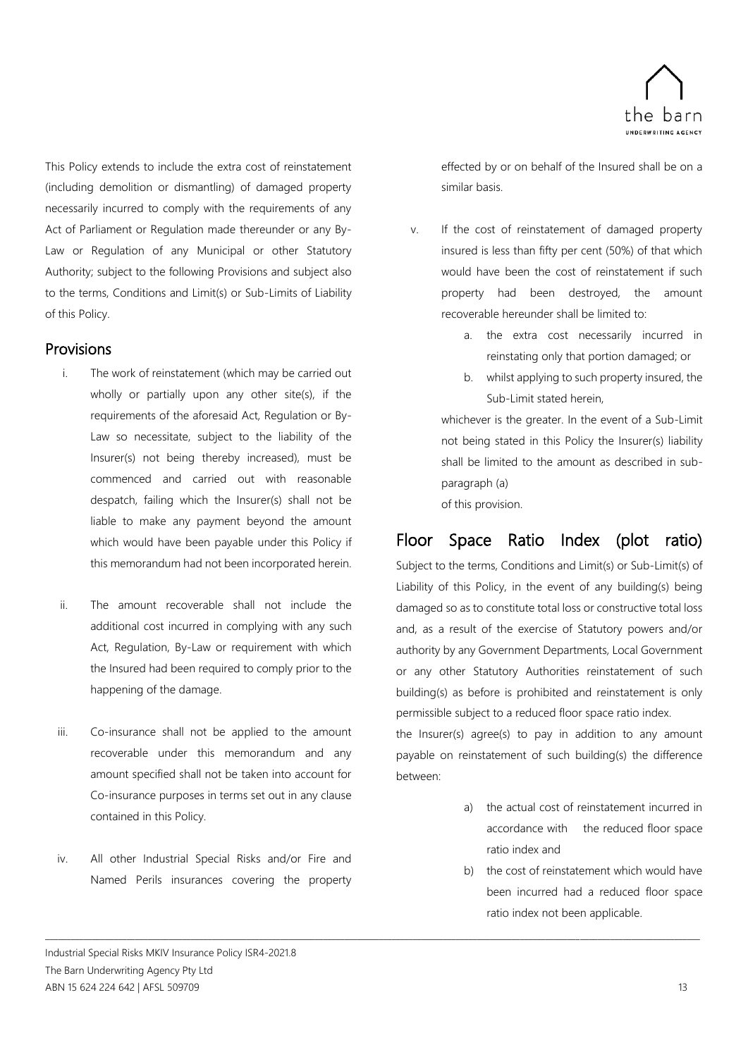This Policy extends to include the extra cost of reinstatement (including demolition or dismantling) of damaged property necessarily incurred to comply with the requirements of any Act of Parliament or Regulation made thereunder or any By-Law or Regulation of any Municipal or other Statutory Authority; subject to the following Provisions and subject also to the terms, Conditions and Limit(s) or Sub-Limits of Liability of this Policy.

## Provisions

i. The work of reinstatement (which may be carried out wholly or partially upon any other site(s), if the requirements of the aforesaid Act, Regulation or By-Law so necessitate, subject to the liability of the Insurer(s) not being thereby increased), must be commenced and carried out with reasonable despatch, failing which the Insurer(s) shall not be liable to make any payment beyond the amount which would have been payable under this Policy if this memorandum had not been incorporated herein.

ii. The amount recoverable shall not include the additional cost incurred in complying with any such Act, Regulation, By-Law or requirement with which the Insured had been required to comply prior to the happening of the damage.

iii. Co-insurance shall not be applied to the amount recoverable under this memorandum and any amount specified shall not be taken into account for Co-insurance purposes in terms set out in any clause contained in this Policy.

iv. All other Industrial Special Risks and/or Fire and Named Perils insurances covering the property effected by or on behalf of the Insured shall be on a similar basis.

v. If the cost of reinstatement of damaged property insured is less than fifty per cent (50%) of that which would have been the cost of reinstatement if such property had been destroyed, the amount recoverable hereunder shall be limited to:

   a. the extra cost necessarily incurred in reinstating only that portion damaged; or
   b. whilst applying to such property insured, the Sub-Limit stated herein,

   whichever is the greater. In the event of a Sub-Limit not being stated in this Policy the Insurer(s) liability shall be limited to the amount as described in sub-paragraph (a) of this provision.

# Floor Space Ratio Index (plot ratio)

Subject to the terms, Conditions and Limit(s) or Sub-Limit(s) of Liability of this Policy, in the event of any building(s) being damaged so as to constitute total loss or constructive total loss and, as a result of the exercise of Statutory powers and/or authority by any Government Departments, Local Government or any other Statutory Authorities reinstatement of such building(s) as before is prohibited and reinstatement is only permissible subject to a reduced floor space ratio index.

the Insurer(s) agree(s) to pay in addition to any amount payable on reinstatement of such building(s) the difference between:

a) the actual cost of reinstatement incurred in accordance with the reduced floor space ratio index and
b) the cost of reinstatement which would have been incurred had a reduced floor space ratio index not been applicable.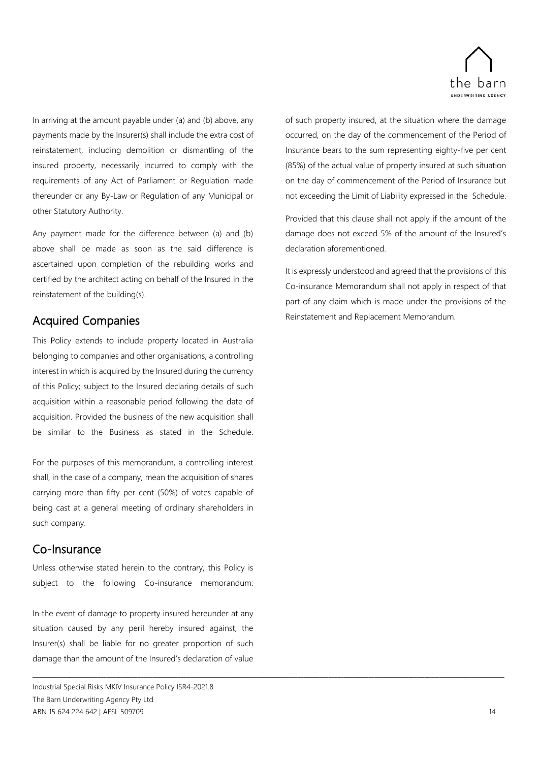In arriving at the amount payable under (a) and (b) above, any payments made by the Insurer(s) shall include the extra cost of reinstatement, including demolition or dismantling of the insured property, necessarily incurred to comply with the requirements of any Act of Parliament or Regulation made thereunder or any By-Law or Regulation of any Municipal or other Statutory Authority.

Any payment made for the difference between (a) and (b) above shall be made as soon as the said difference is ascertained upon completion of the rebuilding works and certified by the architect acting on behalf of the Insured in the reinstatement of the building(s).

## Acquired Companies

This Policy extends to include property located in Australia belonging to companies and other organisations, a controlling interest in which is acquired by the Insured during the currency of this Policy; subject to the Insured declaring details of such acquisition within a reasonable period following the date of acquisition. Provided the business of the new acquisition shall be similar to the Business as stated in the Schedule.

For the purposes of this memorandum, a controlling interest shall, in the case of a company, mean the acquisition of shares carrying more than fifty per cent (50%) of votes capable of being cast at a general meeting of ordinary shareholders in such company.

## Co-Insurance

Unless otherwise stated herein to the contrary, this Policy is subject to the following Co-insurance memorandum:

In the event of damage to property insured hereunder at any situation caused by any peril hereby insured against, the Insurer(s) shall be liable for no greater proportion of such damage than the amount of the Insured's declaration of value of such property insured, at the situation where the damage occurred, on the day of the commencement of the Period of Insurance bears to the sum representing eighty-five per cent (85%) of the actual value of property insured at such situation on the day of commencement of the Period of Insurance but not exceeding the Limit of Liability expressed in the Schedule.

Provided that this clause shall not apply if the amount of the damage does not exceed 5% of the amount of the Insured's declaration aforementioned.

It is expressly understood and agreed that the provisions of this Co-insurance Memorandum shall not apply in respect of that part of any claim which is made under the provisions of the Reinstatement and Replacement Memorandum.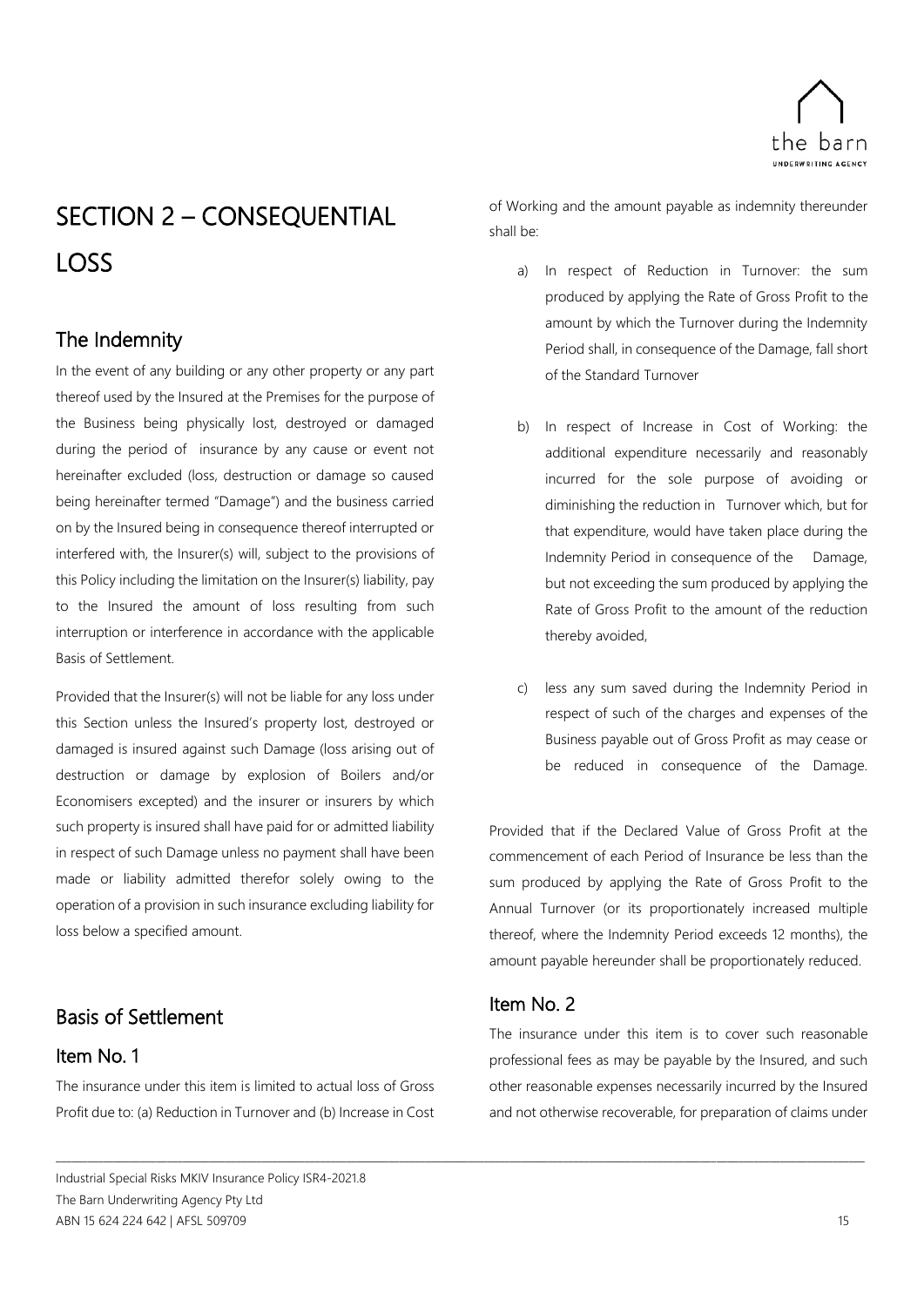# SECTION 2 – CONSEQUENTIAL LOSS

## The Indemnity

In the event of any building or any other property or any part thereof used by the Insured at the Premises for the purpose of the Business being physically lost, destroyed or damaged during the period of insurance by any cause or event not hereinafter excluded (loss, destruction or damage so caused being hereinafter termed "Damage") and the business carried on by the Insured being in consequence thereof interrupted or interfered with, the Insurer(s) will, subject to the provisions of this Policy including the limitation on the Insurer(s) liability, pay to the Insured the amount of loss resulting from such interruption or interference in accordance with the applicable Basis of Settlement.

Provided that the Insurer(s) will not be liable for any loss under this Section unless the Insured's property lost, destroyed or damaged is insured against such Damage (loss arising out of destruction or damage by explosion of Boilers and/or Economisers excepted) and the insurer or insurers by which such property is insured shall have paid for or admitted liability in respect of such Damage unless no payment shall have been made or liability admitted therefor solely owing to the operation of a provision in such insurance excluding liability for loss below a specified amount.

## Basis of Settlement

### Item No. 1

The insurance under this item is limited to actual loss of Gross Profit due to: (a) Reduction in Turnover and (b) Increase in Cost of Working and the amount payable as indemnity thereunder shall be:

a) In respect of Reduction in Turnover: the sum produced by applying the Rate of Gross Profit to the amount by which the Turnover during the Indemnity Period shall, in consequence of the Damage, fall short of the Standard Turnover

b) In respect of Increase in Cost of Working: the additional expenditure necessarily and reasonably incurred for the sole purpose of avoiding or diminishing the reduction in Turnover which, but for that expenditure, would have taken place during the Indemnity Period in consequence of the Damage, but not exceeding the sum produced by applying the Rate of Gross Profit to the amount of the reduction thereby avoided,

c) less any sum saved during the Indemnity Period in respect of such of the charges and expenses of the Business payable out of Gross Profit as may cease or be reduced in consequence of the Damage.

Provided that if the Declared Value of Gross Profit at the commencement of each Period of Insurance be less than the sum produced by applying the Rate of Gross Profit to the Annual Turnover (or its proportionately increased multiple thereof, where the Indemnity Period exceeds 12 months), the amount payable hereunder shall be proportionately reduced.

### Item No. 2

The insurance under this item is to cover such reasonable professional fees as may be payable by the Insured, and such other reasonable expenses necessarily incurred by the Insured and not otherwise recoverable, for preparation of claims under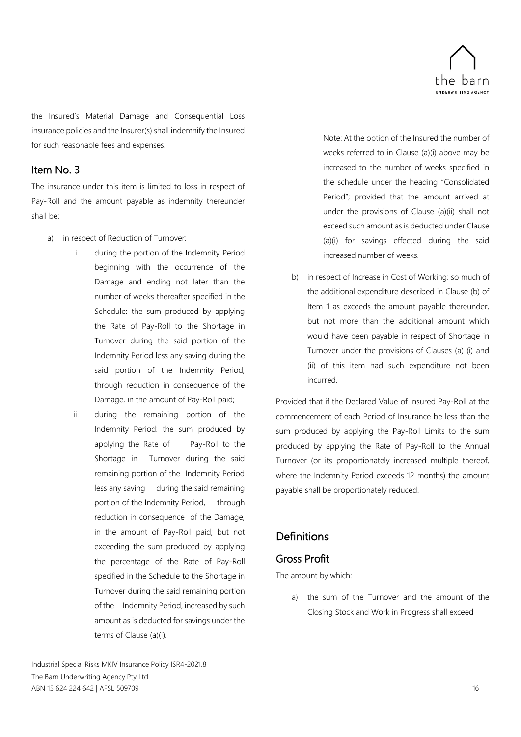the Insured's Material Damage and Consequential Loss insurance policies and the Insurer(s) shall indemnify the Insured for such reasonable fees and expenses.

## Item No. 3

The insurance under this item is limited to loss in respect of Pay-Roll and the amount payable as indemnity thereunder shall be:

a) in respect of Reduction of Turnover:

   i. during the portion of the Indemnity Period beginning with the occurrence of the Damage and ending not later than the number of weeks thereafter specified in the Schedule: the sum produced by applying the Rate of Pay-Roll to the Shortage in Turnover during the said portion of the Indemnity Period less any saving during the said portion of the Indemnity Period, through reduction in consequence of the Damage, in the amount of Pay-Roll paid;

   ii. during the remaining portion of the Indemnity Period: the sum produced by applying the Rate of Pay-Roll to the Shortage in Turnover during the said remaining portion of the Indemnity Period less any saving during the said remaining portion of the Indemnity Period, through reduction in consequence of the Damage, in the amount of Pay-Roll paid; but not exceeding the sum produced by applying the percentage of the Rate of Pay-Roll specified in the Schedule to the Shortage in Turnover during the said remaining portion of the Indemnity Period, increased by such amount as is deducted for savings under the terms of Clause (a)(i).

   Note: At the option of the Insured the number of weeks referred to in Clause (a)(i) above may be increased to the number of weeks specified in the schedule under the heading "Consolidated Period"; provided that the amount arrived at under the provisions of Clause (a)(ii) shall not exceed such amount as is deducted under Clause (a)(i) for savings effected during the said increased number of weeks.

b) in respect of Increase in Cost of Working: so much of the additional expenditure described in Clause (b) of Item 1 as exceeds the amount payable thereunder, but not more than the additional amount which would have been payable in respect of Shortage in Turnover under the provisions of Clauses (a) (i) and (ii) of this item had such expenditure not been incurred.

Provided that if the Declared Value of Insured Pay-Roll at the commencement of each Period of Insurance be less than the sum produced by applying the Pay-Roll Limits to the sum produced by applying the Rate of Pay-Roll to the Annual Turnover (or its proportionately increased multiple thereof, where the Indemnity Period exceeds 12 months) the amount payable shall be proportionately reduced.

# Definitions

## Gross Profit

The amount by which:

a) the sum of the Turnover and the amount of the Closing Stock and Work in Progress shall exceed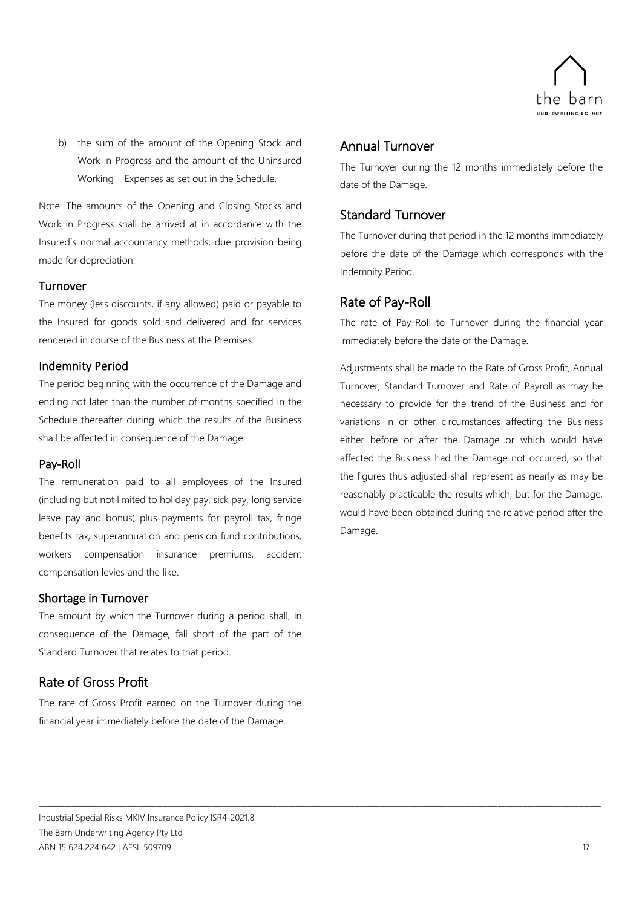b) the sum of the amount of the Opening Stock and Work in Progress and the amount of the Uninsured Working Expenses as set out in the Schedule.

Note: The amounts of the Opening and Closing Stocks and Work in Progress shall be arrived at in accordance with the Insured's normal accountancy methods; due provision being made for depreciation.

### Turnover

The money (less discounts, if any allowed) paid or payable to the Insured for goods sold and delivered and for services rendered in course of the Business at the Premises.

### Indemnity Period

The period beginning with the occurrence of the Damage and ending not later than the number of months specified in the Schedule thereafter during which the results of the Business shall be affected in consequence of the Damage.

### Pay-Roll

The remuneration paid to all employees of the Insured (including but not limited to holiday pay, sick pay, long service leave pay and bonus) plus payments for payroll tax, fringe benefits tax, superannuation and pension fund contributions, workers compensation insurance premiums, accident compensation levies and the like.

### Shortage in Turnover

The amount by which the Turnover during a period shall, in consequence of the Damage, fall short of the part of the Standard Turnover that relates to that period.

## Rate of Gross Profit

The rate of Gross Profit earned on the Turnover during the financial year immediately before the date of the Damage.

## Annual Turnover

The Turnover during the 12 months immediately before the date of the Damage.

## Standard Turnover

The Turnover during that period in the 12 months immediately before the date of the Damage which corresponds with the Indemnity Period.

## Rate of Pay-Roll

The rate of Pay-Roll to Turnover during the financial year immediately before the date of the Damage.

Adjustments shall be made to the Rate of Gross Profit, Annual Turnover, Standard Turnover and Rate of Payroll as may be necessary to provide for the trend of the Business and for variations in or other circumstances affecting the Business either before or after the Damage or which would have affected the Business had the Damage not occurred, so that the figures thus adjusted shall represent as nearly as may be reasonably practicable the results which, but for the Damage, would have been obtained during the relative period after the Damage.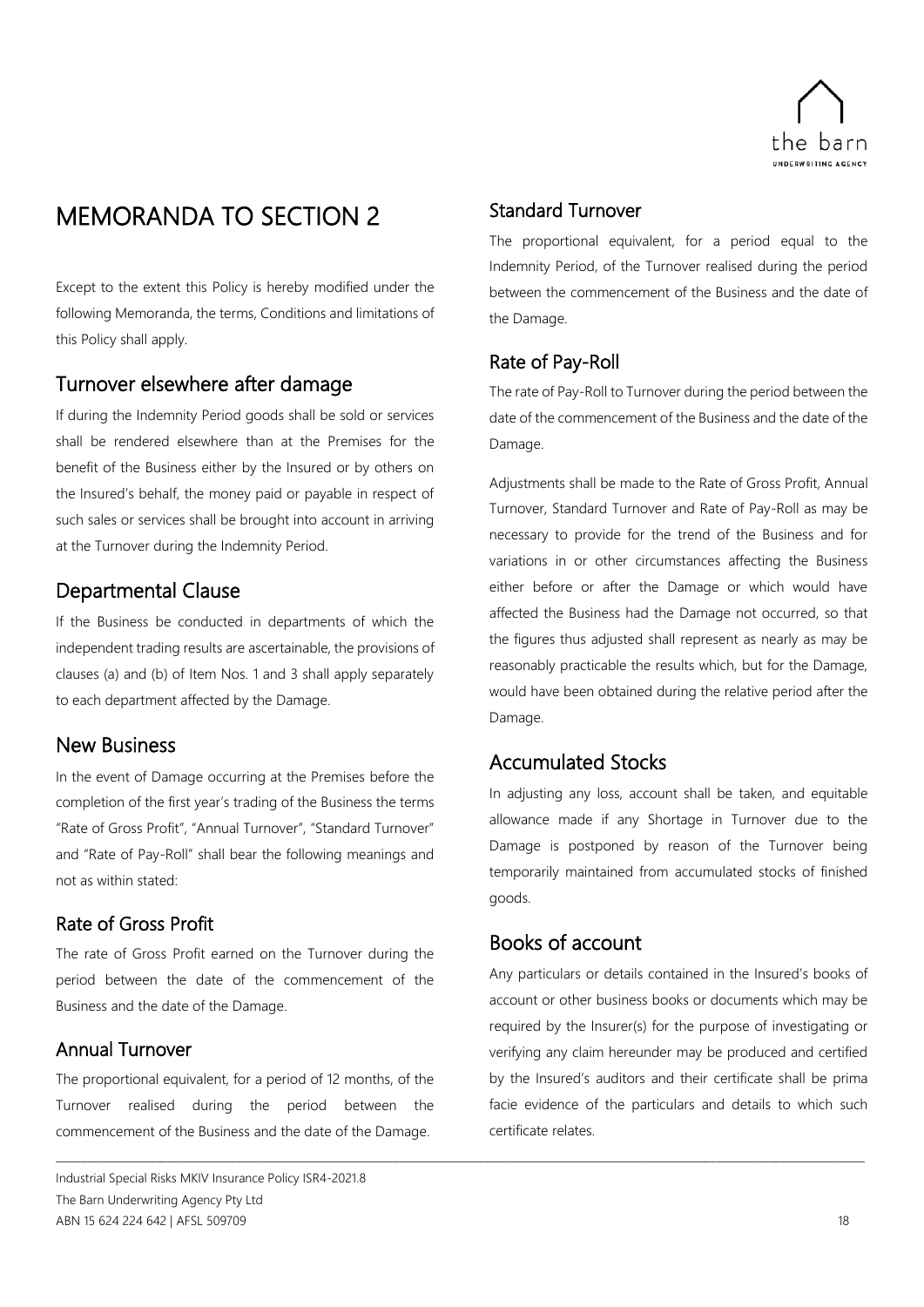# MEMORANDA TO SECTION 2

Except to the extent this Policy is hereby modified under the following Memoranda, the terms, Conditions and limitations of this Policy shall apply.

## Turnover elsewhere after damage

If during the Indemnity Period goods shall be sold or services shall be rendered elsewhere than at the Premises for the benefit of the Business either by the Insured or by others on the Insured's behalf, the money paid or payable in respect of such sales or services shall be brought into account in arriving at the Turnover during the Indemnity Period.

## Departmental Clause

If the Business be conducted in departments of which the independent trading results are ascertainable, the provisions of clauses (a) and (b) of Item Nos. 1 and 3 shall apply separately to each department affected by the Damage.

## New Business

In the event of Damage occurring at the Premises before the completion of the first year's trading of the Business the terms "Rate of Gross Profit", "Annual Turnover", "Standard Turnover" and "Rate of Pay-Roll" shall bear the following meanings and not as within stated:

### Rate of Gross Profit

The rate of Gross Profit earned on the Turnover during the period between the date of the commencement of the Business and the date of the Damage.

### Annual Turnover

The proportional equivalent, for a period of 12 months, of the Turnover realised during the period between the commencement of the Business and the date of the Damage.

### Standard Turnover

The proportional equivalent, for a period equal to the Indemnity Period, of the Turnover realised during the period between the commencement of the Business and the date of the Damage.

### Rate of Pay-Roll

The rate of Pay-Roll to Turnover during the period between the date of the commencement of the Business and the date of the Damage.

Adjustments shall be made to the Rate of Gross Profit, Annual Turnover, Standard Turnover and Rate of Pay-Roll as may be necessary to provide for the trend of the Business and for variations in or other circumstances affecting the Business either before or after the Damage or which would have affected the Business had the Damage not occurred, so that the figures thus adjusted shall represent as nearly as may be reasonably practicable the results which, but for the Damage, would have been obtained during the relative period after the Damage.

## Accumulated Stocks

In adjusting any loss, account shall be taken, and equitable allowance made if any Shortage in Turnover due to the Damage is postponed by reason of the Turnover being temporarily maintained from accumulated stocks of finished goods.

## Books of account

Any particulars or details contained in the Insured's books of account or other business books or documents which may be required by the Insurer(s) for the purpose of investigating or verifying any claim hereunder may be produced and certified by the Insured's auditors and their certificate shall be prima facie evidence of the particulars and details to which such certificate relates.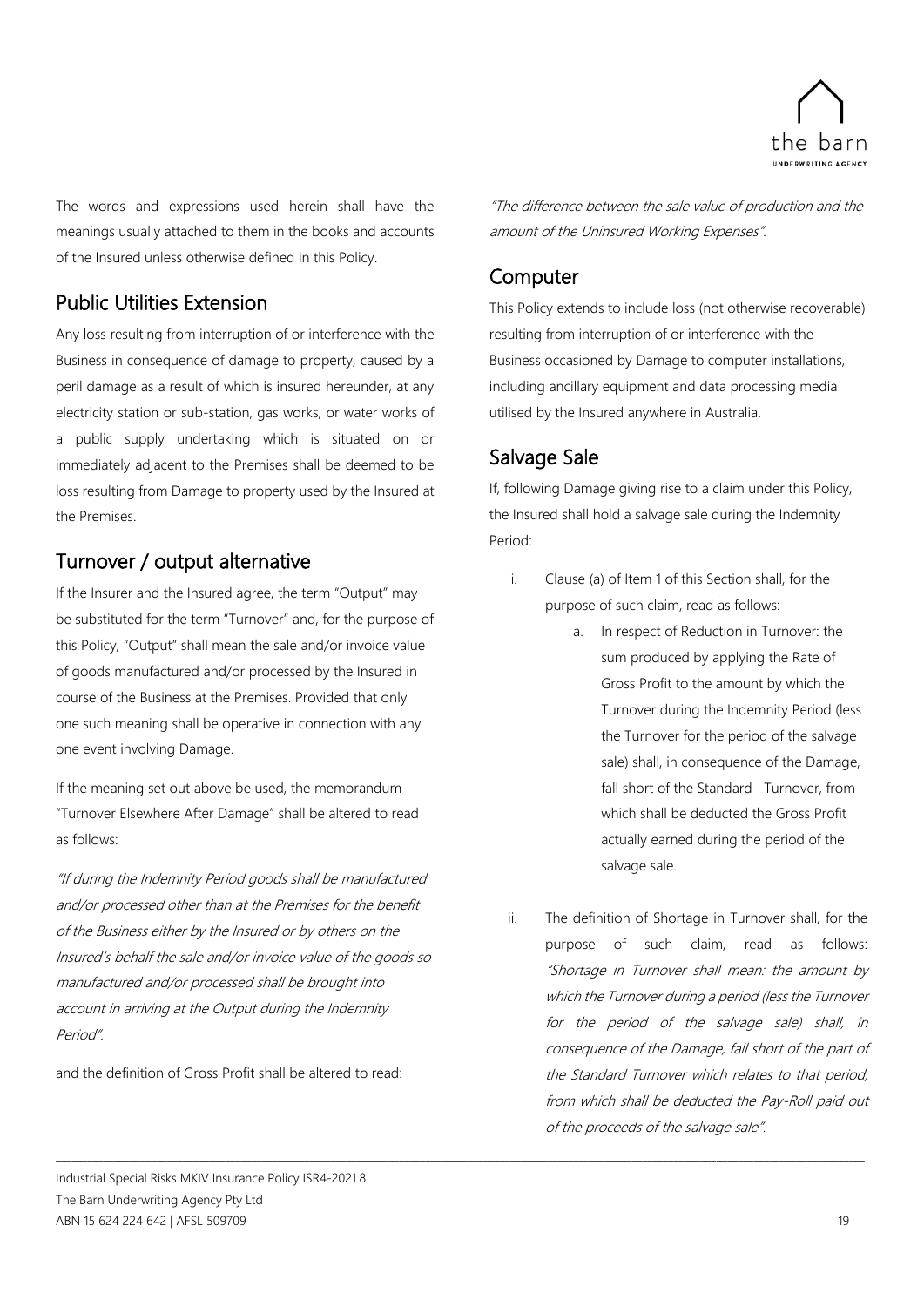The words and expressions used herein shall have the meanings usually attached to them in the books and accounts of the Insured unless otherwise defined in this Policy.

## Public Utilities Extension

Any loss resulting from interruption of or interference with the Business in consequence of damage to property, caused by a peril damage as a result of which is insured hereunder, at any electricity station or sub-station, gas works, or water works of a public supply undertaking which is situated on or immediately adjacent to the Premises shall be deemed to be loss resulting from Damage to property used by the Insured at the Premises.

## Turnover / output alternative

If the Insurer and the Insured agree, the term "Output" may be substituted for the term "Turnover" and, for the purpose of this Policy, "Output" shall mean the sale and/or invoice value of goods manufactured and/or processed by the Insured in course of the Business at the Premises. Provided that only one such meaning shall be operative in connection with any one event involving Damage.

If the meaning set out above be used, the memorandum "Turnover Elsewhere After Damage" shall be altered to read as follows:

*"If during the Indemnity Period goods shall be manufactured and/or processed other than at the Premises for the benefit of the Business either by the Insured or by others on the Insured's behalf the sale and/or invoice value of the goods so manufactured and/or processed shall be brought into account in arriving at the Output during the Indemnity Period".*

and the definition of Gross Profit shall be altered to read:

*"The difference between the sale value of production and the amount of the Uninsured Working Expenses".*

## Computer

This Policy extends to include loss (not otherwise recoverable) resulting from interruption of or interference with the Business occasioned by Damage to computer installations, including ancillary equipment and data processing media utilised by the Insured anywhere in Australia.

## Salvage Sale

If, following Damage giving rise to a claim under this Policy, the Insured shall hold a salvage sale during the Indemnity Period:

i. Clause (a) of Item 1 of this Section shall, for the purpose of such claim, read as follows:

   a. In respect of Reduction in Turnover: the sum produced by applying the Rate of Gross Profit to the amount by which the Turnover during the Indemnity Period (less the Turnover for the period of the salvage sale) shall, in consequence of the Damage, fall short of the Standard Turnover, from which shall be deducted the Gross Profit actually earned during the period of the salvage sale.

ii. The definition of Shortage in Turnover shall, for the purpose of such claim, read as follows: *"Shortage in Turnover shall mean: the amount by which the Turnover during a period (less the Turnover for the period of the salvage sale) shall, in consequence of the Damage, fall short of the part of the Standard Turnover which relates to that period, from which shall be deducted the Pay-Roll paid out of the proceeds of the salvage sale".*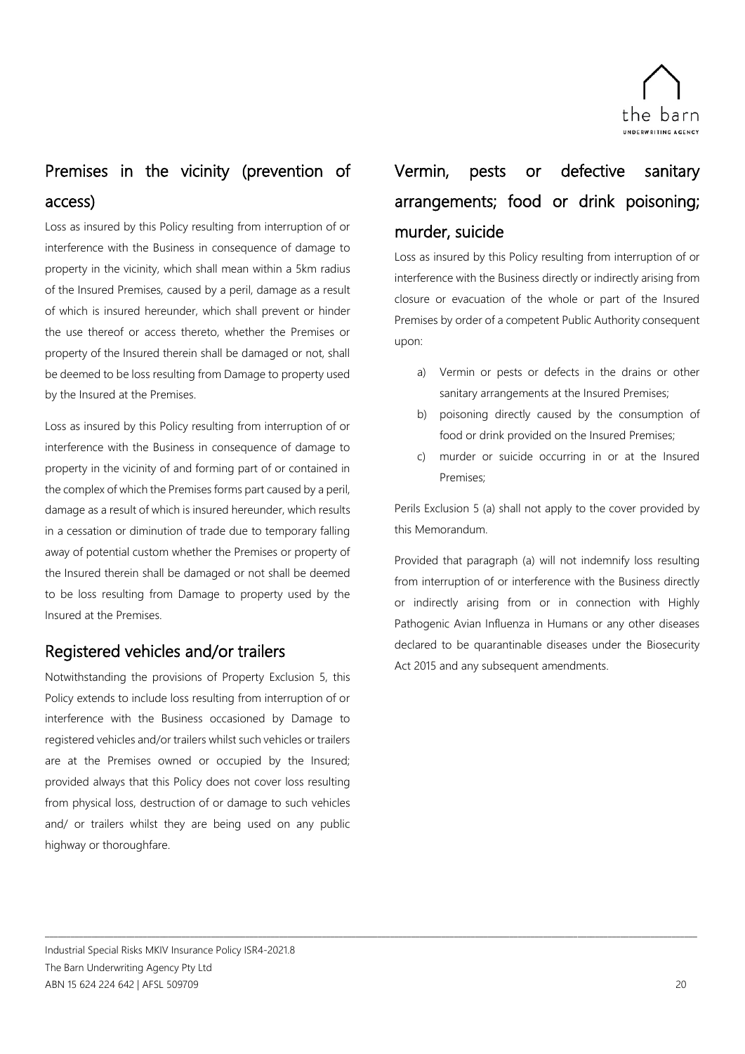## Premises in the vicinity (prevention of access)

Loss as insured by this Policy resulting from interruption of or interference with the Business in consequence of damage to property in the vicinity, which shall mean within a 5km radius of the Insured Premises, caused by a peril, damage as a result of which is insured hereunder, which shall prevent or hinder the use thereof or access thereto, whether the Premises or property of the Insured therein shall be damaged or not, shall be deemed to be loss resulting from Damage to property used by the Insured at the Premises.

Loss as insured by this Policy resulting from interruption of or interference with the Business in consequence of damage to property in the vicinity of and forming part of or contained in the complex of which the Premises forms part caused by a peril, damage as a result of which is insured hereunder, which results in a cessation or diminution of trade due to temporary falling away of potential custom whether the Premises or property of the Insured therein shall be damaged or not shall be deemed to be loss resulting from Damage to property used by the Insured at the Premises.

## Registered vehicles and/or trailers

Notwithstanding the provisions of Property Exclusion 5, this Policy extends to include loss resulting from interruption of or interference with the Business occasioned by Damage to registered vehicles and/or trailers whilst such vehicles or trailers are at the Premises owned or occupied by the Insured; provided always that this Policy does not cover loss resulting from physical loss, destruction of or damage to such vehicles and/ or trailers whilst they are being used on any public highway or thoroughfare.

## Vermin, pests or defective sanitary arrangements; food or drink poisoning; murder, suicide

Loss as insured by this Policy resulting from interruption of or interference with the Business directly or indirectly arising from closure or evacuation of the whole or part of the Insured Premises by order of a competent Public Authority consequent upon:

a) Vermin or pests or defects in the drains or other sanitary arrangements at the Insured Premises;
b) poisoning directly caused by the consumption of food or drink provided on the Insured Premises;
c) murder or suicide occurring in or at the Insured Premises;

Perils Exclusion 5 (a) shall not apply to the cover provided by this Memorandum.

Provided that paragraph (a) will not indemnify loss resulting from interruption of or interference with the Business directly or indirectly arising from or in connection with Highly Pathogenic Avian Influenza in Humans or any other diseases declared to be quarantinable diseases under the Biosecurity Act 2015 and any subsequent amendments.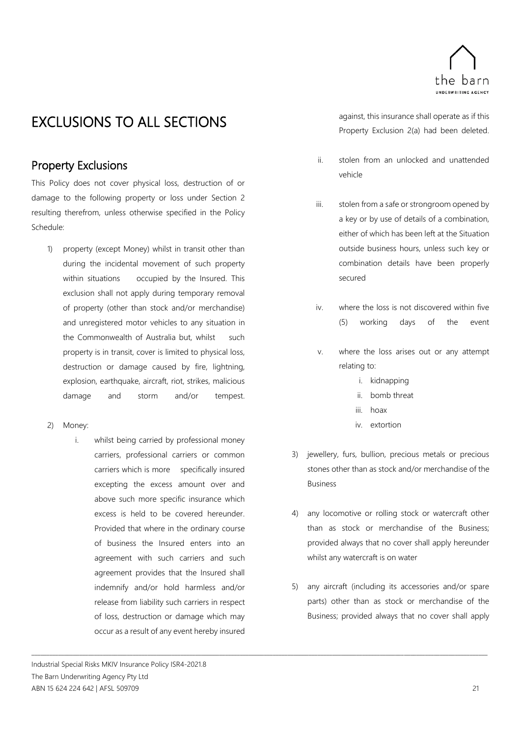# EXCLUSIONS TO ALL SECTIONS

## Property Exclusions

This Policy does not cover physical loss, destruction of or damage to the following property or loss under Section 2 resulting therefrom, unless otherwise specified in the Policy Schedule:

1) property (except Money) whilst in transit other than during the incidental movement of such property within situations occupied by the Insured. This exclusion shall not apply during temporary removal of property (other than stock and/or merchandise) and unregistered motor vehicles to any situation in the Commonwealth of Australia but, whilst such property is in transit, cover is limited to physical loss, destruction or damage caused by fire, lightning, explosion, earthquake, aircraft, riot, strikes, malicious damage and storm and/or tempest.

2) Money:

   i. whilst being carried by professional money carriers, professional carriers or common carriers which is more specifically insured excepting the excess amount over and above such more specific insurance which excess is held to be covered hereunder. Provided that where in the ordinary course of business the Insured enters into an agreement with such carriers and such agreement provides that the Insured shall indemnify and/or hold harmless and/or release from liability such carriers in respect of loss, destruction or damage which may occur as a result of any event hereby insured against, this insurance shall operate as if this Property Exclusion 2(a) had been deleted.

   ii. stolen from an unlocked and unattended vehicle

   iii. stolen from a safe or strongroom opened by a key or by use of details of a combination, either of which has been left at the Situation outside business hours, unless such key or combination details have been properly secured

   iv. where the loss is not discovered within five (5) working days of the event

   v. where the loss arises out or any attempt relating to:

      i. kidnapping
      ii. bomb threat
      iii. hoax
      iv. extortion

3) jewellery, furs, bullion, precious metals or precious stones other than as stock and/or merchandise of the Business

4) any locomotive or rolling stock or watercraft other than as stock or merchandise of the Business; provided always that no cover shall apply hereunder whilst any watercraft is on water

5) any aircraft (including its accessories and/or spare parts) other than as stock or merchandise of the Business; provided always that no cover shall apply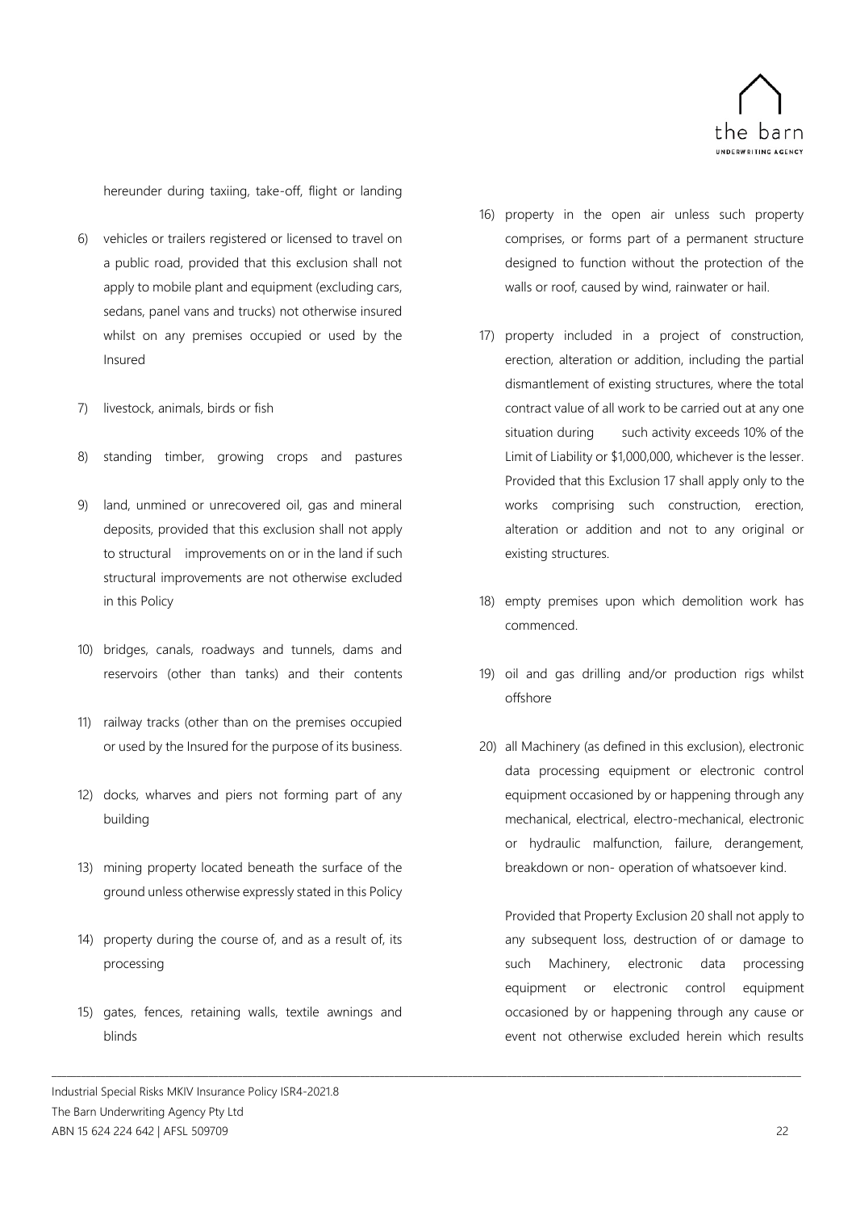hereunder during taxiing, take-off, flight or landing

6) vehicles or trailers registered or licensed to travel on a public road, provided that this exclusion shall not apply to mobile plant and equipment (excluding cars, sedans, panel vans and trucks) not otherwise insured whilst on any premises occupied or used by the Insured

7) livestock, animals, birds or fish

8) standing timber, growing crops and pastures

9) land, unmined or unrecovered oil, gas and mineral deposits, provided that this exclusion shall not apply to structural improvements on or in the land if such structural improvements are not otherwise excluded in this Policy

10) bridges, canals, roadways and tunnels, dams and reservoirs (other than tanks) and their contents

11) railway tracks (other than on the premises occupied or used by the Insured for the purpose of its business.

12) docks, wharves and piers not forming part of any building

13) mining property located beneath the surface of the ground unless otherwise expressly stated in this Policy

14) property during the course of, and as a result of, its processing

15) gates, fences, retaining walls, textile awnings and blinds

16) property in the open air unless such property comprises, or forms part of a permanent structure designed to function without the protection of the walls or roof, caused by wind, rainwater or hail.

17) property included in a project of construction, erection, alteration or addition, including the partial dismantlement of existing structures, where the total contract value of all work to be carried out at any one situation during such activity exceeds 10% of the Limit of Liability or $1,000,000, whichever is the lesser. Provided that this Exclusion 17 shall apply only to the works comprising such construction, erection, alteration or addition and not to any original or existing structures.

18) empty premises upon which demolition work has commenced.

19) oil and gas drilling and/or production rigs whilst offshore

20) all Machinery (as defined in this exclusion), electronic data processing equipment or electronic control equipment occasioned by or happening through any mechanical, electrical, electro-mechanical, electronic or hydraulic malfunction, failure, derangement, breakdown or non- operation of whatsoever kind.

    Provided that Property Exclusion 20 shall not apply to any subsequent loss, destruction of or damage to such Machinery, electronic data processing equipment or electronic control equipment occasioned by or happening through any cause or event not otherwise excluded herein which results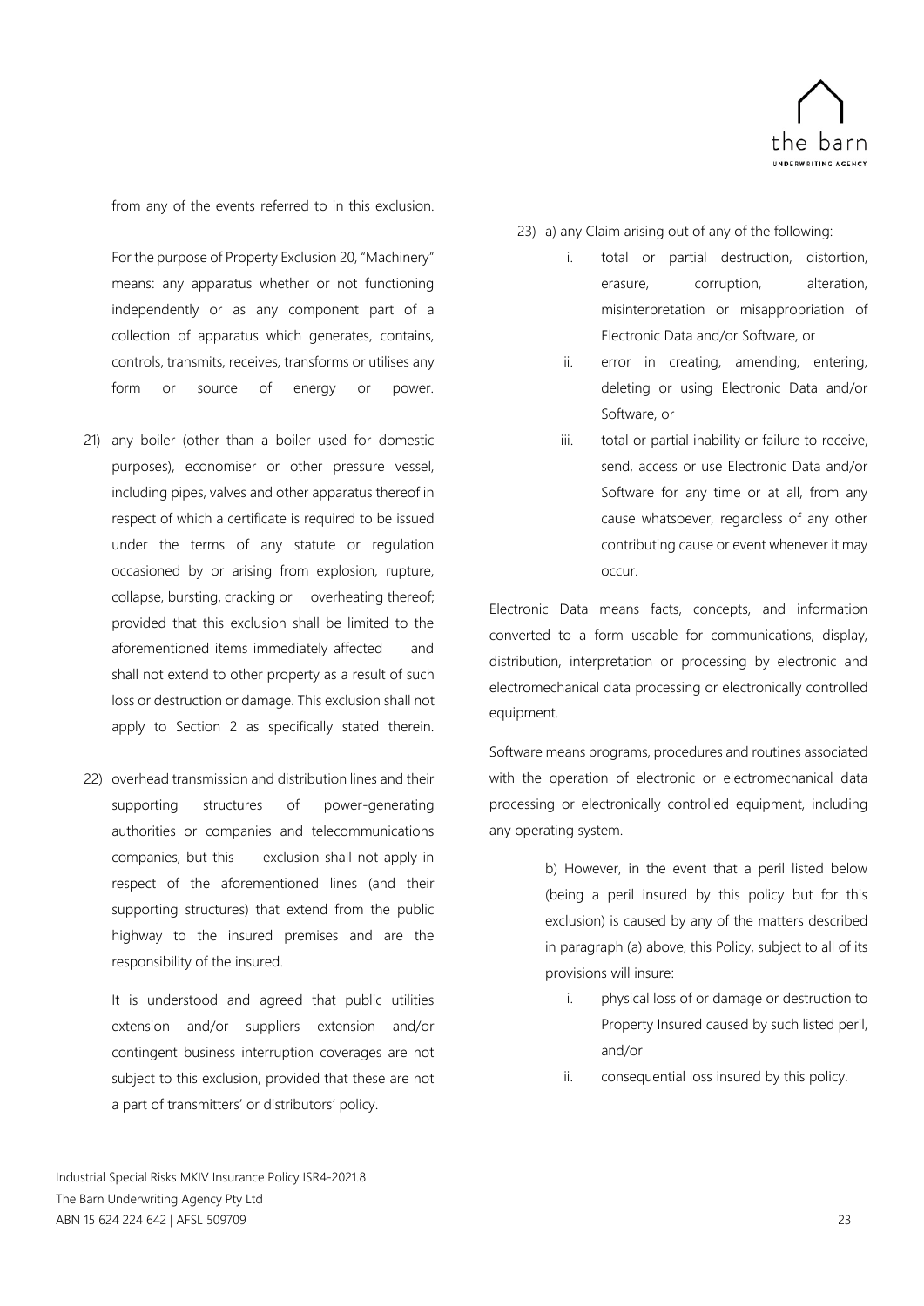from any of the events referred to in this exclusion.

For the purpose of Property Exclusion 20, "Machinery" means: any apparatus whether or not functioning independently or as any component part of a collection of apparatus which generates, contains, controls, transmits, receives, transforms or utilises any form or source of energy or power.

21) any boiler (other than a boiler used for domestic purposes), economiser or other pressure vessel, including pipes, valves and other apparatus thereof in respect of which a certificate is required to be issued under the terms of any statute or regulation occasioned by or arising from explosion, rupture, collapse, bursting, cracking or overheating thereof; provided that this exclusion shall be limited to the aforementioned items immediately affected and shall not extend to other property as a result of such loss or destruction or damage. This exclusion shall not apply to Section 2 as specifically stated therein.

22) overhead transmission and distribution lines and their supporting structures of power-generating authorities or companies and telecommunications companies, but this exclusion shall not apply in respect of the aforementioned lines (and their supporting structures) that extend from the public highway to the insured premises and are the responsibility of the insured.

    It is understood and agreed that public utilities extension and/or suppliers extension and/or contingent business interruption coverages are not subject to this exclusion, provided that these are not a part of transmitters' or distributors' policy.

23) a) any Claim arising out of any of the following:

    i. total or partial destruction, distortion, erasure, corruption, alteration, misinterpretation or misappropriation of Electronic Data and/or Software, or
    ii. error in creating, amending, entering, deleting or using Electronic Data and/or Software, or
    iii. total or partial inability or failure to receive, send, access or use Electronic Data and/or Software for any time or at all, from any cause whatsoever, regardless of any other contributing cause or event whenever it may occur.

Electronic Data means facts, concepts, and information converted to a form useable for communications, display, distribution, interpretation or processing by electronic and electromechanical data processing or electronically controlled equipment.

Software means programs, procedures and routines associated with the operation of electronic or electromechanical data processing or electronically controlled equipment, including any operating system.

b) However, in the event that a peril listed below (being a peril insured by this policy but for this exclusion) is caused by any of the matters described in paragraph (a) above, this Policy, subject to all of its provisions will insure:

    i. physical loss of or damage or destruction to Property Insured caused by such listed peril, and/or
    ii. consequential loss insured by this policy.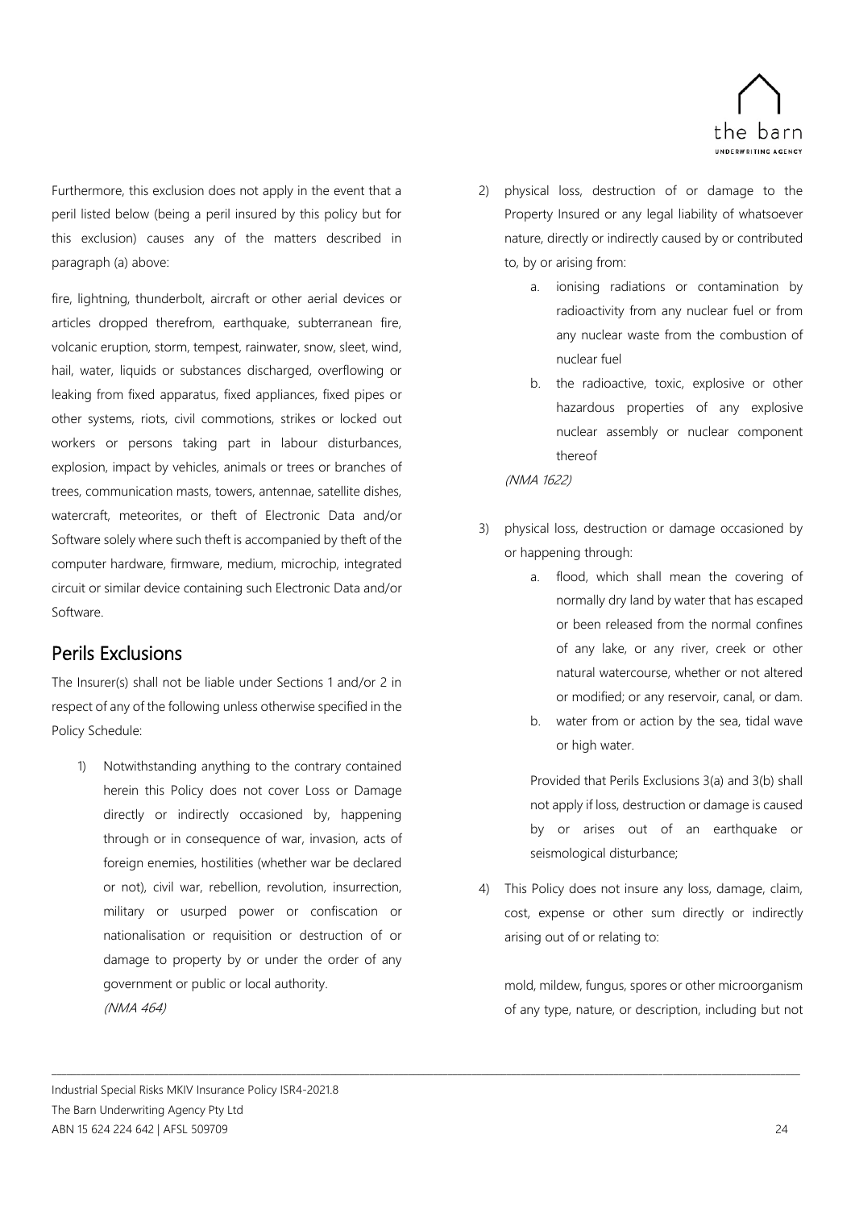Furthermore, this exclusion does not apply in the event that a peril listed below (being a peril insured by this policy but for this exclusion) causes any of the matters described in paragraph (a) above:

fire, lightning, thunderbolt, aircraft or other aerial devices or articles dropped therefrom, earthquake, subterranean fire, volcanic eruption, storm, tempest, rainwater, snow, sleet, wind, hail, water, liquids or substances discharged, overflowing or leaking from fixed apparatus, fixed appliances, fixed pipes or other systems, riots, civil commotions, strikes or locked out workers or persons taking part in labour disturbances, explosion, impact by vehicles, animals or trees or branches of trees, communication masts, towers, antennae, satellite dishes, watercraft, meteorites, or theft of Electronic Data and/or Software solely where such theft is accompanied by theft of the computer hardware, firmware, medium, microchip, integrated circuit or similar device containing such Electronic Data and/or Software.

## Perils Exclusions

The Insurer(s) shall not be liable under Sections 1 and/or 2 in respect of any of the following unless otherwise specified in the Policy Schedule:

1) Notwithstanding anything to the contrary contained herein this Policy does not cover Loss or Damage directly or indirectly occasioned by, happening through or in consequence of war, invasion, acts of foreign enemies, hostilities (whether war be declared or not), civil war, rebellion, revolution, insurrection, military or usurped power or confiscation or nationalisation or requisition or destruction of or damage to property by or under the order of any government or public or local authority.
   *(NMA 464)*

2) physical loss, destruction of or damage to the Property Insured or any legal liability of whatsoever nature, directly or indirectly caused by or contributed to, by or arising from:
   a. ionising radiations or contamination by radioactivity from any nuclear fuel or from any nuclear waste from the combustion of nuclear fuel
   b. the radioactive, toxic, explosive or other hazardous properties of any explosive nuclear assembly or nuclear component thereof

   *(NMA 1622)*

3) physical loss, destruction or damage occasioned by or happening through:
   a. flood, which shall mean the covering of normally dry land by water that has escaped or been released from the normal confines of any lake, or any river, creek or other natural watercourse, whether or not altered or modified; or any reservoir, canal, or dam.
   b. water from or action by the sea, tidal wave or high water.

   Provided that Perils Exclusions 3(a) and 3(b) shall not apply if loss, destruction or damage is caused by or arises out of an earthquake or seismological disturbance;

4) This Policy does not insure any loss, damage, claim, cost, expense or other sum directly or indirectly arising out of or relating to:

   mold, mildew, fungus, spores or other microorganism of any type, nature, or description, including but not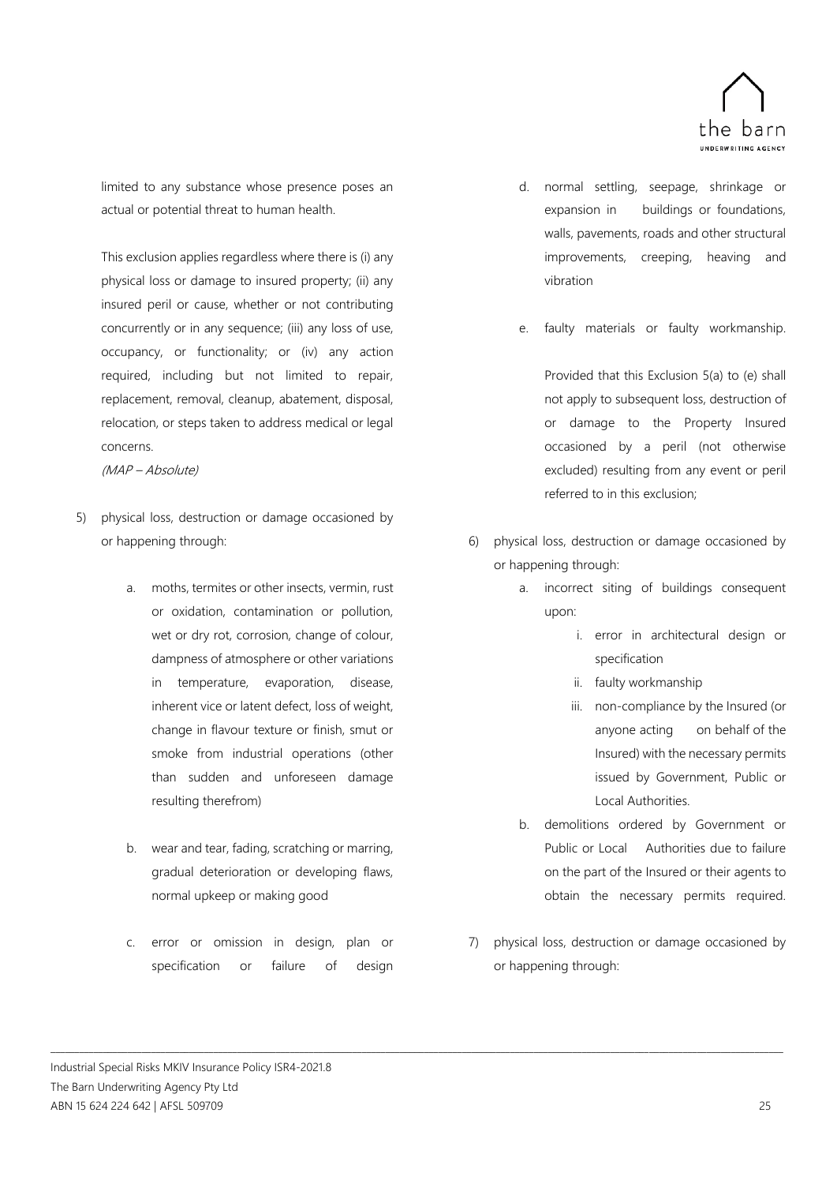limited to any substance whose presence poses an actual or potential threat to human health.

This exclusion applies regardless where there is (i) any physical loss or damage to insured property; (ii) any insured peril or cause, whether or not contributing concurrently or in any sequence; (iii) any loss of use, occupancy, or functionality; or (iv) any action required, including but not limited to repair, replacement, removal, cleanup, abatement, disposal, relocation, or steps taken to address medical or legal concerns.

*(MAP – Absolute)*

5) physical loss, destruction or damage occasioned by or happening through:

   a. moths, termites or other insects, vermin, rust or oxidation, contamination or pollution, wet or dry rot, corrosion, change of colour, dampness of atmosphere or other variations in temperature, evaporation, disease, inherent vice or latent defect, loss of weight, change in flavour texture or finish, smut or smoke from industrial operations (other than sudden and unforeseen damage resulting therefrom)

   b. wear and tear, fading, scratching or marring, gradual deterioration or developing flaws, normal upkeep or making good

   c. error or omission in design, plan or specification or failure of design

   d. normal settling, seepage, shrinkage or expansion in buildings or foundations, walls, pavements, roads and other structural improvements, creeping, heaving and vibration

   e. faulty materials or faulty workmanship.

   Provided that this Exclusion 5(a) to (e) shall not apply to subsequent loss, destruction of or damage to the Property Insured occasioned by a peril (not otherwise excluded) resulting from any event or peril referred to in this exclusion;

6) physical loss, destruction or damage occasioned by or happening through:

   a. incorrect siting of buildings consequent upon:

      i. error in architectural design or specification

      ii. faulty workmanship

      iii. non-compliance by the Insured (or anyone acting on behalf of the Insured) with the necessary permits issued by Government, Public or Local Authorities.

   b. demolitions ordered by Government or Public or Local Authorities due to failure on the part of the Insured or their agents to obtain the necessary permits required.

7) physical loss, destruction or damage occasioned by or happening through: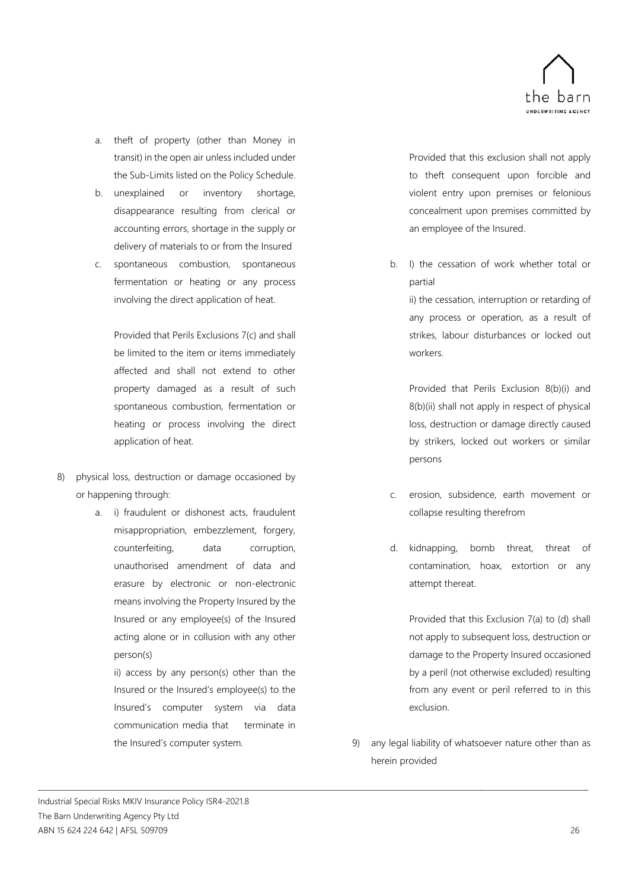a. theft of property (other than Money in transit) in the open air unless included under the Sub-Limits listed on the Policy Schedule.
b. unexplained or inventory shortage, disappearance resulting from clerical or accounting errors, shortage in the supply or delivery of materials to or from the Insured
c. spontaneous combustion, spontaneous fermentation or heating or any process involving the direct application of heat.

   Provided that Perils Exclusions 7(c) and shall be limited to the item or items immediately affected and shall not extend to other property damaged as a result of such spontaneous combustion, fermentation or heating or process involving the direct application of heat.

8) physical loss, destruction or damage occasioned by or happening through:

   a. i) fraudulent or dishonest acts, fraudulent misappropriation, embezzlement, forgery, counterfeiting, data corruption, unauthorised amendment of data and erasure by electronic or non-electronic means involving the Property Insured by the Insured or any employee(s) of the Insured acting alone or in collusion with any other person(s)

      ii) access by any person(s) other than the Insured or the Insured's employee(s) to the Insured's computer system via data communication media that terminate in the Insured's computer system.

      Provided that this exclusion shall not apply to theft consequent upon forcible and violent entry upon premises or felonious concealment upon premises committed by an employee of the Insured.

   b. I) the cessation of work whether total or partial

      ii) the cessation, interruption or retarding of any process or operation, as a result of strikes, labour disturbances or locked out workers.

      Provided that Perils Exclusion 8(b)(i) and 8(b)(ii) shall not apply in respect of physical loss, destruction or damage directly caused by strikers, locked out workers or similar persons

   c. erosion, subsidence, earth movement or collapse resulting therefrom

   d. kidnapping, bomb threat, threat of contamination, hoax, extortion or any attempt thereat.

      Provided that this Exclusion 7(a) to (d) shall not apply to subsequent loss, destruction or damage to the Property Insured occasioned by a peril (not otherwise excluded) resulting from any event or peril referred to in this exclusion.

9) any legal liability of whatsoever nature other than as herein provided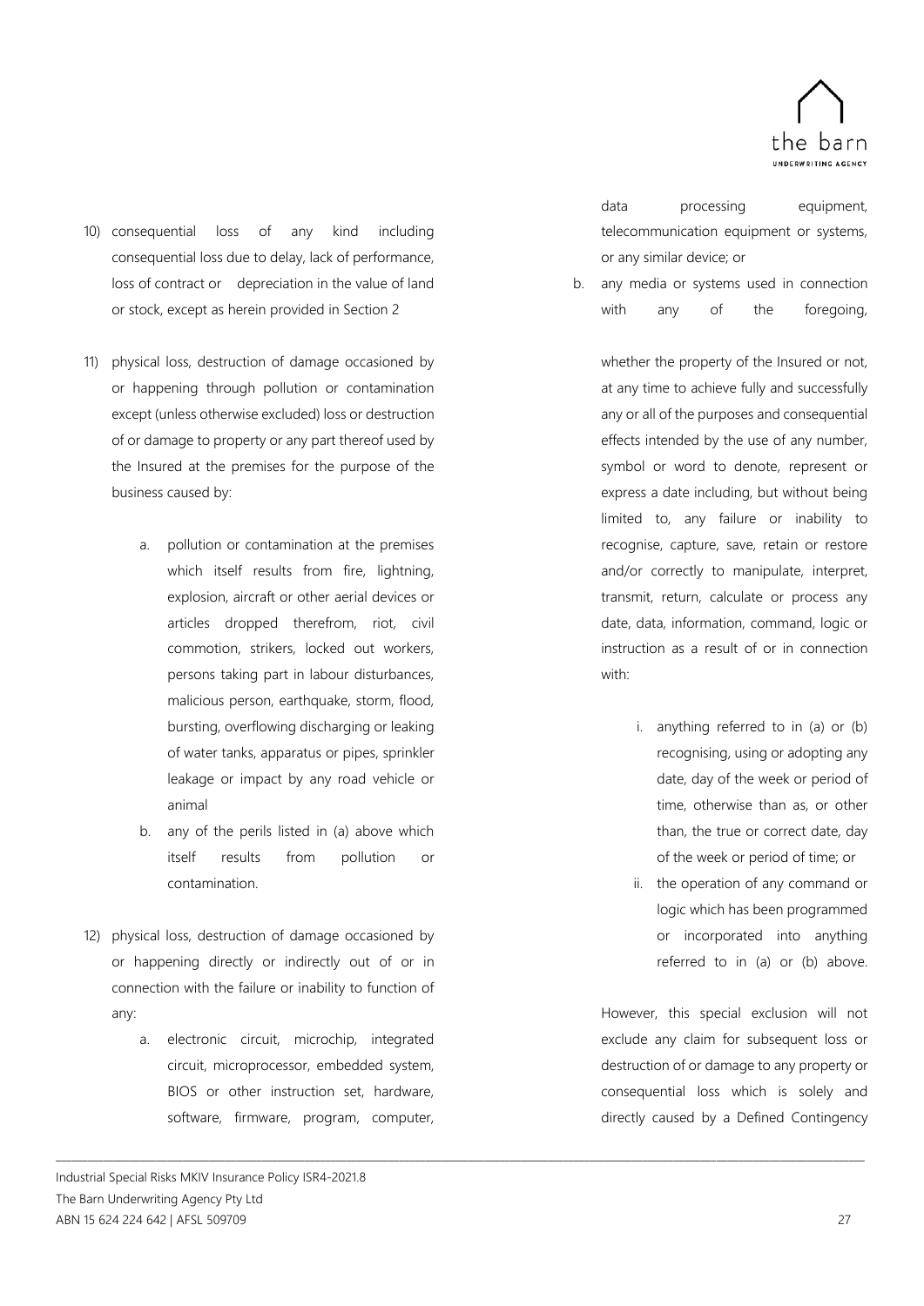10) consequential loss of any kind including consequential loss due to delay, lack of performance, loss of contract or depreciation in the value of land or stock, except as herein provided in Section 2

11) physical loss, destruction of damage occasioned by or happening through pollution or contamination except (unless otherwise excluded) loss or destruction of or damage to property or any part thereof used by the Insured at the premises for the purpose of the business caused by:

    a. pollution or contamination at the premises which itself results from fire, lightning, explosion, aircraft or other aerial devices or articles dropped therefrom, riot, civil commotion, strikers, locked out workers, persons taking part in labour disturbances, malicious person, earthquake, storm, flood, bursting, overflowing discharging or leaking of water tanks, apparatus or pipes, sprinkler leakage or impact by any road vehicle or animal
    b. any of the perils listed in (a) above which itself results from pollution or contamination.

12) physical loss, destruction of damage occasioned by or happening directly or indirectly out of or in connection with the failure or inability to function of any:

    a. electronic circuit, microchip, integrated circuit, microprocessor, embedded system, BIOS or other instruction set, hardware, software, firmware, program, computer, data processing equipment, telecommunication equipment or systems, or any similar device; or
    b. any media or systems used in connection with any of the foregoing,

    whether the property of the Insured or not, at any time to achieve fully and successfully any or all of the purposes and consequential effects intended by the use of any number, symbol or word to denote, represent or express a date including, but without being limited to, any failure or inability to recognise, capture, save, retain or restore and/or correctly to manipulate, interpret, transmit, return, calculate or process any date, data, information, command, logic or instruction as a result of or in connection with:

    i. anything referred to in (a) or (b) recognising, using or adopting any date, day of the week or period of time, otherwise than as, or other than, the true or correct date, day of the week or period of time; or
    ii. the operation of any command or logic which has been programmed or incorporated into anything referred to in (a) or (b) above.

    However, this special exclusion will not exclude any claim for subsequent loss or destruction of or damage to any property or consequential loss which is solely and directly caused by a Defined Contingency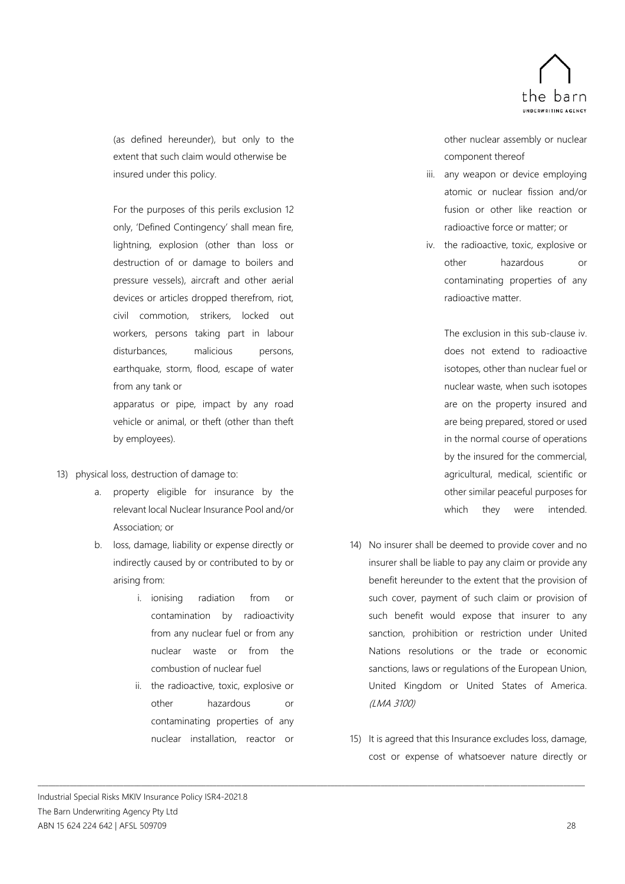(as defined hereunder), but only to the extent that such claim would otherwise be insured under this policy.

For the purposes of this perils exclusion 12 only, 'Defined Contingency' shall mean fire, lightning, explosion (other than loss or destruction of or damage to boilers and pressure vessels), aircraft and other aerial devices or articles dropped therefrom, riot, civil commotion, strikers, locked out workers, persons taking part in labour disturbances, malicious persons, earthquake, storm, flood, escape of water from any tank or apparatus or pipe, impact by any road vehicle or animal, or theft (other than theft by employees).

13) physical loss, destruction of damage to:
    a. property eligible for insurance by the relevant local Nuclear Insurance Pool and/or Association; or
    b. loss, damage, liability or expense directly or indirectly caused by or contributed to by or arising from:
        i. ionising radiation from or contamination by radioactivity from any nuclear fuel or from any nuclear waste or from the combustion of nuclear fuel
        ii. the radioactive, toxic, explosive or other hazardous or contaminating properties of any nuclear installation, reactor or other nuclear assembly or nuclear component thereof
        iii. any weapon or device employing atomic or nuclear fission and/or fusion or other like reaction or radioactive force or matter; or
        iv. the radioactive, toxic, explosive or other hazardous or contaminating properties of any radioactive matter.

        The exclusion in this sub-clause iv. does not extend to radioactive isotopes, other than nuclear fuel or nuclear waste, when such isotopes are on the property insured and are being prepared, stored or used in the normal course of operations by the insured for the commercial, agricultural, medical, scientific or other similar peaceful purposes for which they were intended.

14) No insurer shall be deemed to provide cover and no insurer shall be liable to pay any claim or provide any benefit hereunder to the extent that the provision of such cover, payment of such claim or provision of such benefit would expose that insurer to any sanction, prohibition or restriction under United Nations resolutions or the trade or economic sanctions, laws or regulations of the European Union, United Kingdom or United States of America. *(LMA 3100)*

15) It is agreed that this Insurance excludes loss, damage, cost or expense of whatsoever nature directly or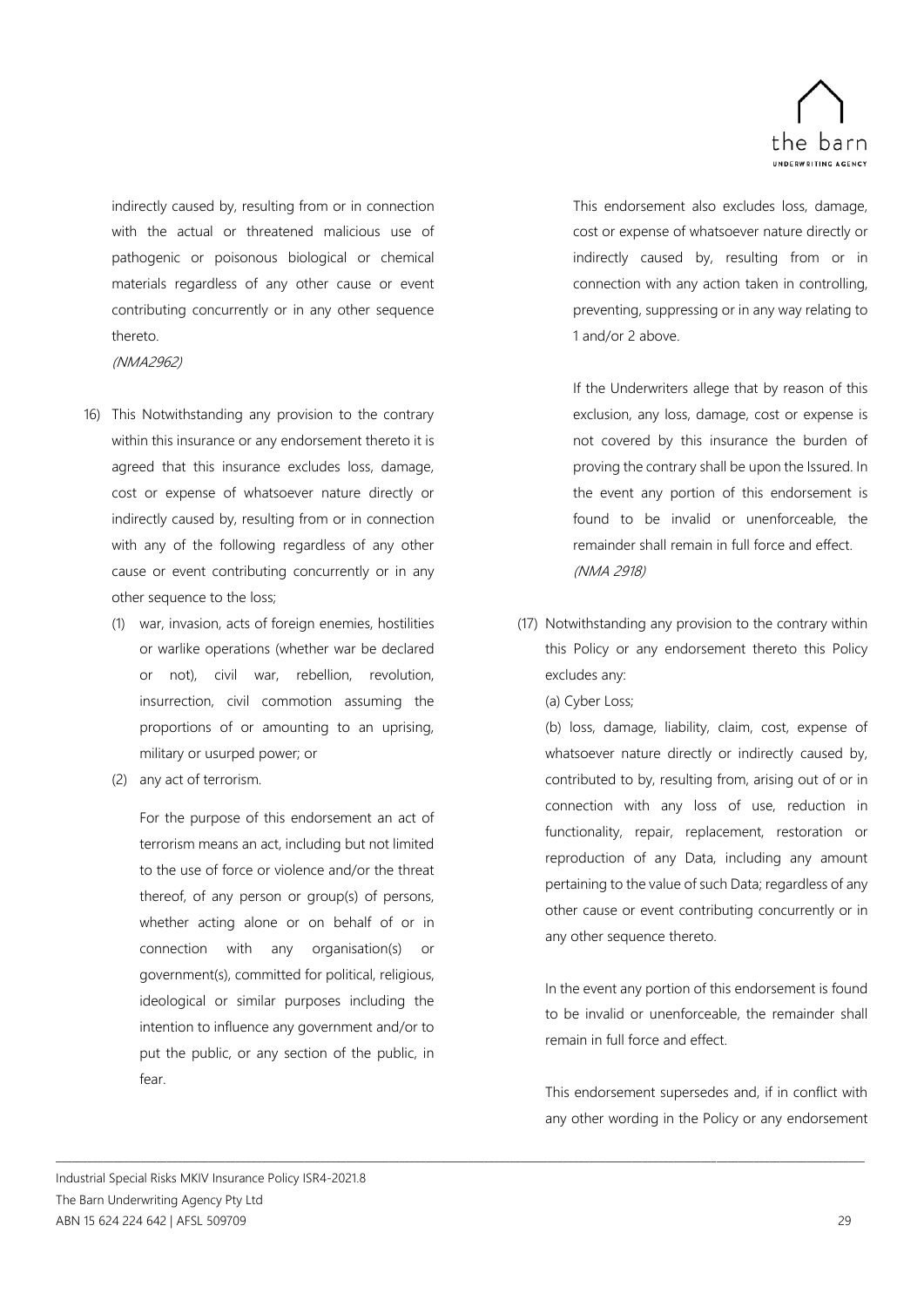indirectly caused by, resulting from or in connection with the actual or threatened malicious use of pathogenic or poisonous biological or chemical materials regardless of any other cause or event contributing concurrently or in any other sequence thereto.

*(NMA2962)*

16) This Notwithstanding any provision to the contrary within this insurance or any endorsement thereto it is agreed that this insurance excludes loss, damage, cost or expense of whatsoever nature directly or indirectly caused by, resulting from or in connection with any of the following regardless of any other cause or event contributing concurrently or in any other sequence to the loss;

    (1) war, invasion, acts of foreign enemies, hostilities or warlike operations (whether war be declared or not), civil war, rebellion, revolution, insurrection, civil commotion assuming the proportions of or amounting to an uprising, military or usurped power; or

    (2) any act of terrorism.

    For the purpose of this endorsement an act of terrorism means an act, including but not limited to the use of force or violence and/or the threat thereof, of any person or group(s) of persons, whether acting alone or on behalf of or in connection with any organisation(s) or government(s), committed for political, religious, ideological or similar purposes including the intention to influence any government and/or to put the public, or any section of the public, in fear.

    This endorsement also excludes loss, damage, cost or expense of whatsoever nature directly or indirectly caused by, resulting from or in connection with any action taken in controlling, preventing, suppressing or in any way relating to 1 and/or 2 above.

    If the Underwriters allege that by reason of this exclusion, any loss, damage, cost or expense is not covered by this insurance the burden of proving the contrary shall be upon the Issured. In the event any portion of this endorsement is found to be invalid or unenforceable, the remainder shall remain in full force and effect.

    *(NMA 2918)*

(17) Notwithstanding any provision to the contrary within this Policy or any endorsement thereto this Policy excludes any:

    (a) Cyber Loss;

    (b) loss, damage, liability, claim, cost, expense of whatsoever nature directly or indirectly caused by, contributed to by, resulting from, arising out of or in connection with any loss of use, reduction in functionality, repair, replacement, restoration or reproduction of any Data, including any amount pertaining to the value of such Data; regardless of any other cause or event contributing concurrently or in any other sequence thereto.

    In the event any portion of this endorsement is found to be invalid or unenforceable, the remainder shall remain in full force and effect.

    This endorsement supersedes and, if in conflict with any other wording in the Policy or any endorsement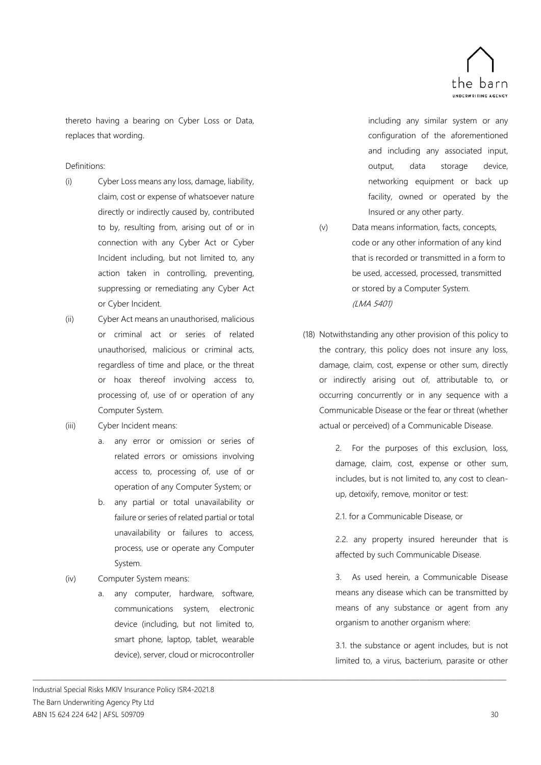thereto having a bearing on Cyber Loss or Data, replaces that wording.

Definitions:

(i) Cyber Loss means any loss, damage, liability, claim, cost or expense of whatsoever nature directly or indirectly caused by, contributed to by, resulting from, arising out of or in connection with any Cyber Act or Cyber Incident including, but not limited to, any action taken in controlling, preventing, suppressing or remediating any Cyber Act or Cyber Incident.

(ii) Cyber Act means an unauthorised, malicious or criminal act or series of related unauthorised, malicious or criminal acts, regardless of time and place, or the threat or hoax thereof involving access to, processing of, use of or operation of any Computer System.

(iii) Cyber Incident means:

a. any error or omission or series of related errors or omissions involving access to, processing of, use of or operation of any Computer System; or

b. any partial or total unavailability or failure or series of related partial or total unavailability or failures to access, process, use or operate any Computer System.

(iv) Computer System means:

a. any computer, hardware, software, communications system, electronic device (including, but not limited to, smart phone, laptop, tablet, wearable device), server, cloud or microcontroller including any similar system or any configuration of the aforementioned and including any associated input, output, data storage device, networking equipment or back up facility, owned or operated by the Insured or any other party.

(v) Data means information, facts, concepts, code or any other information of any kind that is recorded or transmitted in a form to be used, accessed, processed, transmitted or stored by a Computer System.

*(LMA 5401)*

(18) Notwithstanding any other provision of this policy to the contrary, this policy does not insure any loss, damage, claim, cost, expense or other sum, directly or indirectly arising out of, attributable to, or occurring concurrently or in any sequence with a Communicable Disease or the fear or threat (whether actual or perceived) of a Communicable Disease.

2. For the purposes of this exclusion, loss, damage, claim, cost, expense or other sum, includes, but is not limited to, any cost to clean-up, detoxify, remove, monitor or test:

2.1. for a Communicable Disease, or

2.2. any property insured hereunder that is affected by such Communicable Disease.

3. As used herein, a Communicable Disease means any disease which can be transmitted by means of any substance or agent from any organism to another organism where:

3.1. the substance or agent includes, but is not limited to, a virus, bacterium, parasite or other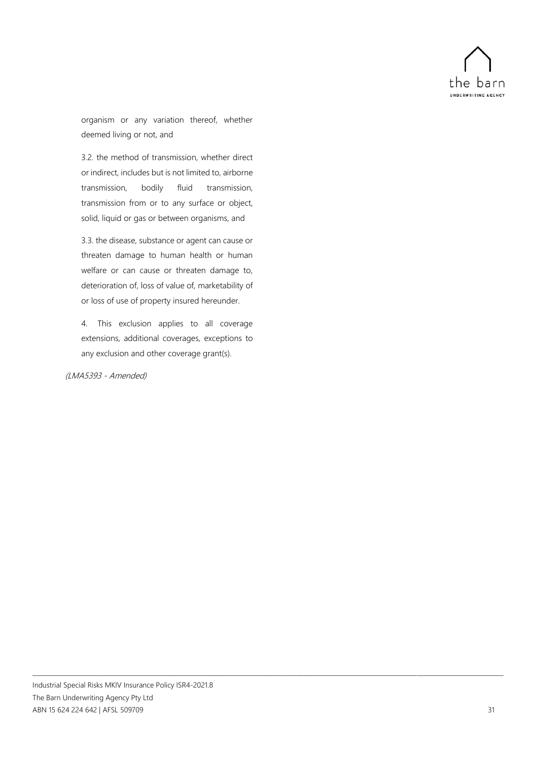organism or any variation thereof, whether deemed living or not, and

3.2. the method of transmission, whether direct or indirect, includes but is not limited to, airborne transmission, bodily fluid transmission, transmission from or to any surface or object, solid, liquid or gas or between organisms, and

3.3. the disease, substance or agent can cause or threaten damage to human health or human welfare or can cause or threaten damage to, deterioration of, loss of value of, marketability of or loss of use of property insured hereunder.

4. This exclusion applies to all coverage extensions, additional coverages, exceptions to any exclusion and other coverage grant(s).

*(LMA5393 - Amended)*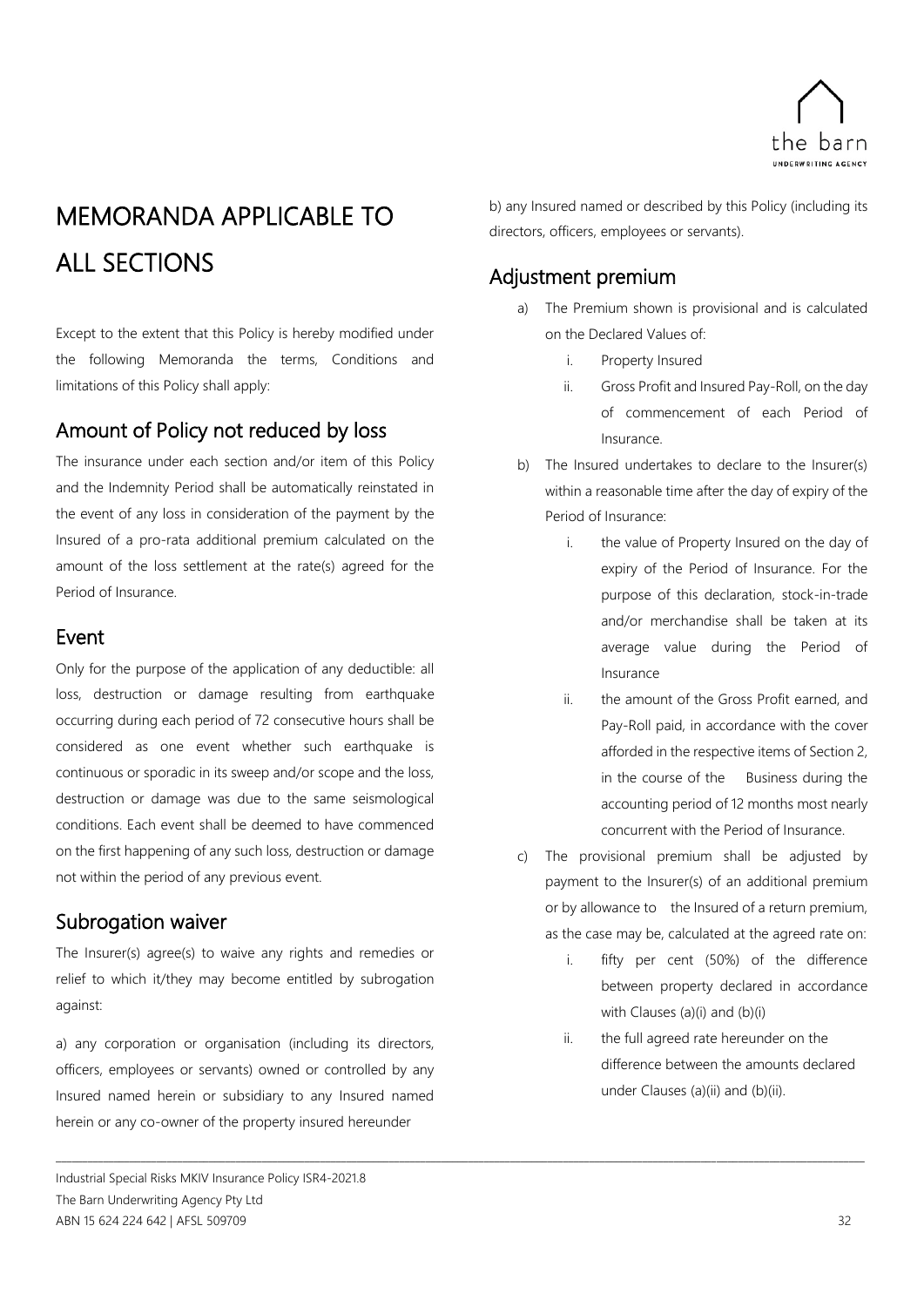# MEMORANDA APPLICABLE TO ALL SECTIONS

Except to the extent that this Policy is hereby modified under the following Memoranda the terms, Conditions and limitations of this Policy shall apply:

## Amount of Policy not reduced by loss

The insurance under each section and/or item of this Policy and the Indemnity Period shall be automatically reinstated in the event of any loss in consideration of the payment by the Insured of a pro-rata additional premium calculated on the amount of the loss settlement at the rate(s) agreed for the Period of Insurance.

## Event

Only for the purpose of the application of any deductible: all loss, destruction or damage resulting from earthquake occurring during each period of 72 consecutive hours shall be considered as one event whether such earthquake is continuous or sporadic in its sweep and/or scope and the loss, destruction or damage was due to the same seismological conditions. Each event shall be deemed to have commenced on the first happening of any such loss, destruction or damage not within the period of any previous event.

## Subrogation waiver

The Insurer(s) agree(s) to waive any rights and remedies or relief to which it/they may become entitled by subrogation against:

a) any corporation or organisation (including its directors, officers, employees or servants) owned or controlled by any Insured named herein or subsidiary to any Insured named herein or any co-owner of the property insured hereunder

b) any Insured named or described by this Policy (including its directors, officers, employees or servants).

## Adjustment premium

a) The Premium shown is provisional and is calculated on the Declared Values of:
   i. Property Insured
   ii. Gross Profit and Insured Pay-Roll, on the day of commencement of each Period of Insurance.
b) The Insured undertakes to declare to the Insurer(s) within a reasonable time after the day of expiry of the Period of Insurance:
   i. the value of Property Insured on the day of expiry of the Period of Insurance. For the purpose of this declaration, stock-in-trade and/or merchandise shall be taken at its average value during the Period of Insurance
   ii. the amount of the Gross Profit earned, and Pay-Roll paid, in accordance with the cover afforded in the respective items of Section 2, in the course of the Business during the accounting period of 12 months most nearly concurrent with the Period of Insurance.
c) The provisional premium shall be adjusted by payment to the Insurer(s) of an additional premium or by allowance to the Insured of a return premium, as the case may be, calculated at the agreed rate on:
   i. fifty per cent (50%) of the difference between property declared in accordance with Clauses (a)(i) and (b)(i)
   ii. the full agreed rate hereunder on the difference between the amounts declared under Clauses (a)(ii) and (b)(ii).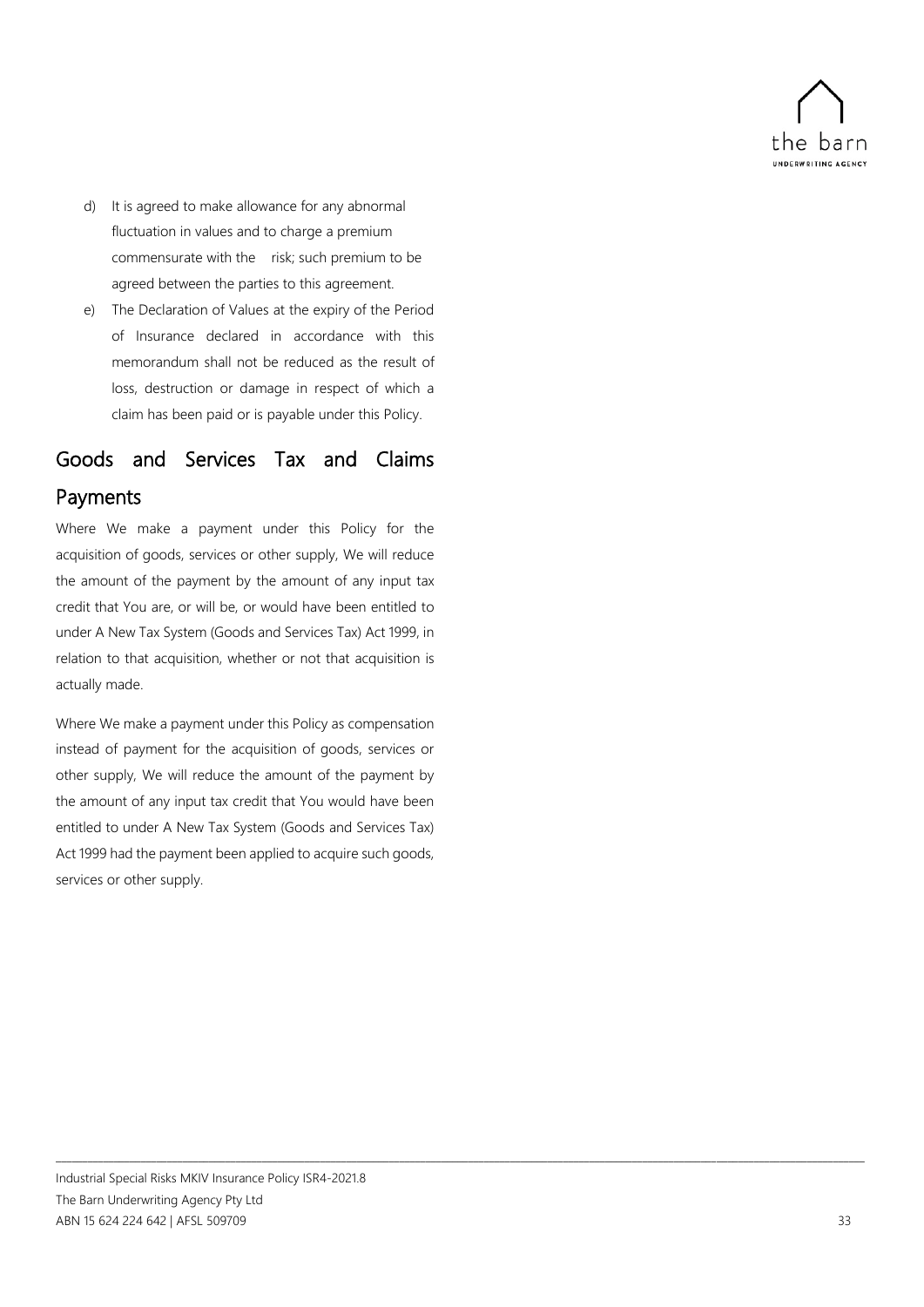d) It is agreed to make allowance for any abnormal fluctuation in values and to charge a premium commensurate with the risk; such premium to be agreed between the parties to this agreement.

e) The Declaration of Values at the expiry of the Period of Insurance declared in accordance with this memorandum shall not be reduced as the result of loss, destruction or damage in respect of which a claim has been paid or is payable under this Policy.

## Goods and Services Tax and Claims Payments

Where We make a payment under this Policy for the acquisition of goods, services or other supply, We will reduce the amount of the payment by the amount of any input tax credit that You are, or will be, or would have been entitled to under A New Tax System (Goods and Services Tax) Act 1999, in relation to that acquisition, whether or not that acquisition is actually made.

Where We make a payment under this Policy as compensation instead of payment for the acquisition of goods, services or other supply, We will reduce the amount of the payment by the amount of any input tax credit that You would have been entitled to under A New Tax System (Goods and Services Tax) Act 1999 had the payment been applied to acquire such goods, services or other supply.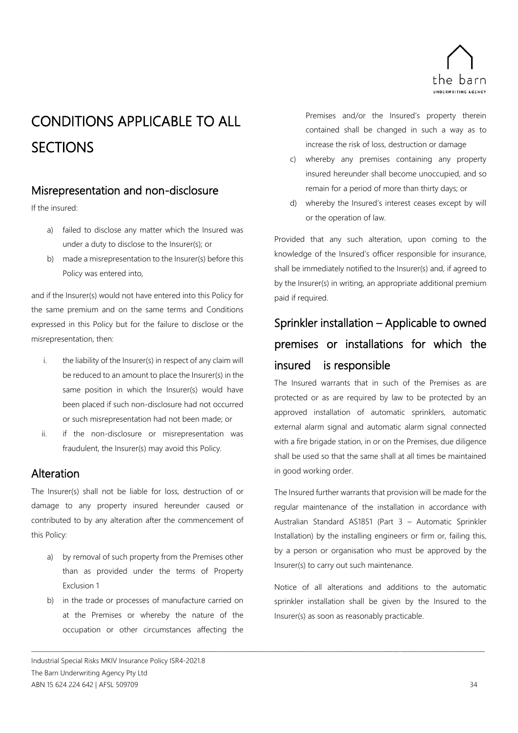# CONDITIONS APPLICABLE TO ALL SECTIONS

## Misrepresentation and non-disclosure

If the insured:

a) failed to disclose any matter which the Insured was under a duty to disclose to the Insurer(s); or
b) made a misrepresentation to the Insurer(s) before this Policy was entered into,

and if the Insurer(s) would not have entered into this Policy for the same premium and on the same terms and Conditions expressed in this Policy but for the failure to disclose or the misrepresentation, then:

i. the liability of the Insurer(s) in respect of any claim will be reduced to an amount to place the Insurer(s) in the same position in which the Insurer(s) would have been placed if such non-disclosure had not occurred or such misrepresentation had not been made; or
ii. if the non-disclosure or misrepresentation was fraudulent, the Insurer(s) may avoid this Policy.

## Alteration

The Insurer(s) shall not be liable for loss, destruction of or damage to any property insured hereunder caused or contributed to by any alteration after the commencement of this Policy:

a) by removal of such property from the Premises other than as provided under the terms of Property Exclusion 1
b) in the trade or processes of manufacture carried on at the Premises or whereby the nature of the occupation or other circumstances affecting the Premises and/or the Insured's property therein contained shall be changed in such a way as to increase the risk of loss, destruction or damage
c) whereby any premises containing any property insured hereunder shall become unoccupied, and so remain for a period of more than thirty days; or
d) whereby the Insured's interest ceases except by will or the operation of law.

Provided that any such alteration, upon coming to the knowledge of the Insured's officer responsible for insurance, shall be immediately notified to the Insurer(s) and, if agreed to by the Insurer(s) in writing, an appropriate additional premium paid if required.

## Sprinkler installation – Applicable to owned premises or installations for which the insured is responsible

The Insured warrants that in such of the Premises as are protected or as are required by law to be protected by an approved installation of automatic sprinklers, automatic external alarm signal and automatic alarm signal connected with a fire brigade station, in or on the Premises, due diligence shall be used so that the same shall at all times be maintained in good working order.

The Insured further warrants that provision will be made for the regular maintenance of the installation in accordance with Australian Standard AS1851 (Part 3 – Automatic Sprinkler Installation) by the installing engineers or firm or, failing this, by a person or organisation who must be approved by the Insurer(s) to carry out such maintenance.

Notice of all alterations and additions to the automatic sprinkler installation shall be given by the Insured to the Insurer(s) as soon as reasonably practicable.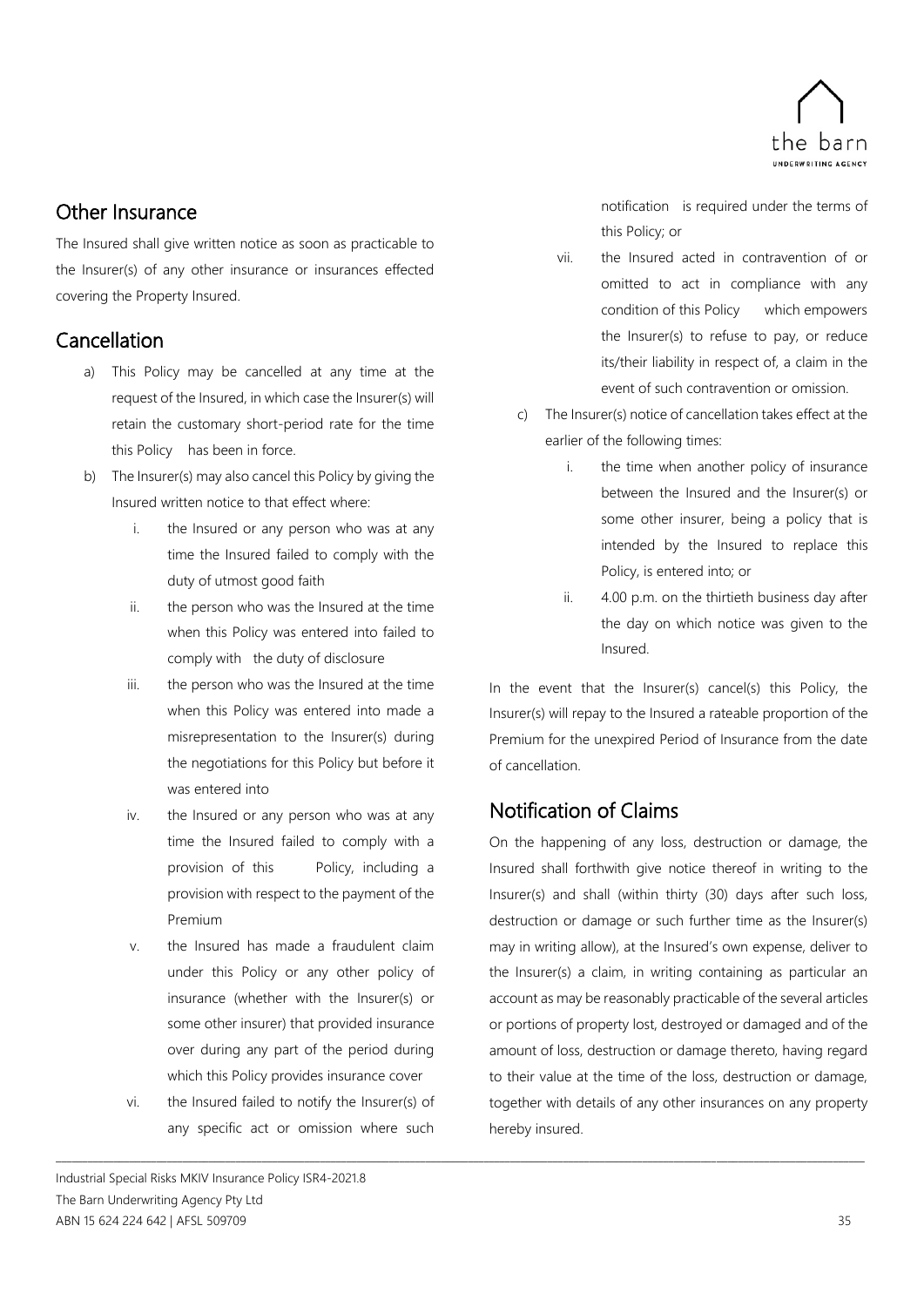## Other Insurance

The Insured shall give written notice as soon as practicable to the Insurer(s) of any other insurance or insurances effected covering the Property Insured.

## Cancellation

a) This Policy may be cancelled at any time at the request of the Insured, in which case the Insurer(s) will retain the customary short-period rate for the time this Policy has been in force.

b) The Insurer(s) may also cancel this Policy by giving the Insured written notice to that effect where:

   i. the Insured or any person who was at any time the Insured failed to comply with the duty of utmost good faith

   ii. the person who was the Insured at the time when this Policy was entered into failed to comply with the duty of disclosure

   iii. the person who was the Insured at the time when this Policy was entered into made a misrepresentation to the Insurer(s) during the negotiations for this Policy but before it was entered into

   iv. the Insured or any person who was at any time the Insured failed to comply with a provision of this Policy, including a provision with respect to the payment of the Premium

   v. the Insured has made a fraudulent claim under this Policy or any other policy of insurance (whether with the Insurer(s) or some other insurer) that provided insurance over during any part of the period during which this Policy provides insurance cover

   vi. the Insured failed to notify the Insurer(s) of any specific act or omission where such notification is required under the terms of this Policy; or

   vii. the Insured acted in contravention of or omitted to act in compliance with any condition of this Policy which empowers the Insurer(s) to refuse to pay, or reduce its/their liability in respect of, a claim in the event of such contravention or omission.

c) The Insurer(s) notice of cancellation takes effect at the earlier of the following times:

   i. the time when another policy of insurance between the Insured and the Insurer(s) or some other insurer, being a policy that is intended by the Insured to replace this Policy, is entered into; or

   ii. 4.00 p.m. on the thirtieth business day after the day on which notice was given to the Insured.

In the event that the Insurer(s) cancel(s) this Policy, the Insurer(s) will repay to the Insured a rateable proportion of the Premium for the unexpired Period of Insurance from the date of cancellation.

## Notification of Claims

On the happening of any loss, destruction or damage, the Insured shall forthwith give notice thereof in writing to the Insurer(s) and shall (within thirty (30) days after such loss, destruction or damage or such further time as the Insurer(s) may in writing allow), at the Insured's own expense, deliver to the Insurer(s) a claim, in writing containing as particular an account as may be reasonably practicable of the several articles or portions of property lost, destroyed or damaged and of the amount of loss, destruction or damage thereto, having regard to their value at the time of the loss, destruction or damage, together with details of any other insurances on any property hereby insured.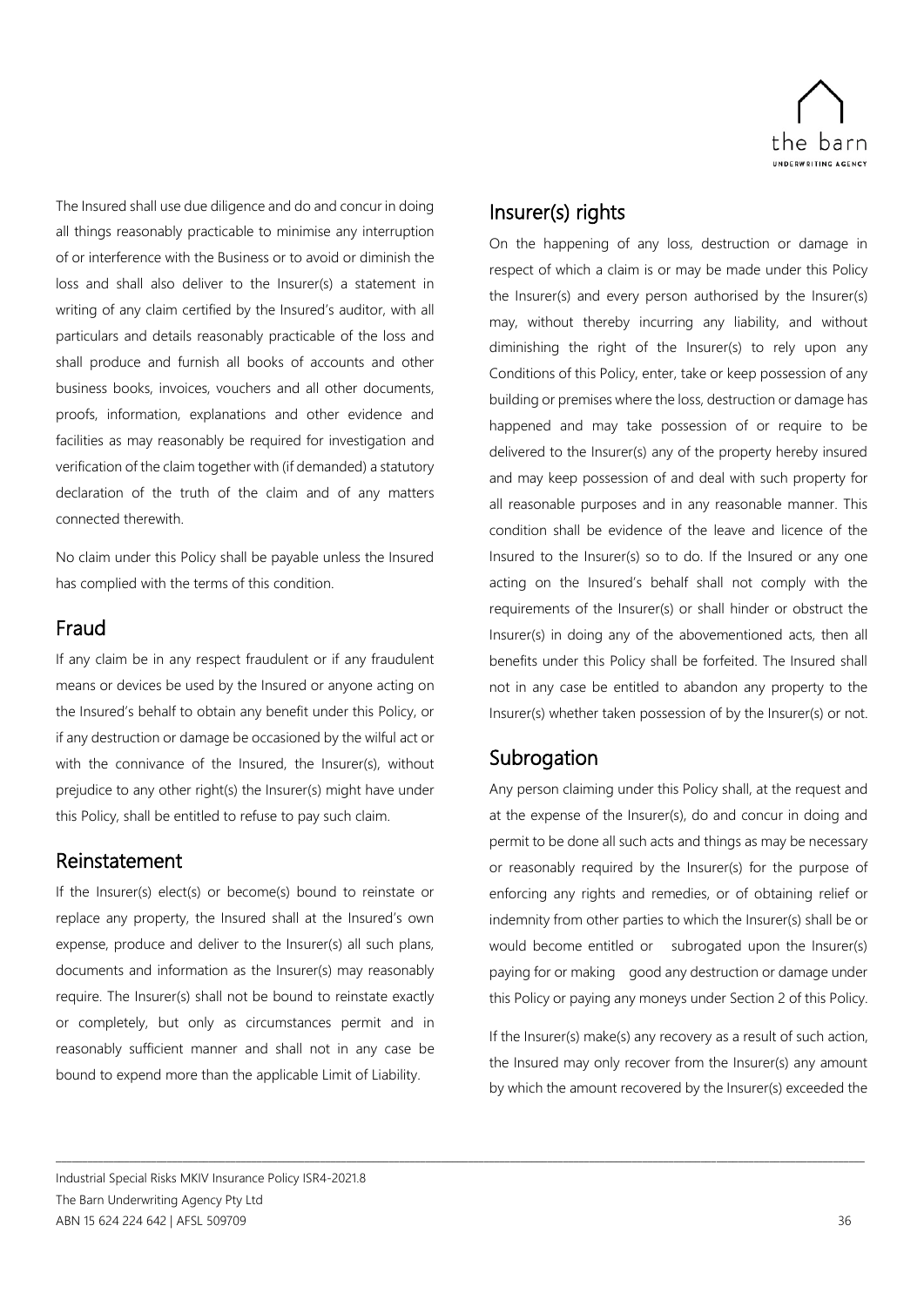The Insured shall use due diligence and do and concur in doing all things reasonably practicable to minimise any interruption of or interference with the Business or to avoid or diminish the loss and shall also deliver to the Insurer(s) a statement in writing of any claim certified by the Insured's auditor, with all particulars and details reasonably practicable of the loss and shall produce and furnish all books of accounts and other business books, invoices, vouchers and all other documents, proofs, information, explanations and other evidence and facilities as may reasonably be required for investigation and verification of the claim together with (if demanded) a statutory declaration of the truth of the claim and of any matters connected therewith.

No claim under this Policy shall be payable unless the Insured has complied with the terms of this condition.

## Fraud

If any claim be in any respect fraudulent or if any fraudulent means or devices be used by the Insured or anyone acting on the Insured's behalf to obtain any benefit under this Policy, or if any destruction or damage be occasioned by the wilful act or with the connivance of the Insured, the Insurer(s), without prejudice to any other right(s) the Insurer(s) might have under this Policy, shall be entitled to refuse to pay such claim.

## Reinstatement

If the Insurer(s) elect(s) or become(s) bound to reinstate or replace any property, the Insured shall at the Insured's own expense, produce and deliver to the Insurer(s) all such plans, documents and information as the Insurer(s) may reasonably require. The Insurer(s) shall not be bound to reinstate exactly or completely, but only as circumstances permit and in reasonably sufficient manner and shall not in any case be bound to expend more than the applicable Limit of Liability.

## Insurer(s) rights

On the happening of any loss, destruction or damage in respect of which a claim is or may be made under this Policy the Insurer(s) and every person authorised by the Insurer(s) may, without thereby incurring any liability, and without diminishing the right of the Insurer(s) to rely upon any Conditions of this Policy, enter, take or keep possession of any building or premises where the loss, destruction or damage has happened and may take possession of or require to be delivered to the Insurer(s) any of the property hereby insured and may keep possession of and deal with such property for all reasonable purposes and in any reasonable manner. This condition shall be evidence of the leave and licence of the Insured to the Insurer(s) so to do. If the Insured or any one acting on the Insured's behalf shall not comply with the requirements of the Insurer(s) or shall hinder or obstruct the Insurer(s) in doing any of the abovementioned acts, then all benefits under this Policy shall be forfeited. The Insured shall not in any case be entitled to abandon any property to the Insurer(s) whether taken possession of by the Insurer(s) or not.

## Subrogation

Any person claiming under this Policy shall, at the request and at the expense of the Insurer(s), do and concur in doing and permit to be done all such acts and things as may be necessary or reasonably required by the Insurer(s) for the purpose of enforcing any rights and remedies, or of obtaining relief or indemnity from other parties to which the Insurer(s) shall be or would become entitled or subrogated upon the Insurer(s) paying for or making good any destruction or damage under this Policy or paying any moneys under Section 2 of this Policy.

If the Insurer(s) make(s) any recovery as a result of such action, the Insured may only recover from the Insurer(s) any amount by which the amount recovered by the Insurer(s) exceeded the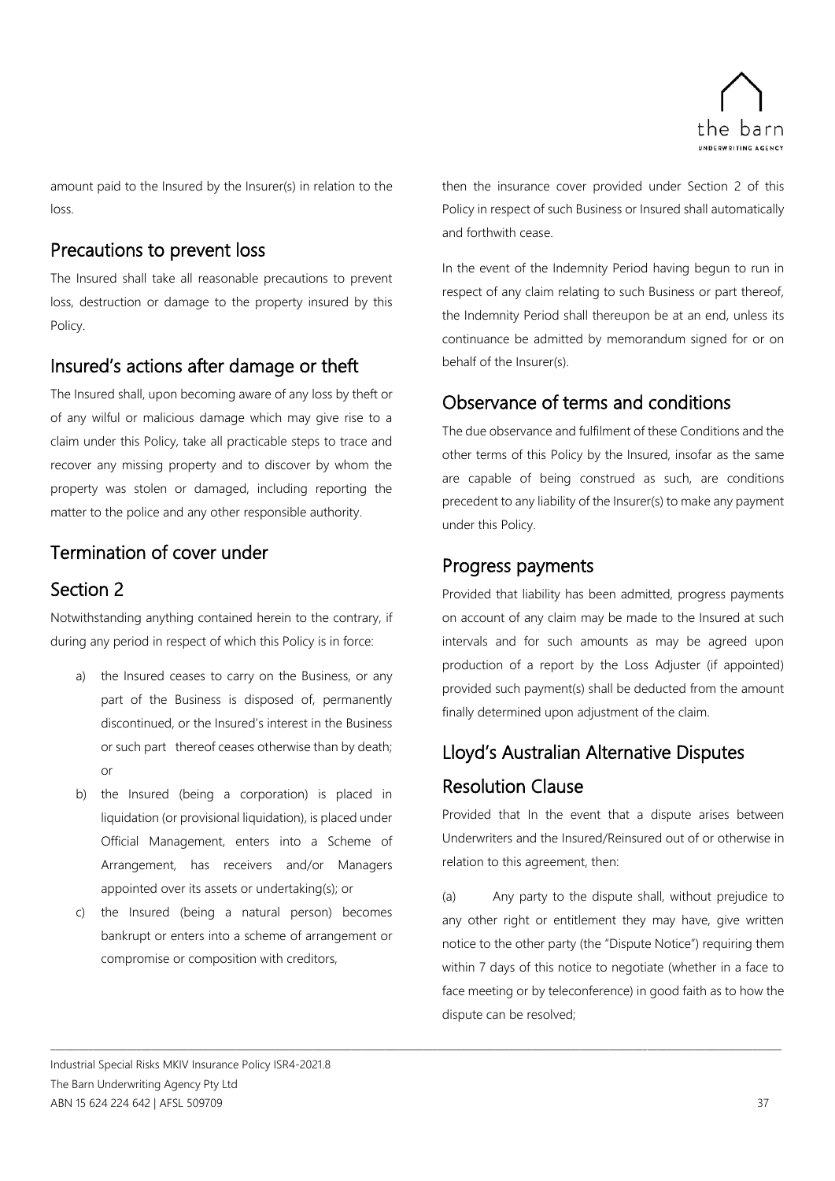amount paid to the Insured by the Insurer(s) in relation to the loss.

## Precautions to prevent loss

The Insured shall take all reasonable precautions to prevent loss, destruction or damage to the property insured by this Policy.

## Insured's actions after damage or theft

The Insured shall, upon becoming aware of any loss by theft or of any wilful or malicious damage which may give rise to a claim under this Policy, take all practicable steps to trace and recover any missing property and to discover by whom the property was stolen or damaged, including reporting the matter to the police and any other responsible authority.

## Termination of cover under Section 2

Notwithstanding anything contained herein to the contrary, if during any period in respect of which this Policy is in force:

a) the Insured ceases to carry on the Business, or any part of the Business is disposed of, permanently discontinued, or the Insured's interest in the Business or such part thereof ceases otherwise than by death; or

b) the Insured (being a corporation) is placed in liquidation (or provisional liquidation), is placed under Official Management, enters into a Scheme of Arrangement, has receivers and/or Managers appointed over its assets or undertaking(s); or

c) the Insured (being a natural person) becomes bankrupt or enters into a scheme of arrangement or compromise or composition with creditors,

then the insurance cover provided under Section 2 of this Policy in respect of such Business or Insured shall automatically and forthwith cease.

In the event of the Indemnity Period having begun to run in respect of any claim relating to such Business or part thereof, the Indemnity Period shall thereupon be at an end, unless its continuance be admitted by memorandum signed for or on behalf of the Insurer(s).

## Observance of terms and conditions

The due observance and fulfilment of these Conditions and the other terms of this Policy by the Insured, insofar as the same are capable of being construed as such, are conditions precedent to any liability of the Insurer(s) to make any payment under this Policy.

## Progress payments

Provided that liability has been admitted, progress payments on account of any claim may be made to the Insured at such intervals and for such amounts as may be agreed upon production of a report by the Loss Adjuster (if appointed) provided such payment(s) shall be deducted from the amount finally determined upon adjustment of the claim.

## Lloyd's Australian Alternative Disputes Resolution Clause

Provided that In the event that a dispute arises between Underwriters and the Insured/Reinsured out of or otherwise in relation to this agreement, then:

(a) Any party to the dispute shall, without prejudice to any other right or entitlement they may have, give written notice to the other party (the "Dispute Notice") requiring them within 7 days of this notice to negotiate (whether in a face to face meeting or by teleconference) in good faith as to how the dispute can be resolved;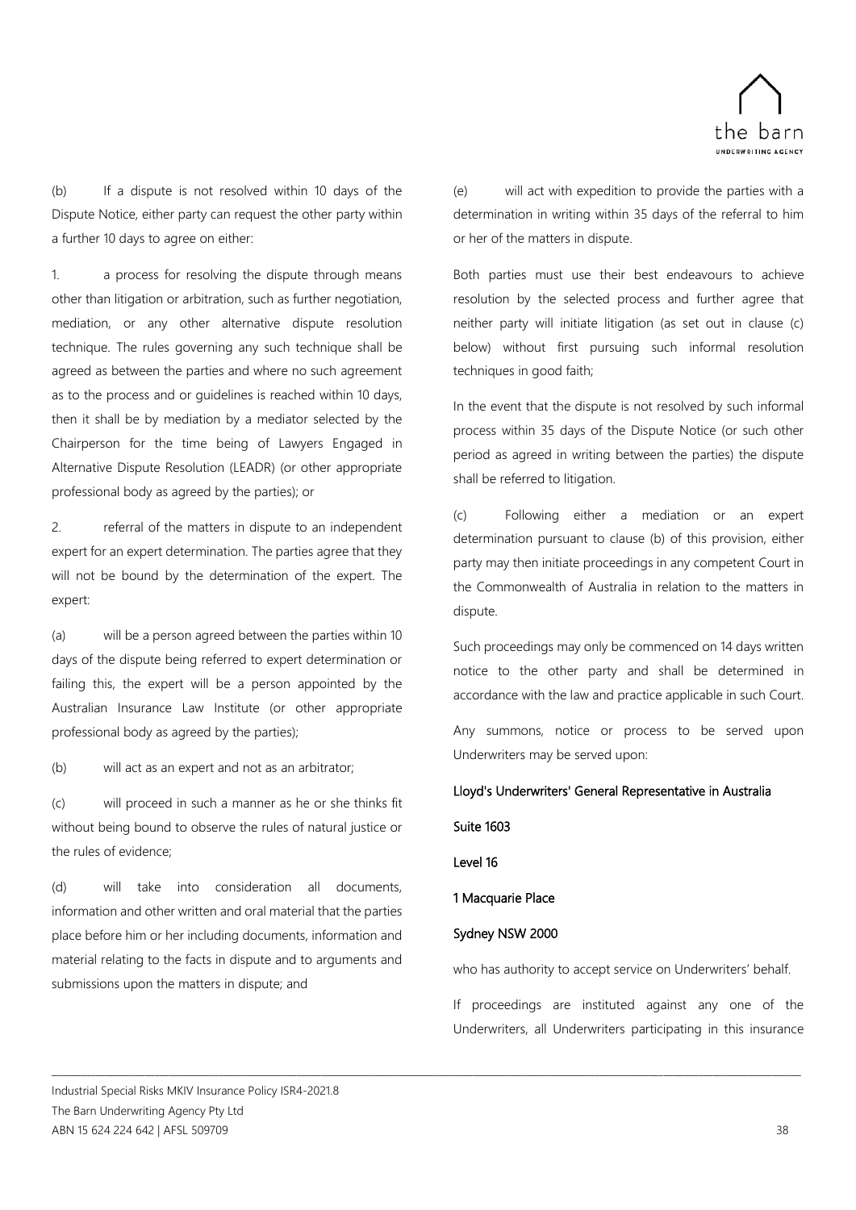(b) If a dispute is not resolved within 10 days of the Dispute Notice, either party can request the other party within a further 10 days to agree on either:

1. a process for resolving the dispute through means other than litigation or arbitration, such as further negotiation, mediation, or any other alternative dispute resolution technique. The rules governing any such technique shall be agreed as between the parties and where no such agreement as to the process and or guidelines is reached within 10 days, then it shall be by mediation by a mediator selected by the Chairperson for the time being of Lawyers Engaged in Alternative Dispute Resolution (LEADR) (or other appropriate professional body as agreed by the parties); or

2. referral of the matters in dispute to an independent expert for an expert determination. The parties agree that they will not be bound by the determination of the expert. The expert:

(a) will be a person agreed between the parties within 10 days of the dispute being referred to expert determination or failing this, the expert will be a person appointed by the Australian Insurance Law Institute (or other appropriate professional body as agreed by the parties);

(b) will act as an expert and not as an arbitrator;

(c) will proceed in such a manner as he or she thinks fit without being bound to observe the rules of natural justice or the rules of evidence;

(d) will take into consideration all documents, information and other written and oral material that the parties place before him or her including documents, information and material relating to the facts in dispute and to arguments and submissions upon the matters in dispute; and

(e) will act with expedition to provide the parties with a determination in writing within 35 days of the referral to him or her of the matters in dispute.

Both parties must use their best endeavours to achieve resolution by the selected process and further agree that neither party will initiate litigation (as set out in clause (c) below) without first pursuing such informal resolution techniques in good faith;

In the event that the dispute is not resolved by such informal process within 35 days of the Dispute Notice (or such other period as agreed in writing between the parties) the dispute shall be referred to litigation.

(c) Following either a mediation or an expert determination pursuant to clause (b) of this provision, either party may then initiate proceedings in any competent Court in the Commonwealth of Australia in relation to the matters in dispute.

Such proceedings may only be commenced on 14 days written notice to the other party and shall be determined in accordance with the law and practice applicable in such Court.

Any summons, notice or process to be served upon Underwriters may be served upon:

**Lloyd's Underwriters' General Representative in Australia**

**Suite 1603**

**Level 16**

**1 Macquarie Place**

**Sydney NSW 2000**

who has authority to accept service on Underwriters' behalf.

If proceedings are instituted against any one of the Underwriters, all Underwriters participating in this insurance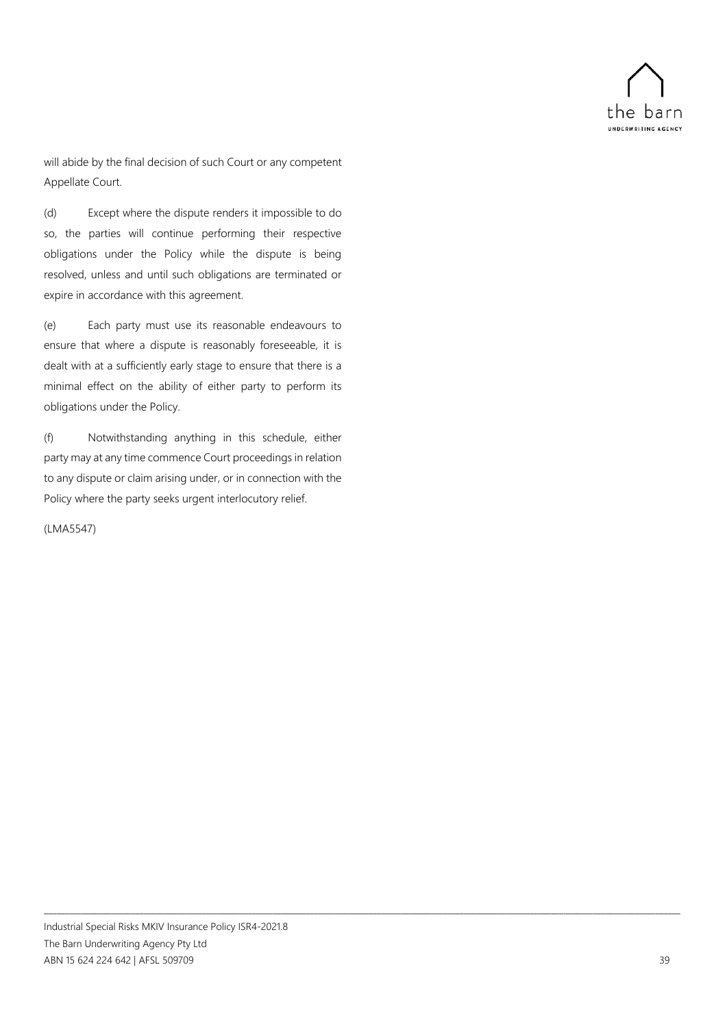will abide by the final decision of such Court or any competent Appellate Court.

(d) Except where the dispute renders it impossible to do so, the parties will continue performing their respective obligations under the Policy while the dispute is being resolved, unless and until such obligations are terminated or expire in accordance with this agreement.

(e) Each party must use its reasonable endeavours to ensure that where a dispute is reasonably foreseeable, it is dealt with at a sufficiently early stage to ensure that there is a minimal effect on the ability of either party to perform its obligations under the Policy.

(f) Notwithstanding anything in this schedule, either party may at any time commence Court proceedings in relation to any dispute or claim arising under, or in connection with the Policy where the party seeks urgent interlocutory relief.

(LMA5547)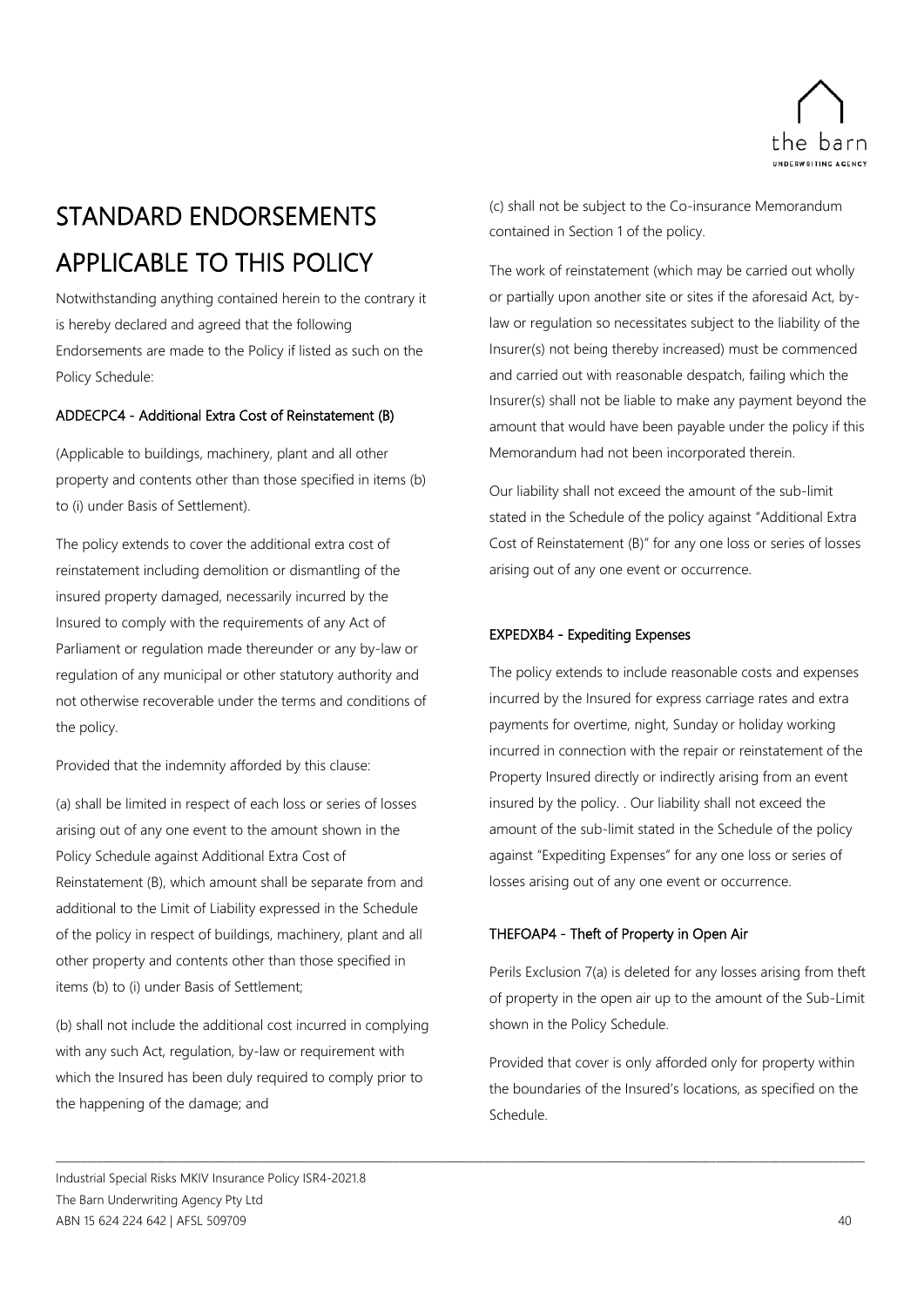# STANDARD ENDORSEMENTS APPLICABLE TO THIS POLICY

Notwithstanding anything contained herein to the contrary it is hereby declared and agreed that the following Endorsements are made to the Policy if listed as such on the Policy Schedule:

### ADDECPC4 - Additional Extra Cost of Reinstatement (B)

(Applicable to buildings, machinery, plant and all other property and contents other than those specified in items (b) to (i) under Basis of Settlement).

The policy extends to cover the additional extra cost of reinstatement including demolition or dismantling of the insured property damaged, necessarily incurred by the Insured to comply with the requirements of any Act of Parliament or regulation made thereunder or any by-law or regulation of any municipal or other statutory authority and not otherwise recoverable under the terms and conditions of the policy.

Provided that the indemnity afforded by this clause:

(a) shall be limited in respect of each loss or series of losses arising out of any one event to the amount shown in the Policy Schedule against Additional Extra Cost of Reinstatement (B), which amount shall be separate from and additional to the Limit of Liability expressed in the Schedule of the policy in respect of buildings, machinery, plant and all other property and contents other than those specified in items (b) to (i) under Basis of Settlement;

(b) shall not include the additional cost incurred in complying with any such Act, regulation, by-law or requirement with which the Insured has been duly required to comply prior to the happening of the damage; and

(c) shall not be subject to the Co-insurance Memorandum contained in Section 1 of the policy.

The work of reinstatement (which may be carried out wholly or partially upon another site or sites if the aforesaid Act, by-law or regulation so necessitates subject to the liability of the Insurer(s) not being thereby increased) must be commenced and carried out with reasonable despatch, failing which the Insurer(s) shall not be liable to make any payment beyond the amount that would have been payable under the policy if this Memorandum had not been incorporated therein.

Our liability shall not exceed the amount of the sub-limit stated in the Schedule of the policy against "Additional Extra Cost of Reinstatement (B)" for any one loss or series of losses arising out of any one event or occurrence.

### EXPEDXB4 - Expediting Expenses

The policy extends to include reasonable costs and expenses incurred by the Insured for express carriage rates and extra payments for overtime, night, Sunday or holiday working incurred in connection with the repair or reinstatement of the Property Insured directly or indirectly arising from an event insured by the policy. . Our liability shall not exceed the amount of the sub-limit stated in the Schedule of the policy against "Expediting Expenses" for any one loss or series of losses arising out of any one event or occurrence.

### THEFOAP4 - Theft of Property in Open Air

Perils Exclusion 7(a) is deleted for any losses arising from theft of property in the open air up to the amount of the Sub-Limit shown in the Policy Schedule.

Provided that cover is only afforded only for property within the boundaries of the Insured's locations, as specified on the Schedule.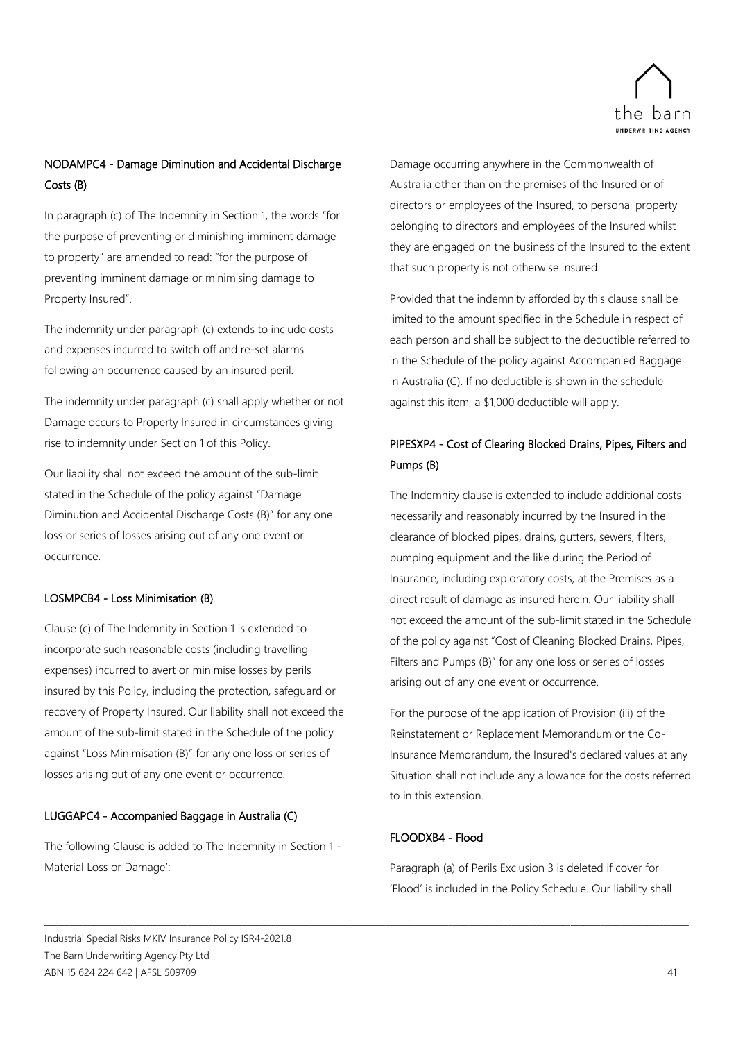### NODAMPC4 - Damage Diminution and Accidental Discharge Costs (B)

In paragraph (c) of The Indemnity in Section 1, the words "for the purpose of preventing or diminishing imminent damage to property" are amended to read: "for the purpose of preventing imminent damage or minimising damage to Property Insured".

The indemnity under paragraph (c) extends to include costs and expenses incurred to switch off and re-set alarms following an occurrence caused by an insured peril.

The indemnity under paragraph (c) shall apply whether or not Damage occurs to Property Insured in circumstances giving rise to indemnity under Section 1 of this Policy.

Our liability shall not exceed the amount of the sub-limit stated in the Schedule of the policy against "Damage Diminution and Accidental Discharge Costs (B)" for any one loss or series of losses arising out of any one event or occurrence.

### LOSMPCB4 - Loss Minimisation (B)

Clause (c) of The Indemnity in Section 1 is extended to incorporate such reasonable costs (including travelling expenses) incurred to avert or minimise losses by perils insured by this Policy, including the protection, safeguard or recovery of Property Insured. Our liability shall not exceed the amount of the sub-limit stated in the Schedule of the policy against "Loss Minimisation (B)" for any one loss or series of losses arising out of any one event or occurrence.

### LUGGAPC4 - Accompanied Baggage in Australia (C)

The following Clause is added to The Indemnity in Section 1 - Material Loss or Damage':

Damage occurring anywhere in the Commonwealth of Australia other than on the premises of the Insured or of directors or employees of the Insured, to personal property belonging to directors and employees of the Insured whilst they are engaged on the business of the Insured to the extent that such property is not otherwise insured.

Provided that the indemnity afforded by this clause shall be limited to the amount specified in the Schedule in respect of each person and shall be subject to the deductible referred to in the Schedule of the policy against Accompanied Baggage in Australia (C). If no deductible is shown in the schedule against this item, a $1,000 deductible will apply.

### PIPESXP4 - Cost of Clearing Blocked Drains, Pipes, Filters and Pumps (B)

The Indemnity clause is extended to include additional costs necessarily and reasonably incurred by the Insured in the clearance of blocked pipes, drains, gutters, sewers, filters, pumping equipment and the like during the Period of Insurance, including exploratory costs, at the Premises as a direct result of damage as insured herein. Our liability shall not exceed the amount of the sub-limit stated in the Schedule of the policy against "Cost of Cleaning Blocked Drains, Pipes, Filters and Pumps (B)" for any one loss or series of losses arising out of any one event or occurrence.

For the purpose of the application of Provision (iii) of the Reinstatement or Replacement Memorandum or the Co-Insurance Memorandum, the Insured's declared values at any Situation shall not include any allowance for the costs referred to in this extension.

### FLOODXB4 - Flood

Paragraph (a) of Perils Exclusion 3 is deleted if cover for 'Flood' is included in the Policy Schedule. Our liability shall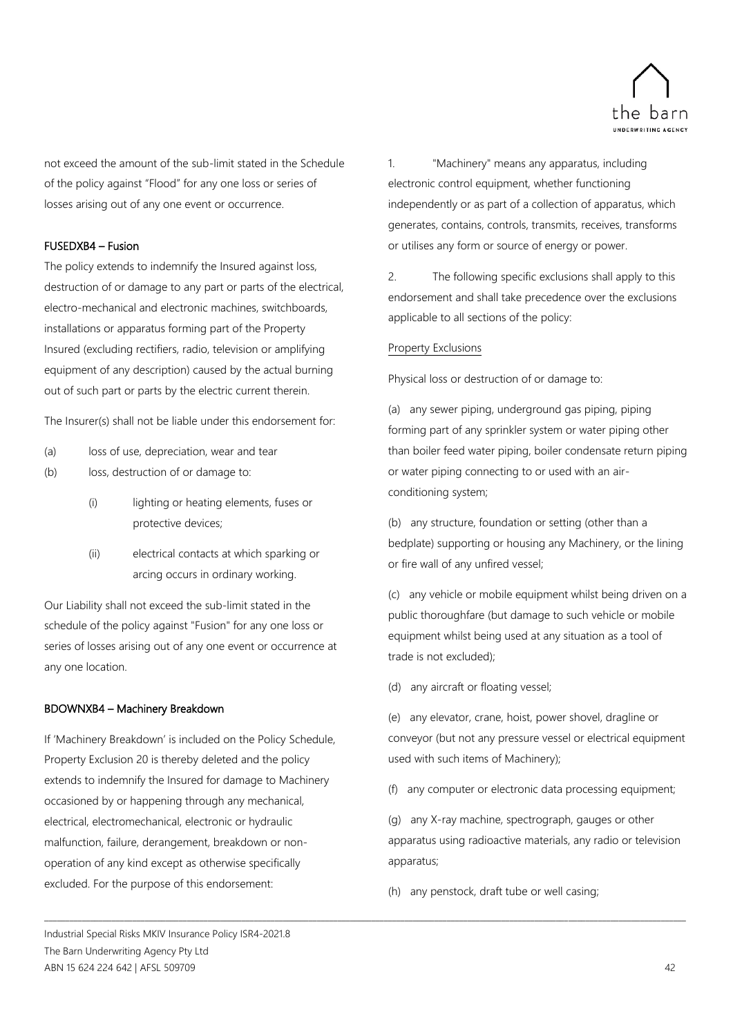not exceed the amount of the sub-limit stated in the Schedule of the policy against "Flood" for any one loss or series of losses arising out of any one event or occurrence.

### FUSEDXB4 – Fusion

The policy extends to indemnify the Insured against loss, destruction of or damage to any part or parts of the electrical, electro-mechanical and electronic machines, switchboards, installations or apparatus forming part of the Property Insured (excluding rectifiers, radio, television or amplifying equipment of any description) caused by the actual burning out of such part or parts by the electric current therein.

The Insurer(s) shall not be liable under this endorsement for:

(a) loss of use, depreciation, wear and tear

(b) loss, destruction of or damage to:

- (i) lighting or heating elements, fuses or protective devices;
- (ii) electrical contacts at which sparking or arcing occurs in ordinary working.

Our Liability shall not exceed the sub-limit stated in the schedule of the policy against "Fusion" for any one loss or series of losses arising out of any one event or occurrence at any one location.

### BDOWNXB4 – Machinery Breakdown

If 'Machinery Breakdown' is included on the Policy Schedule, Property Exclusion 20 is thereby deleted and the policy extends to indemnify the Insured for damage to Machinery occasioned by or happening through any mechanical, electrical, electromechanical, electronic or hydraulic malfunction, failure, derangement, breakdown or non-operation of any kind except as otherwise specifically excluded. For the purpose of this endorsement:

1. "Machinery" means any apparatus, including electronic control equipment, whether functioning independently or as part of a collection of apparatus, which generates, contains, controls, transmits, receives, transforms or utilises any form or source of energy or power.

2. The following specific exclusions shall apply to this endorsement and shall take precedence over the exclusions applicable to all sections of the policy:

Property Exclusions

Physical loss or destruction of or damage to:

(a) any sewer piping, underground gas piping, piping forming part of any sprinkler system or water piping other than boiler feed water piping, boiler condensate return piping or water piping connecting to or used with an air-conditioning system;

(b) any structure, foundation or setting (other than a bedplate) supporting or housing any Machinery, or the lining or fire wall of any unfired vessel;

(c) any vehicle or mobile equipment whilst being driven on a public thoroughfare (but damage to such vehicle or mobile equipment whilst being used at any situation as a tool of trade is not excluded);

(d) any aircraft or floating vessel;

(e) any elevator, crane, hoist, power shovel, dragline or conveyor (but not any pressure vessel or electrical equipment used with such items of Machinery);

(f) any computer or electronic data processing equipment;

(g) any X-ray machine, spectrograph, gauges or other apparatus using radioactive materials, any radio or television apparatus;

(h) any penstock, draft tube or well casing;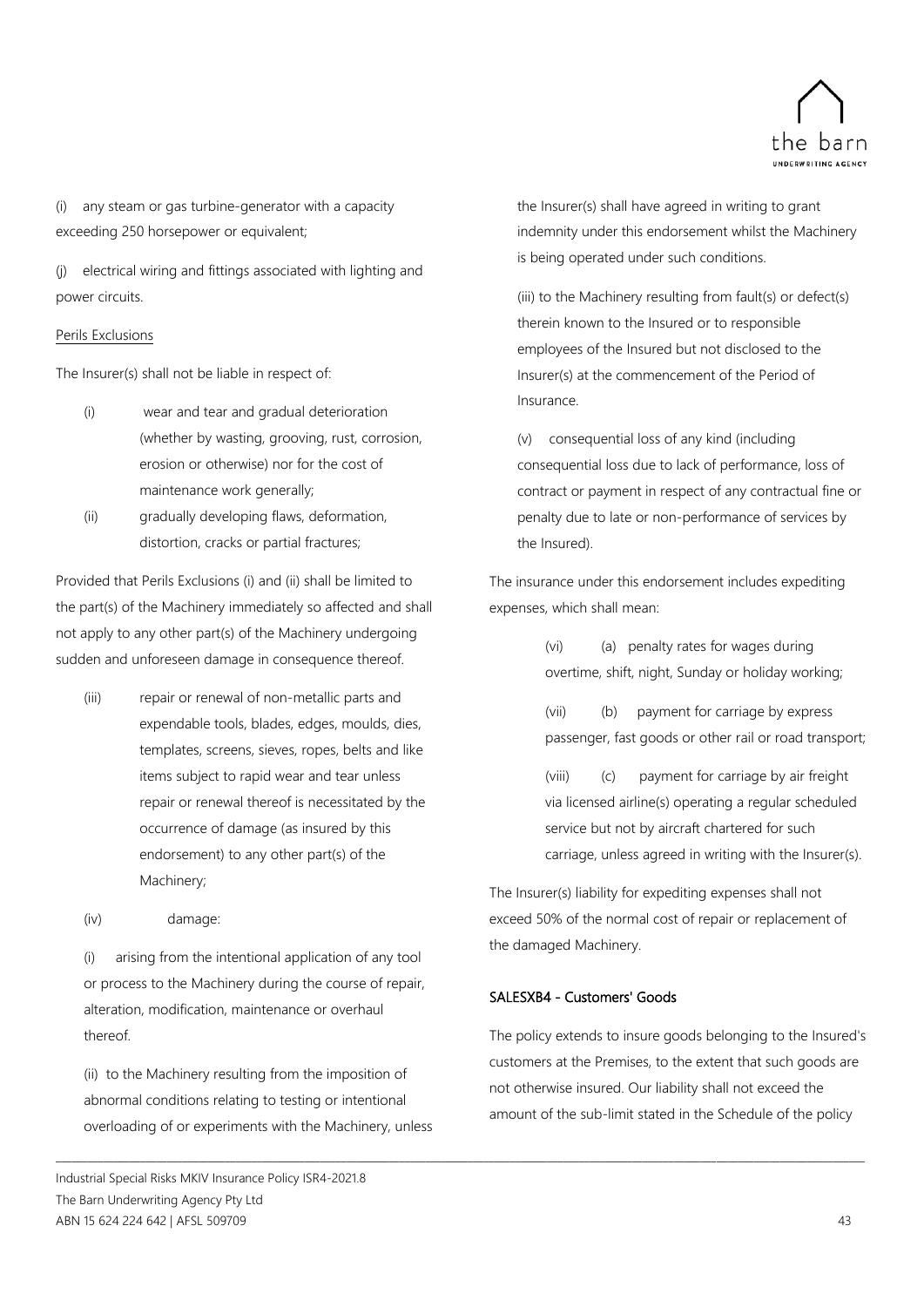(i) any steam or gas turbine-generator with a capacity exceeding 250 horsepower or equivalent;

(j) electrical wiring and fittings associated with lighting and power circuits.

Perils Exclusions

The Insurer(s) shall not be liable in respect of:

(i) wear and tear and gradual deterioration (whether by wasting, grooving, rust, corrosion, erosion or otherwise) nor for the cost of maintenance work generally;

(ii) gradually developing flaws, deformation, distortion, cracks or partial fractures;

Provided that Perils Exclusions (i) and (ii) shall be limited to the part(s) of the Machinery immediately so affected and shall not apply to any other part(s) of the Machinery undergoing sudden and unforeseen damage in consequence thereof.

(iii) repair or renewal of non-metallic parts and expendable tools, blades, edges, moulds, dies, templates, screens, sieves, ropes, belts and like items subject to rapid wear and tear unless repair or renewal thereof is necessitated by the occurrence of damage (as insured by this endorsement) to any other part(s) of the Machinery;

(iv) damage:

(i) arising from the intentional application of any tool or process to the Machinery during the course of repair, alteration, modification, maintenance or overhaul thereof.

(ii) to the Machinery resulting from the imposition of abnormal conditions relating to testing or intentional overloading of or experiments with the Machinery, unless the Insurer(s) shall have agreed in writing to grant indemnity under this endorsement whilst the Machinery is being operated under such conditions.

(iii) to the Machinery resulting from fault(s) or defect(s) therein known to the Insured or to responsible employees of the Insured but not disclosed to the Insurer(s) at the commencement of the Period of Insurance.

(v) consequential loss of any kind (including consequential loss due to lack of performance, loss of contract or payment in respect of any contractual fine or penalty due to late or non-performance of services by the Insured).

The insurance under this endorsement includes expediting expenses, which shall mean:

(vi) (a) penalty rates for wages during overtime, shift, night, Sunday or holiday working;

(vii) (b) payment for carriage by express passenger, fast goods or other rail or road transport;

(viii) (c) payment for carriage by air freight via licensed airline(s) operating a regular scheduled service but not by aircraft chartered for such carriage, unless agreed in writing with the Insurer(s).

The Insurer(s) liability for expediting expenses shall not exceed 50% of the normal cost of repair or replacement of the damaged Machinery.

### SALESXB4 - Customers' Goods

The policy extends to insure goods belonging to the Insured's customers at the Premises, to the extent that such goods are not otherwise insured. Our liability shall not exceed the amount of the sub-limit stated in the Schedule of the policy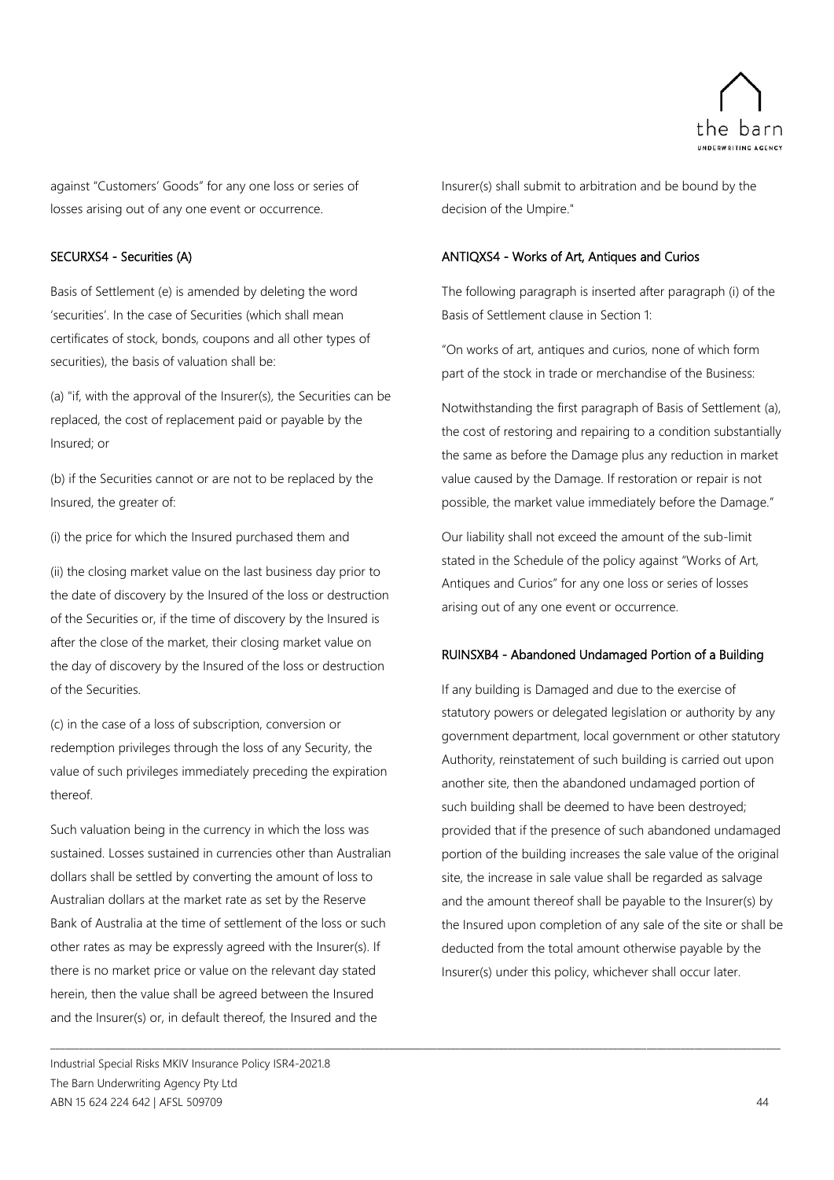against "Customers' Goods" for any one loss or series of losses arising out of any one event or occurrence.

### SECURXS4 - Securities (A)

Basis of Settlement (e) is amended by deleting the word 'securities'. In the case of Securities (which shall mean certificates of stock, bonds, coupons and all other types of securities), the basis of valuation shall be:

(a) "if, with the approval of the Insurer(s), the Securities can be replaced, the cost of replacement paid or payable by the Insured; or

(b) if the Securities cannot or are not to be replaced by the Insured, the greater of:

(i) the price for which the Insured purchased them and

(ii) the closing market value on the last business day prior to the date of discovery by the Insured of the loss or destruction of the Securities or, if the time of discovery by the Insured is after the close of the market, their closing market value on the day of discovery by the Insured of the loss or destruction of the Securities.

(c) in the case of a loss of subscription, conversion or redemption privileges through the loss of any Security, the value of such privileges immediately preceding the expiration thereof.

Such valuation being in the currency in which the loss was sustained. Losses sustained in currencies other than Australian dollars shall be settled by converting the amount of loss to Australian dollars at the market rate as set by the Reserve Bank of Australia at the time of settlement of the loss or such other rates as may be expressly agreed with the Insurer(s). If there is no market price or value on the relevant day stated herein, then the value shall be agreed between the Insured and the Insurer(s) or, in default thereof, the Insured and the Insurer(s) shall submit to arbitration and be bound by the decision of the Umpire."

### ANTIQXS4 - Works of Art, Antiques and Curios

The following paragraph is inserted after paragraph (i) of the Basis of Settlement clause in Section 1:

"On works of art, antiques and curios, none of which form part of the stock in trade or merchandise of the Business:

Notwithstanding the first paragraph of Basis of Settlement (a), the cost of restoring and repairing to a condition substantially the same as before the Damage plus any reduction in market value caused by the Damage. If restoration or repair is not possible, the market value immediately before the Damage."

Our liability shall not exceed the amount of the sub-limit stated in the Schedule of the policy against "Works of Art, Antiques and Curios" for any one loss or series of losses arising out of any one event or occurrence.

### RUINSXB4 - Abandoned Undamaged Portion of a Building

If any building is Damaged and due to the exercise of statutory powers or delegated legislation or authority by any government department, local government or other statutory Authority, reinstatement of such building is carried out upon another site, then the abandoned undamaged portion of such building shall be deemed to have been destroyed; provided that if the presence of such abandoned undamaged portion of the building increases the sale value of the original site, the increase in sale value shall be regarded as salvage and the amount thereof shall be payable to the Insurer(s) by the Insured upon completion of any sale of the site or shall be deducted from the total amount otherwise payable by the Insurer(s) under this policy, whichever shall occur later.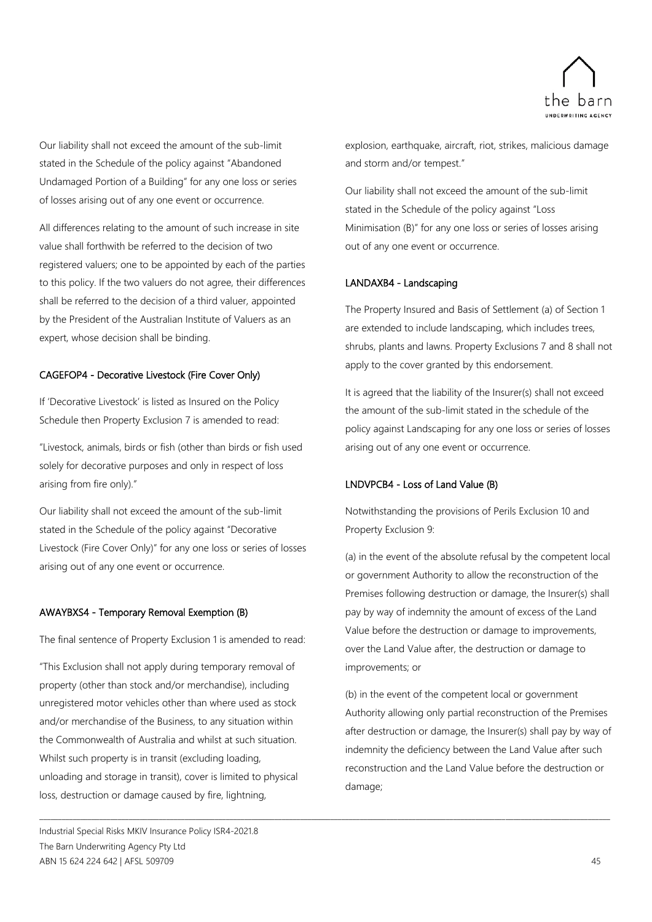Our liability shall not exceed the amount of the sub-limit stated in the Schedule of the policy against "Abandoned Undamaged Portion of a Building" for any one loss or series of losses arising out of any one event or occurrence.

All differences relating to the amount of such increase in site value shall forthwith be referred to the decision of two registered valuers; one to be appointed by each of the parties to this policy. If the two valuers do not agree, their differences shall be referred to the decision of a third valuer, appointed by the President of the Australian Institute of Valuers as an expert, whose decision shall be binding.

#### CAGEFOP4 - Decorative Livestock (Fire Cover Only)

If 'Decorative Livestock' is listed as Insured on the Policy Schedule then Property Exclusion 7 is amended to read:

"Livestock, animals, birds or fish (other than birds or fish used solely for decorative purposes and only in respect of loss arising from fire only)."

Our liability shall not exceed the amount of the sub-limit stated in the Schedule of the policy against "Decorative Livestock (Fire Cover Only)" for any one loss or series of losses arising out of any one event or occurrence.

#### AWAYBXS4 - Temporary Removal Exemption (B)

The final sentence of Property Exclusion 1 is amended to read:

"This Exclusion shall not apply during temporary removal of property (other than stock and/or merchandise), including unregistered motor vehicles other than where used as stock and/or merchandise of the Business, to any situation within the Commonwealth of Australia and whilst at such situation. Whilst such property is in transit (excluding loading, unloading and storage in transit), cover is limited to physical loss, destruction or damage caused by fire, lightning, explosion, earthquake, aircraft, riot, strikes, malicious damage and storm and/or tempest."

Our liability shall not exceed the amount of the sub-limit stated in the Schedule of the policy against "Loss Minimisation (B)" for any one loss or series of losses arising out of any one event or occurrence.

#### LANDAXB4 - Landscaping

The Property Insured and Basis of Settlement (a) of Section 1 are extended to include landscaping, which includes trees, shrubs, plants and lawns. Property Exclusions 7 and 8 shall not apply to the cover granted by this endorsement.

It is agreed that the liability of the Insurer(s) shall not exceed the amount of the sub-limit stated in the schedule of the policy against Landscaping for any one loss or series of losses arising out of any one event or occurrence.

#### LNDVPCB4 - Loss of Land Value (B)

Notwithstanding the provisions of Perils Exclusion 10 and Property Exclusion 9:

(a) in the event of the absolute refusal by the competent local or government Authority to allow the reconstruction of the Premises following destruction or damage, the Insurer(s) shall pay by way of indemnity the amount of excess of the Land Value before the destruction or damage to improvements, over the Land Value after, the destruction or damage to improvements; or

(b) in the event of the competent local or government Authority allowing only partial reconstruction of the Premises after destruction or damage, the Insurer(s) shall pay by way of indemnity the deficiency between the Land Value after such reconstruction and the Land Value before the destruction or damage;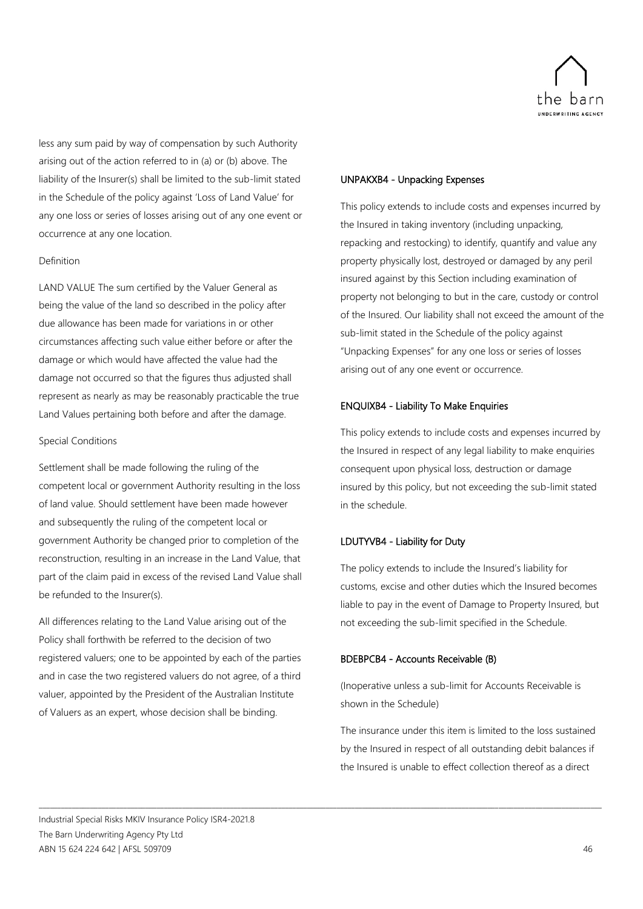less any sum paid by way of compensation by such Authority arising out of the action referred to in (a) or (b) above. The liability of the Insurer(s) shall be limited to the sub-limit stated in the Schedule of the policy against 'Loss of Land Value' for any one loss or series of losses arising out of any one event or occurrence at any one location.

Definition

LAND VALUE The sum certified by the Valuer General as being the value of the land so described in the policy after due allowance has been made for variations in or other circumstances affecting such value either before or after the damage or which would have affected the value had the damage not occurred so that the figures thus adjusted shall represent as nearly as may be reasonably practicable the true Land Values pertaining both before and after the damage.

Special Conditions

Settlement shall be made following the ruling of the competent local or government Authority resulting in the loss of land value. Should settlement have been made however and subsequently the ruling of the competent local or government Authority be changed prior to completion of the reconstruction, resulting in an increase in the Land Value, that part of the claim paid in excess of the revised Land Value shall be refunded to the Insurer(s).

All differences relating to the Land Value arising out of the Policy shall forthwith be referred to the decision of two registered valuers; one to be appointed by each of the parties and in case the two registered valuers do not agree, of a third valuer, appointed by the President of the Australian Institute of Valuers as an expert, whose decision shall be binding.

#### UNPAKXB4 - Unpacking Expenses

This policy extends to include costs and expenses incurred by the Insured in taking inventory (including unpacking, repacking and restocking) to identify, quantify and value any property physically lost, destroyed or damaged by any peril insured against by this Section including examination of property not belonging to but in the care, custody or control of the Insured. Our liability shall not exceed the amount of the sub-limit stated in the Schedule of the policy against "Unpacking Expenses" for any one loss or series of losses arising out of any one event or occurrence.

#### ENQUIXB4 - Liability To Make Enquiries

This policy extends to include costs and expenses incurred by the Insured in respect of any legal liability to make enquiries consequent upon physical loss, destruction or damage insured by this policy, but not exceeding the sub-limit stated in the schedule.

#### LDUTYVB4 - Liability for Duty

The policy extends to include the Insured's liability for customs, excise and other duties which the Insured becomes liable to pay in the event of Damage to Property Insured, but not exceeding the sub-limit specified in the Schedule.

#### BDEBPCB4 - Accounts Receivable (B)

(Inoperative unless a sub-limit for Accounts Receivable is shown in the Schedule)

The insurance under this item is limited to the loss sustained by the Insured in respect of all outstanding debit balances if the Insured is unable to effect collection thereof as a direct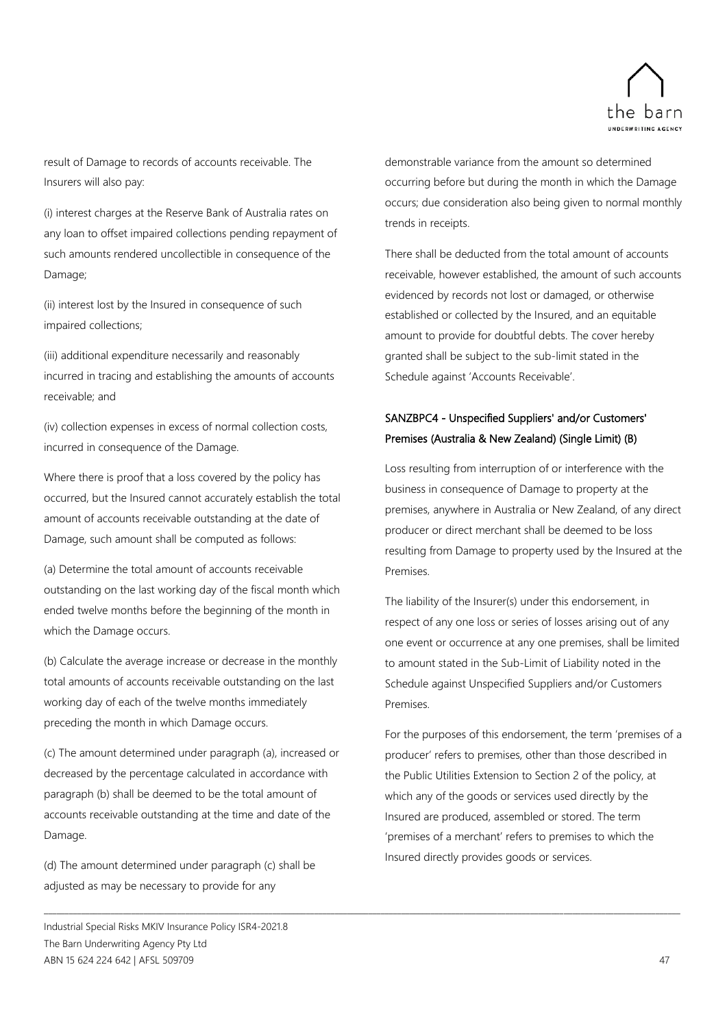result of Damage to records of accounts receivable. The Insurers will also pay:

(i) interest charges at the Reserve Bank of Australia rates on any loan to offset impaired collections pending repayment of such amounts rendered uncollectible in consequence of the Damage;

(ii) interest lost by the Insured in consequence of such impaired collections;

(iii) additional expenditure necessarily and reasonably incurred in tracing and establishing the amounts of accounts receivable; and

(iv) collection expenses in excess of normal collection costs, incurred in consequence of the Damage.

Where there is proof that a loss covered by the policy has occurred, but the Insured cannot accurately establish the total amount of accounts receivable outstanding at the date of Damage, such amount shall be computed as follows:

(a) Determine the total amount of accounts receivable outstanding on the last working day of the fiscal month which ended twelve months before the beginning of the month in which the Damage occurs.

(b) Calculate the average increase or decrease in the monthly total amounts of accounts receivable outstanding on the last working day of each of the twelve months immediately preceding the month in which Damage occurs.

(c) The amount determined under paragraph (a), increased or decreased by the percentage calculated in accordance with paragraph (b) shall be deemed to be the total amount of accounts receivable outstanding at the time and date of the Damage.

(d) The amount determined under paragraph (c) shall be adjusted as may be necessary to provide for any demonstrable variance from the amount so determined occurring before but during the month in which the Damage occurs; due consideration also being given to normal monthly trends in receipts.

There shall be deducted from the total amount of accounts receivable, however established, the amount of such accounts evidenced by records not lost or damaged, or otherwise established or collected by the Insured, and an equitable amount to provide for doubtful debts. The cover hereby granted shall be subject to the sub-limit stated in the Schedule against 'Accounts Receivable'.

### SANZBPC4 - Unspecified Suppliers' and/or Customers' Premises (Australia & New Zealand) (Single Limit) (B)

Loss resulting from interruption of or interference with the business in consequence of Damage to property at the premises, anywhere in Australia or New Zealand, of any direct producer or direct merchant shall be deemed to be loss resulting from Damage to property used by the Insured at the Premises.

The liability of the Insurer(s) under this endorsement, in respect of any one loss or series of losses arising out of any one event or occurrence at any one premises, shall be limited to amount stated in the Sub-Limit of Liability noted in the Schedule against Unspecified Suppliers and/or Customers Premises.

For the purposes of this endorsement, the term 'premises of a producer' refers to premises, other than those described in the Public Utilities Extension to Section 2 of the policy, at which any of the goods or services used directly by the Insured are produced, assembled or stored. The term 'premises of a merchant' refers to premises to which the Insured directly provides goods or services.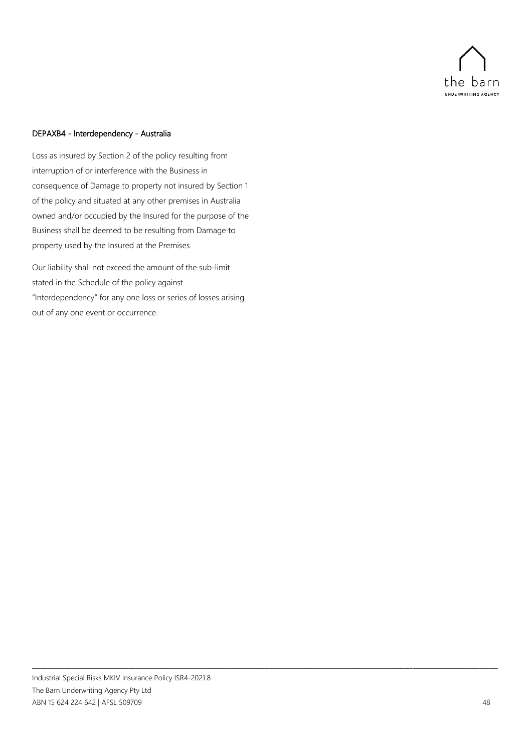## DEPAXB4 - Interdependency - Australia

Loss as insured by Section 2 of the policy resulting from interruption of or interference with the Business in consequence of Damage to property not insured by Section 1 of the policy and situated at any other premises in Australia owned and/or occupied by the Insured for the purpose of the Business shall be deemed to be resulting from Damage to property used by the Insured at the Premises.

Our liability shall not exceed the amount of the sub-limit stated in the Schedule of the policy against "Interdependency" for any one loss or series of losses arising out of any one event or occurrence.